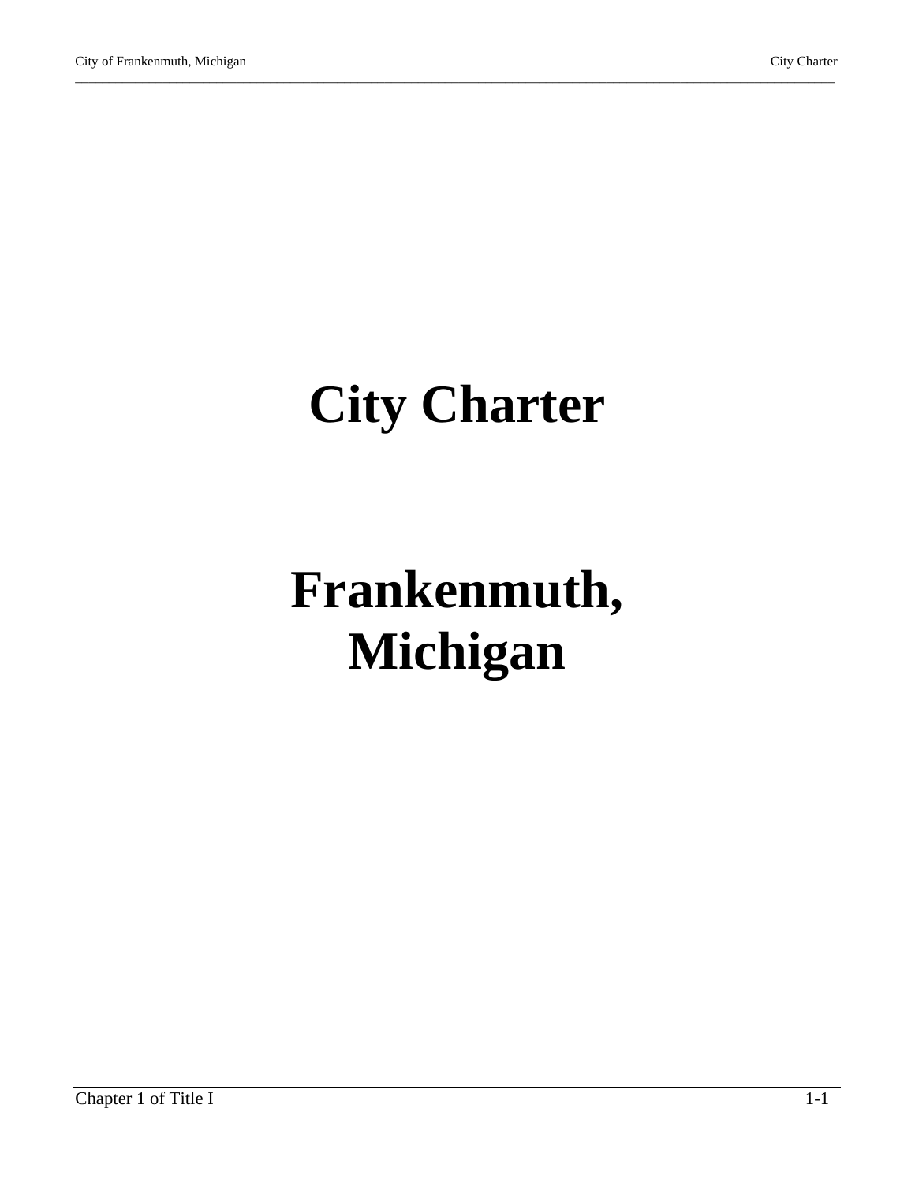# City Charter

# Frankenmuth, Michigan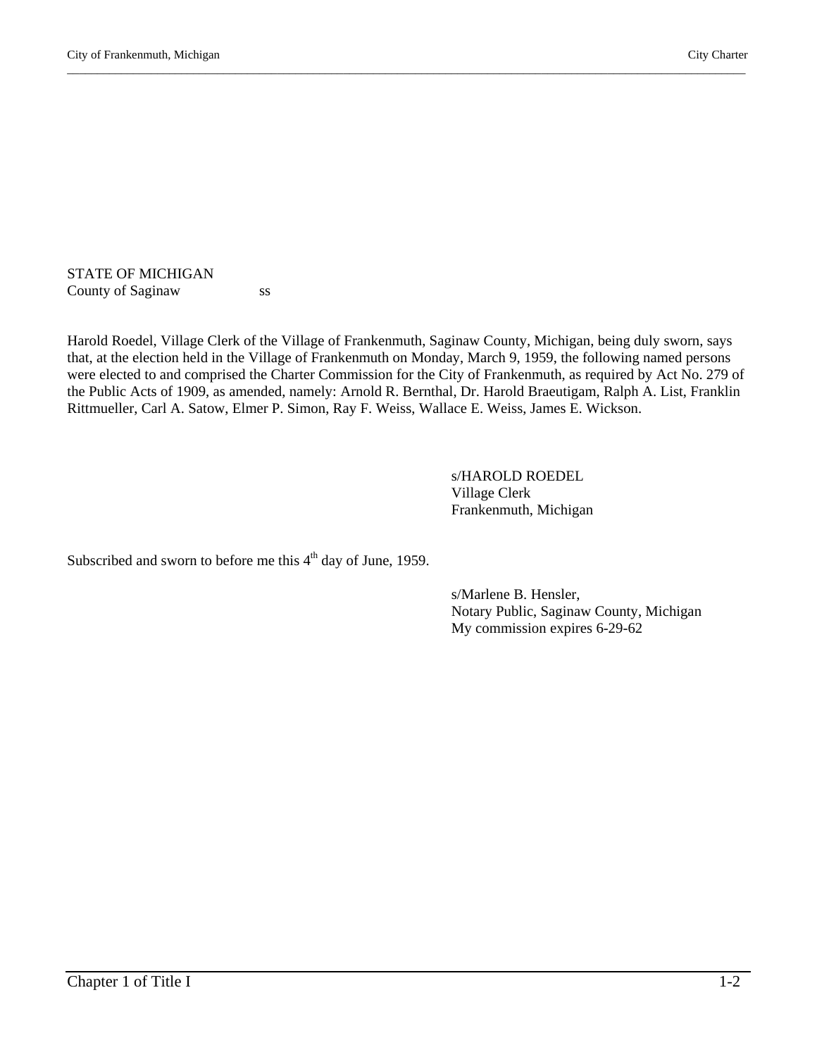STATE OF MICHIGAN
County of Saginaw ss

Harold Roedel, Village Clerk of the Village of Frankenmuth, Saginaw County, Michigan, being duly sworn, says that, at the election held in the Village of Frankenmuth on Monday, March 9, 1959, the following named persons were elected to and comprised the Charter Commission for the City of Frankenmuth, as required by Act No. 279 of the Public Acts of 1909, as amended, namely: Arnold R. Bernthal, Dr. Harold Braeutigam, Ralph A. List, Franklin Rittmueller, Carl A. Satow, Elmer P. Simon, Ray F. Weiss, Wallace E. Weiss, James E. Wickson.

s/HAROLD ROEDEL
Village Clerk
Frankenmuth, Michigan

Subscribed and sworn to before me this 4th day of June, 1959.

s/Marlene B. Hensler,
Notary Public, Saginaw County, Michigan
My commission expires 6-29-62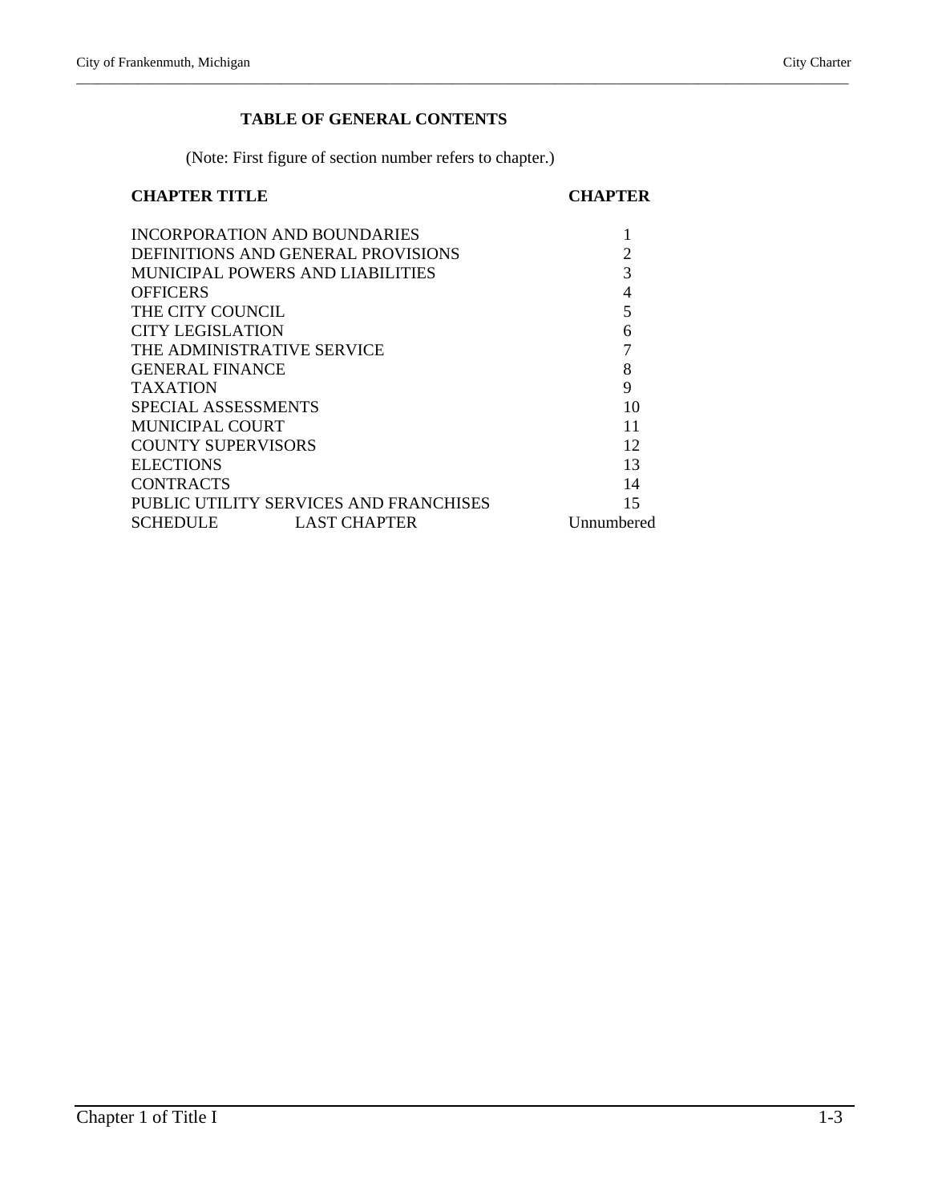## TABLE OF GENERAL CONTENTS

(Note: First figure of section number refers to chapter.)

| CHAPTER TITLE | CHAPTER |
|---|---|
| INCORPORATION AND BOUNDARIES | 1 |
| DEFINITIONS AND GENERAL PROVISIONS | 2 |
| MUNICIPAL POWERS AND LIABILITIES | 3 |
| OFFICERS | 4 |
| THE CITY COUNCIL | 5 |
| CITY LEGISLATION | 6 |
| THE ADMINISTRATIVE SERVICE | 7 |
| GENERAL FINANCE | 8 |
| TAXATION | 9 |
| SPECIAL ASSESSMENTS | 10 |
| MUNICIPAL COURT | 11 |
| COUNTY SUPERVISORS | 12 |
| ELECTIONS | 13 |
| CONTRACTS | 14 |
| PUBLIC UTILITY SERVICES AND FRANCHISES | 15 |
| SCHEDULE LAST CHAPTER | Unnumbered |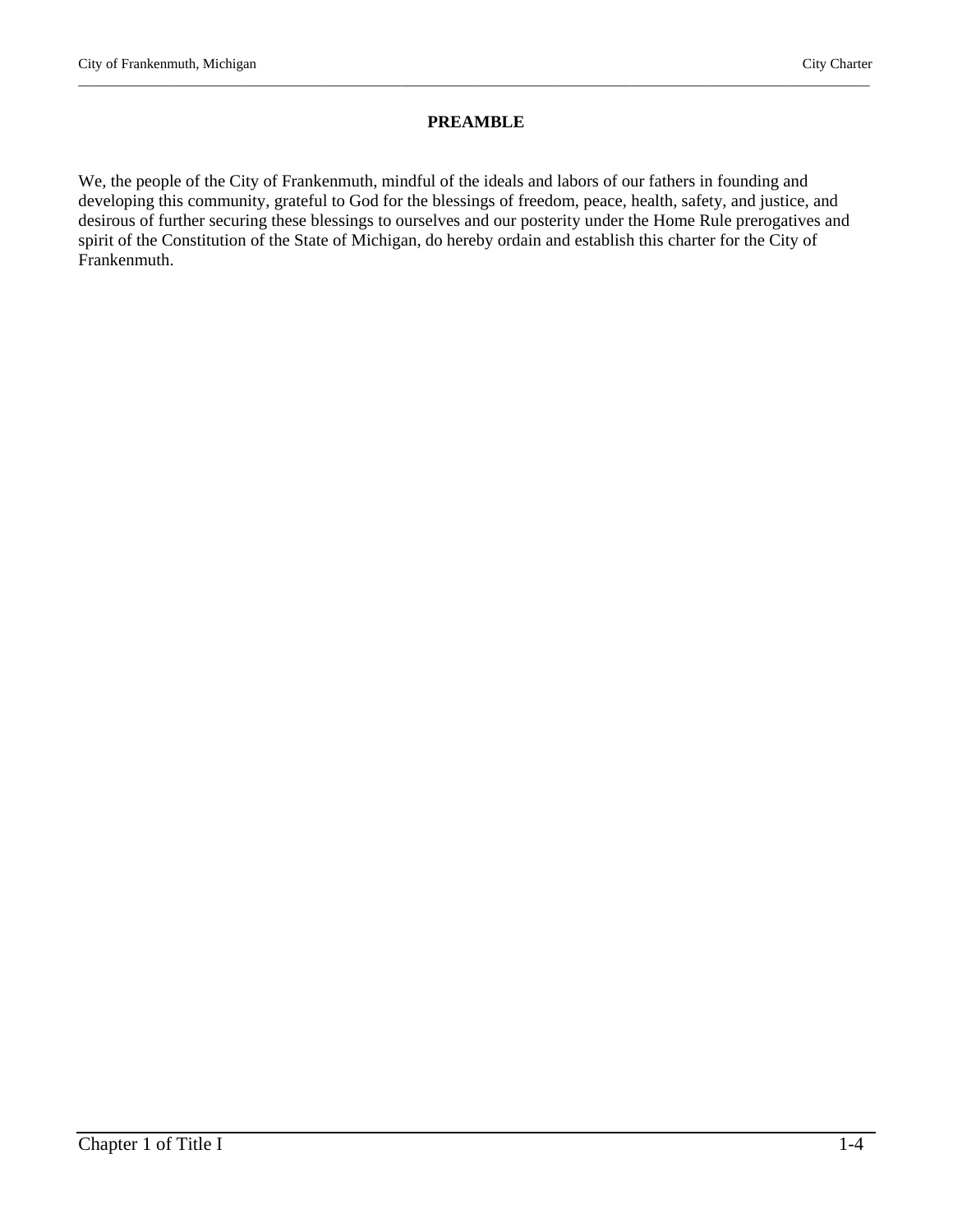# PREAMBLE

We, the people of the City of Frankenmuth, mindful of the ideals and labors of our fathers in founding and developing this community, grateful to God for the blessings of freedom, peace, health, safety, and justice, and desirous of further securing these blessings to ourselves and our posterity under the Home Rule prerogatives and spirit of the Constitution of the State of Michigan, do hereby ordain and establish this charter for the City of Frankenmuth.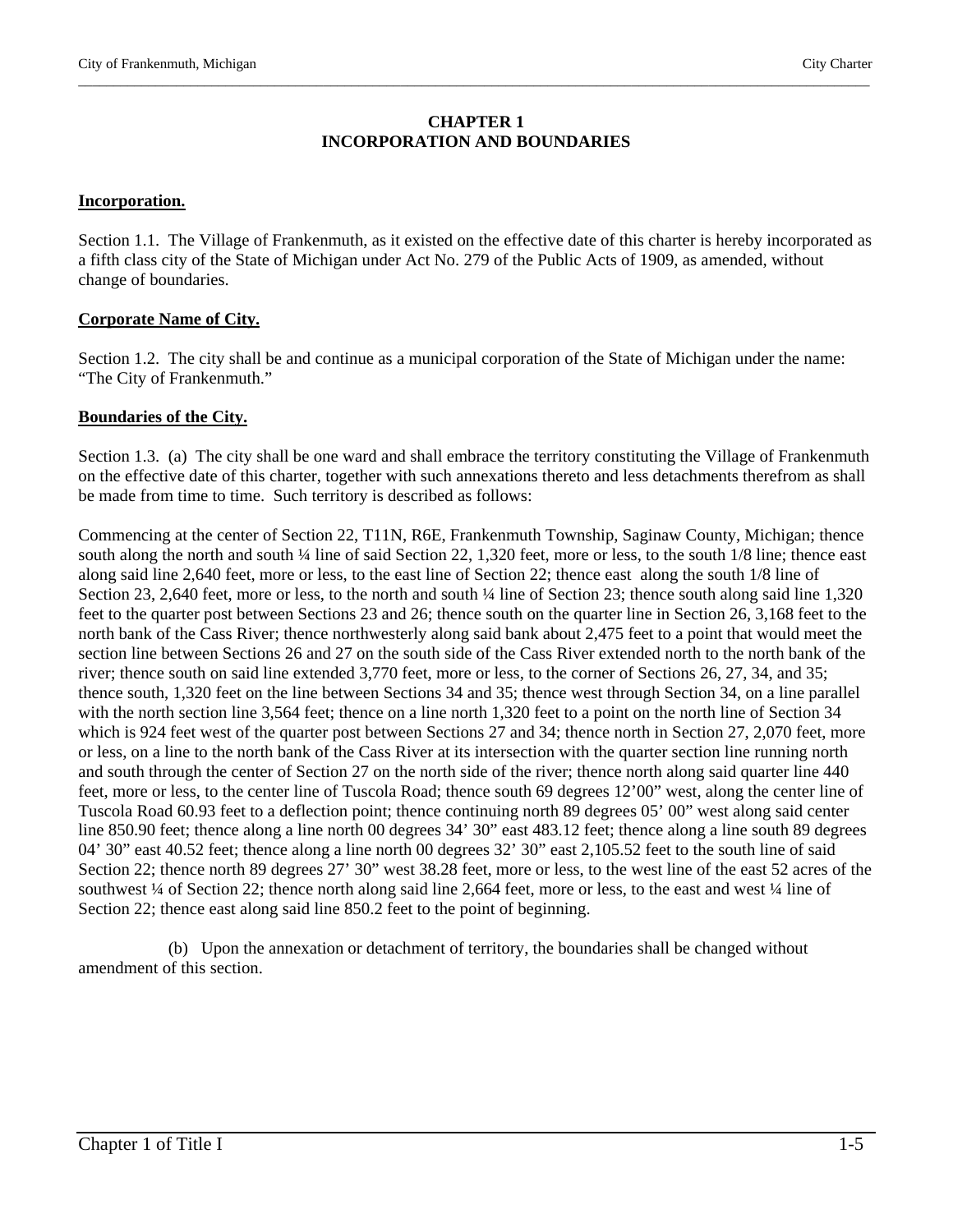# CHAPTER 1
# INCORPORATION AND BOUNDARIES

**Incorporation.**

Section 1.1. The Village of Frankenmuth, as it existed on the effective date of this charter is hereby incorporated as a fifth class city of the State of Michigan under Act No. 279 of the Public Acts of 1909, as amended, without change of boundaries.

**Corporate Name of City.**

Section 1.2. The city shall be and continue as a municipal corporation of the State of Michigan under the name: "The City of Frankenmuth."

**Boundaries of the City.**

Section 1.3. (a) The city shall be one ward and shall embrace the territory constituting the Village of Frankenmuth on the effective date of this charter, together with such annexations thereto and less detachments therefrom as shall be made from time to time. Such territory is described as follows:

Commencing at the center of Section 22, T11N, R6E, Frankenmuth Township, Saginaw County, Michigan; thence south along the north and south ¼ line of said Section 22, 1,320 feet, more or less, to the south 1/8 line; thence east along said line 2,640 feet, more or less, to the east line of Section 22; thence east along the south 1/8 line of Section 23, 2,640 feet, more or less, to the north and south ¼ line of Section 23; thence south along said line 1,320 feet to the quarter post between Sections 23 and 26; thence south on the quarter line in Section 26, 3,168 feet to the north bank of the Cass River; thence northwesterly along said bank about 2,475 feet to a point that would meet the section line between Sections 26 and 27 on the south side of the Cass River extended north to the north bank of the river; thence south on said line extended 3,770 feet, more or less, to the corner of Sections 26, 27, 34, and 35; thence south, 1,320 feet on the line between Sections 34 and 35; thence west through Section 34, on a line parallel with the north section line 3,564 feet; thence on a line north 1,320 feet to a point on the north line of Section 34 which is 924 feet west of the quarter post between Sections 27 and 34; thence north in Section 27, 2,070 feet, more or less, on a line to the north bank of the Cass River at its intersection with the quarter section line running north and south through the center of Section 27 on the north side of the river; thence north along said quarter line 440 feet, more or less, to the center line of Tuscola Road; thence south 69 degrees 12'00" west, along the center line of Tuscola Road 60.93 feet to a deflection point; thence continuing north 89 degrees 05' 00" west along said center line 850.90 feet; thence along a line north 00 degrees 34' 30" east 483.12 feet; thence along a line south 89 degrees 04' 30" east 40.52 feet; thence along a line north 00 degrees 32' 30" east 2,105.52 feet to the south line of said Section 22; thence north 89 degrees 27' 30" west 38.28 feet, more or less, to the west line of the east 52 acres of the southwest ¼ of Section 22; thence north along said line 2,664 feet, more or less, to the east and west ¼ line of Section 22; thence east along said line 850.2 feet to the point of beginning.

(b) Upon the annexation or detachment of territory, the boundaries shall be changed without amendment of this section.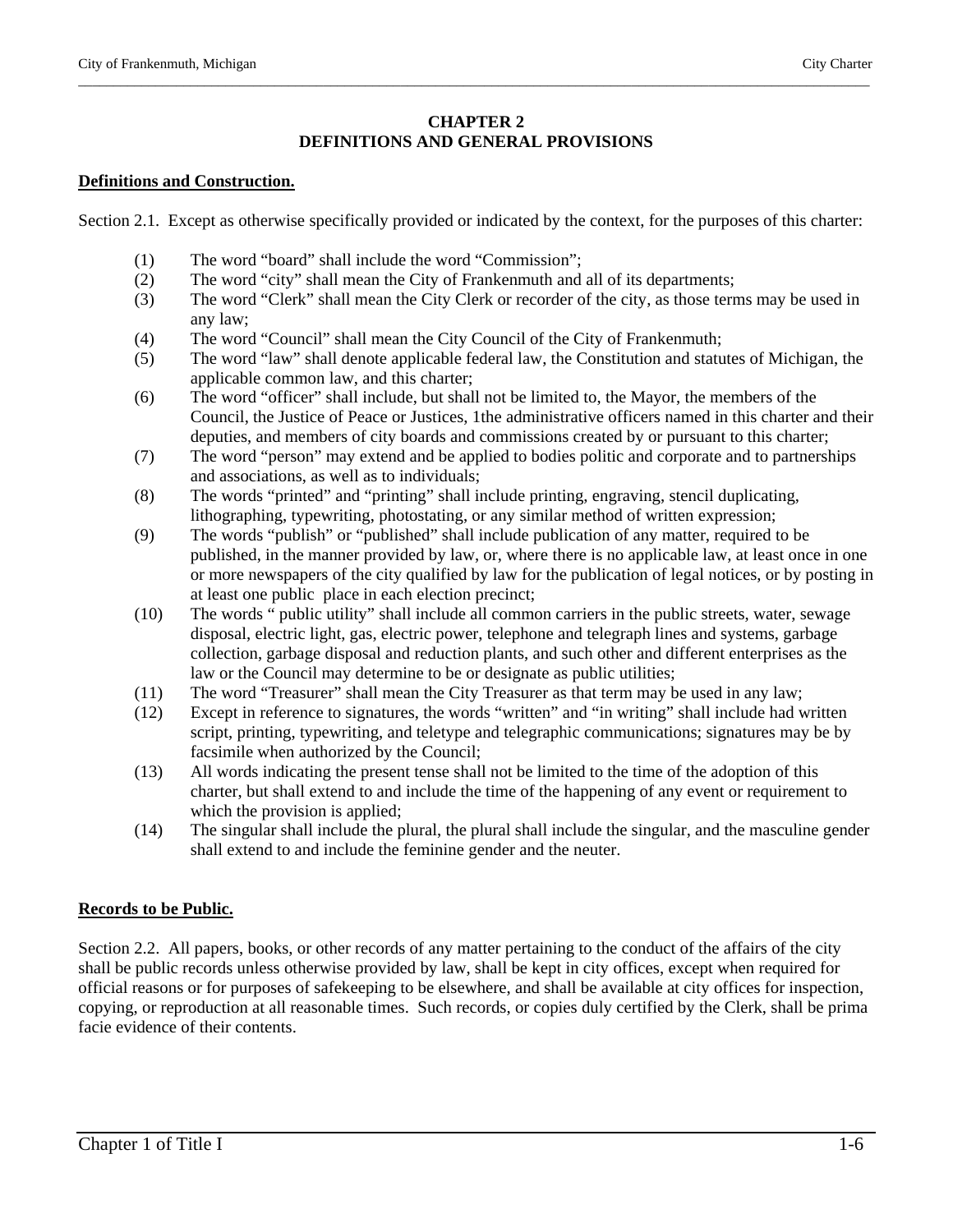# CHAPTER 2
# DEFINITIONS AND GENERAL PROVISIONS

**Definitions and Construction.**

Section 2.1. Except as otherwise specifically provided or indicated by the context, for the purposes of this charter:

(1) The word "board" shall include the word "Commission";
(2) The word "city" shall mean the City of Frankenmuth and all of its departments;
(3) The word "Clerk" shall mean the City Clerk or recorder of the city, as those terms may be used in any law;
(4) The word "Council" shall mean the City Council of the City of Frankenmuth;
(5) The word "law" shall denote applicable federal law, the Constitution and statutes of Michigan, the applicable common law, and this charter;
(6) The word "officer" shall include, but shall not be limited to, the Mayor, the members of the Council, the Justice of Peace or Justices, 1the administrative officers named in this charter and their deputies, and members of city boards and commissions created by or pursuant to this charter;
(7) The word "person" may extend and be applied to bodies politic and corporate and to partnerships and associations, as well as to individuals;
(8) The words "printed" and "printing" shall include printing, engraving, stencil duplicating, lithographing, typewriting, photostating, or any similar method of written expression;
(9) The words "publish" or "published" shall include publication of any matter, required to be published, in the manner provided by law, or, where there is no applicable law, at least once in one or more newspapers of the city qualified by law for the publication of legal notices, or by posting in at least one public place in each election precinct;
(10) The words " public utility" shall include all common carriers in the public streets, water, sewage disposal, electric light, gas, electric power, telephone and telegraph lines and systems, garbage collection, garbage disposal and reduction plants, and such other and different enterprises as the law or the Council may determine to be or designate as public utilities;
(11) The word "Treasurer" shall mean the City Treasurer as that term may be used in any law;
(12) Except in reference to signatures, the words "written" and "in writing" shall include had written script, printing, typewriting, and teletype and telegraphic communications; signatures may be by facsimile when authorized by the Council;
(13) All words indicating the present tense shall not be limited to the time of the adoption of this charter, but shall extend to and include the time of the happening of any event or requirement to which the provision is applied;
(14) The singular shall include the plural, the plural shall include the singular, and the masculine gender shall extend to and include the feminine gender and the neuter.

**Records to be Public.**

Section 2.2. All papers, books, or other records of any matter pertaining to the conduct of the affairs of the city shall be public records unless otherwise provided by law, shall be kept in city offices, except when required for official reasons or for purposes of safekeeping to be elsewhere, and shall be available at city offices for inspection, copying, or reproduction at all reasonable times. Such records, or copies duly certified by the Clerk, shall be prima facie evidence of their contents.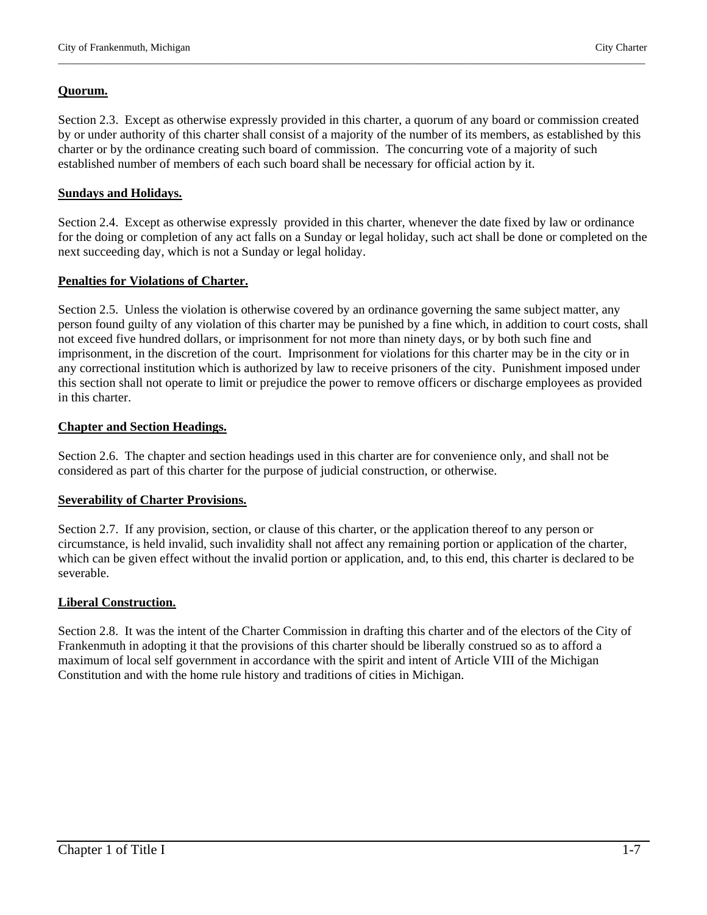**Quorum.**

Section 2.3. Except as otherwise expressly provided in this charter, a quorum of any board or commission created by or under authority of this charter shall consist of a majority of the number of its members, as established by this charter or by the ordinance creating such board of commission. The concurring vote of a majority of such established number of members of each such board shall be necessary for official action by it.

**Sundays and Holidays.**

Section 2.4. Except as otherwise expressly provided in this charter, whenever the date fixed by law or ordinance for the doing or completion of any act falls on a Sunday or legal holiday, such act shall be done or completed on the next succeeding day, which is not a Sunday or legal holiday.

**Penalties for Violations of Charter.**

Section 2.5. Unless the violation is otherwise covered by an ordinance governing the same subject matter, any person found guilty of any violation of this charter may be punished by a fine which, in addition to court costs, shall not exceed five hundred dollars, or imprisonment for not more than ninety days, or by both such fine and imprisonment, in the discretion of the court. Imprisonment for violations for this charter may be in the city or in any correctional institution which is authorized by law to receive prisoners of the city. Punishment imposed under this section shall not operate to limit or prejudice the power to remove officers or discharge employees as provided in this charter.

**Chapter and Section Headings.**

Section 2.6. The chapter and section headings used in this charter are for convenience only, and shall not be considered as part of this charter for the purpose of judicial construction, or otherwise.

**Severability of Charter Provisions.**

Section 2.7. If any provision, section, or clause of this charter, or the application thereof to any person or circumstance, is held invalid, such invalidity shall not affect any remaining portion or application of the charter, which can be given effect without the invalid portion or application, and, to this end, this charter is declared to be severable.

**Liberal Construction.**

Section 2.8. It was the intent of the Charter Commission in drafting this charter and of the electors of the City of Frankenmuth in adopting it that the provisions of this charter should be liberally construed so as to afford a maximum of local self government in accordance with the spirit and intent of Article VIII of the Michigan Constitution and with the home rule history and traditions of cities in Michigan.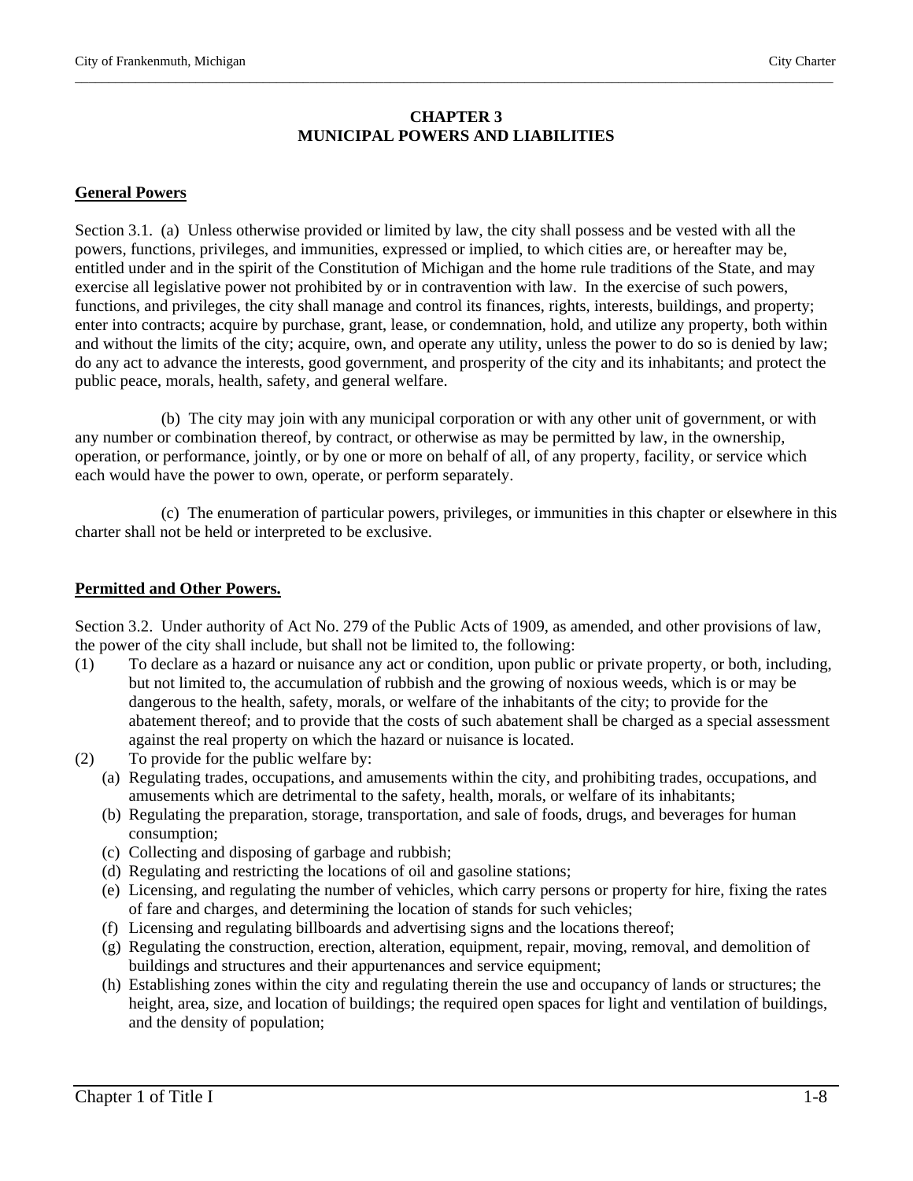# CHAPTER 3
# MUNICIPAL POWERS AND LIABILITIES

**General Powers**

Section 3.1. (a) Unless otherwise provided or limited by law, the city shall possess and be vested with all the powers, functions, privileges, and immunities, expressed or implied, to which cities are, or hereafter may be, entitled under and in the spirit of the Constitution of Michigan and the home rule traditions of the State, and may exercise all legislative power not prohibited by or in contravention with law. In the exercise of such powers, functions, and privileges, the city shall manage and control its finances, rights, interests, buildings, and property; enter into contracts; acquire by purchase, grant, lease, or condemnation, hold, and utilize any property, both within and without the limits of the city; acquire, own, and operate any utility, unless the power to do so is denied by law; do any act to advance the interests, good government, and prosperity of the city and its inhabitants; and protect the public peace, morals, health, safety, and general welfare.

(b) The city may join with any municipal corporation or with any other unit of government, or with any number or combination thereof, by contract, or otherwise as may be permitted by law, in the ownership, operation, or performance, jointly, or by one or more on behalf of all, of any property, facility, or service which each would have the power to own, operate, or perform separately.

(c) The enumeration of particular powers, privileges, or immunities in this chapter or elsewhere in this charter shall not be held or interpreted to be exclusive.

**Permitted and Other Powers.**

Section 3.2. Under authority of Act No. 279 of the Public Acts of 1909, as amended, and other provisions of law, the power of the city shall include, but shall not be limited to, the following:

(1) To declare as a hazard or nuisance any act or condition, upon public or private property, or both, including, but not limited to, the accumulation of rubbish and the growing of noxious weeds, which is or may be dangerous to the health, safety, morals, or welfare of the inhabitants of the city; to provide for the abatement thereof; and to provide that the costs of such abatement shall be charged as a special assessment against the real property on which the hazard or nuisance is located.

(2) To provide for the public welfare by:
   - (a) Regulating trades, occupations, and amusements within the city, and prohibiting trades, occupations, and amusements which are detrimental to the safety, health, morals, or welfare of its inhabitants;
   - (b) Regulating the preparation, storage, transportation, and sale of foods, drugs, and beverages for human consumption;
   - (c) Collecting and disposing of garbage and rubbish;
   - (d) Regulating and restricting the locations of oil and gasoline stations;
   - (e) Licensing, and regulating the number of vehicles, which carry persons or property for hire, fixing the rates of fare and charges, and determining the location of stands for such vehicles;
   - (f) Licensing and regulating billboards and advertising signs and the locations thereof;
   - (g) Regulating the construction, erection, alteration, equipment, repair, moving, removal, and demolition of buildings and structures and their appurtenances and service equipment;
   - (h) Establishing zones within the city and regulating therein the use and occupancy of lands or structures; the height, area, size, and location of buildings; the required open spaces for light and ventilation of buildings, and the density of population;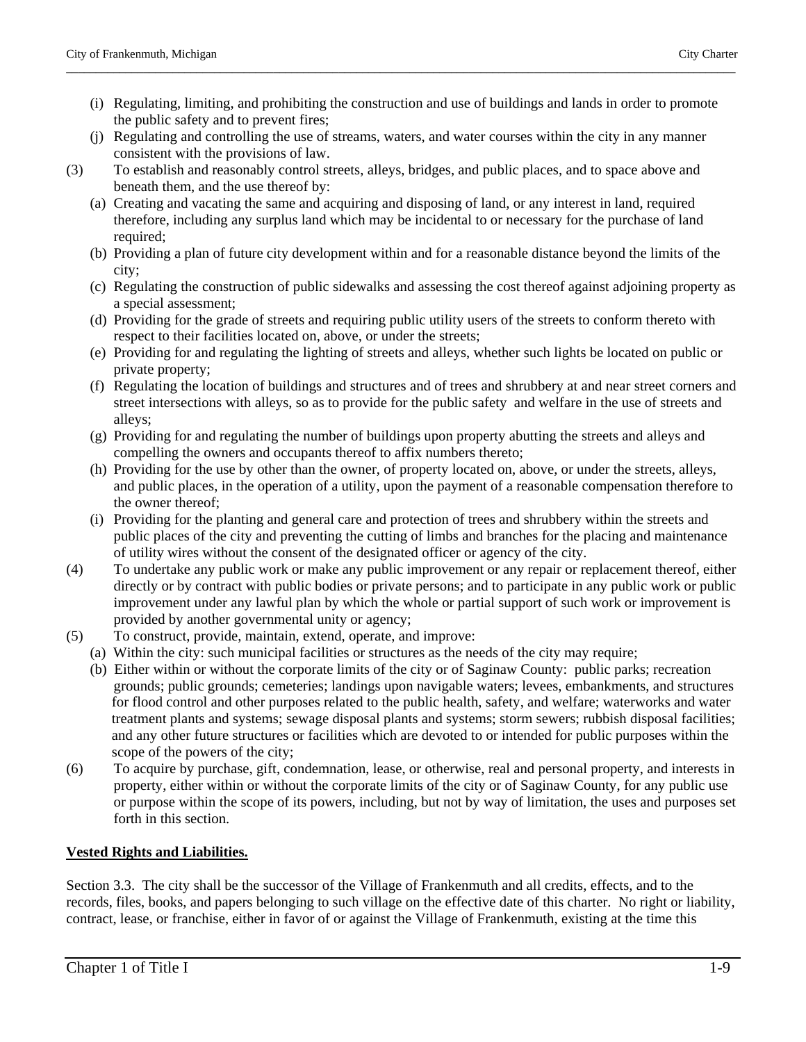(i) Regulating, limiting, and prohibiting the construction and use of buildings and lands in order to promote the public safety and to prevent fires;

(j) Regulating and controlling the use of streams, waters, and water courses within the city in any manner consistent with the provisions of law.

(3) To establish and reasonably control streets, alleys, bridges, and public places, and to space above and beneath them, and the use thereof by:

(a) Creating and vacating the same and acquiring and disposing of land, or any interest in land, required therefore, including any surplus land which may be incidental to or necessary for the purchase of land required;

(b) Providing a plan of future city development within and for a reasonable distance beyond the limits of the city;

(c) Regulating the construction of public sidewalks and assessing the cost thereof against adjoining property as a special assessment;

(d) Providing for the grade of streets and requiring public utility users of the streets to conform thereto with respect to their facilities located on, above, or under the streets;

(e) Providing for and regulating the lighting of streets and alleys, whether such lights be located on public or private property;

(f) Regulating the location of buildings and structures and of trees and shrubbery at and near street corners and street intersections with alleys, so as to provide for the public safety and welfare in the use of streets and alleys;

(g) Providing for and regulating the number of buildings upon property abutting the streets and alleys and compelling the owners and occupants thereof to affix numbers thereto;

(h) Providing for the use by other than the owner, of property located on, above, or under the streets, alleys, and public places, in the operation of a utility, upon the payment of a reasonable compensation therefore to the owner thereof;

(i) Providing for the planting and general care and protection of trees and shrubbery within the streets and public places of the city and preventing the cutting of limbs and branches for the placing and maintenance of utility wires without the consent of the designated officer or agency of the city.

(4) To undertake any public work or make any public improvement or any repair or replacement thereof, either directly or by contract with public bodies or private persons; and to participate in any public work or public improvement under any lawful plan by which the whole or partial support of such work or improvement is provided by another governmental unity or agency;

(5) To construct, provide, maintain, extend, operate, and improve:

(a) Within the city: such municipal facilities or structures as the needs of the city may require;

(b) Either within or without the corporate limits of the city or of Saginaw County: public parks; recreation grounds; public grounds; cemeteries; landings upon navigable waters; levees, embankments, and structures for flood control and other purposes related to the public health, safety, and welfare; waterworks and water treatment plants and systems; sewage disposal plants and systems; storm sewers; rubbish disposal facilities; and any other future structures or facilities which are devoted to or intended for public purposes within the scope of the powers of the city;

(6) To acquire by purchase, gift, condemnation, lease, or otherwise, real and personal property, and interests in property, either within or without the corporate limits of the city or of Saginaw County, for any public use or purpose within the scope of its powers, including, but not by way of limitation, the uses and purposes set forth in this section.

**Vested Rights and Liabilities.**

Section 3.3. The city shall be the successor of the Village of Frankenmuth and all credits, effects, and to the records, files, books, and papers belonging to such village on the effective date of this charter. No right or liability, contract, lease, or franchise, either in favor of or against the Village of Frankenmuth, existing at the time this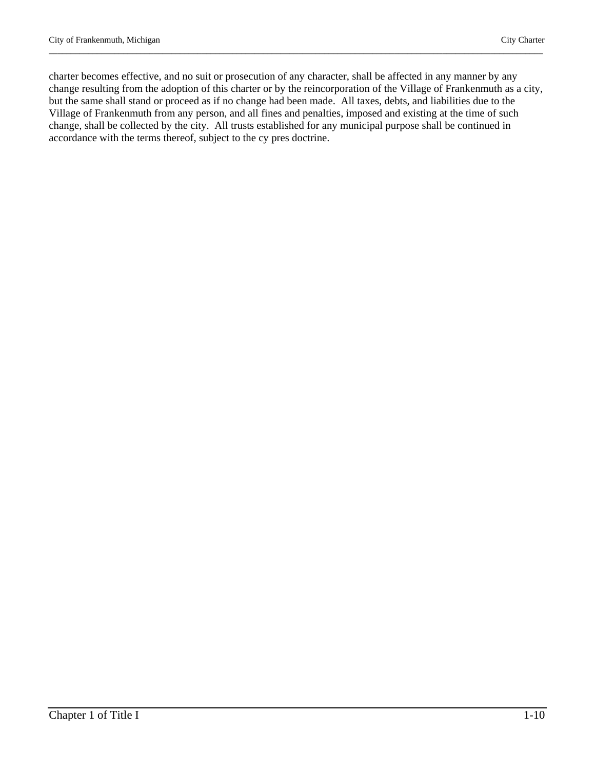charter becomes effective, and no suit or prosecution of any character, shall be affected in any manner by any change resulting from the adoption of this charter or by the reincorporation of the Village of Frankenmuth as a city, but the same shall stand or proceed as if no change had been made. All taxes, debts, and liabilities due to the Village of Frankenmuth from any person, and all fines and penalties, imposed and existing at the time of such change, shall be collected by the city. All trusts established for any municipal purpose shall be continued in accordance with the terms thereof, subject to the cy pres doctrine.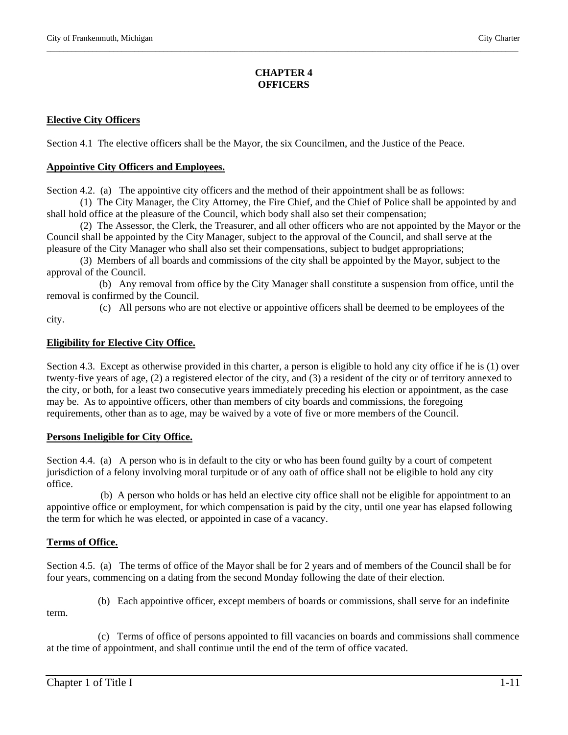# CHAPTER 4
# OFFICERS

**Elective City Officers**

Section 4.1 The elective officers shall be the Mayor, the six Councilmen, and the Justice of the Peace.

**Appointive City Officers and Employees.**

Section 4.2. (a) The appointive city officers and the method of their appointment shall be as follows:

(1) The City Manager, the City Attorney, the Fire Chief, and the Chief of Police shall be appointed by and shall hold office at the pleasure of the Council, which body shall also set their compensation;

(2) The Assessor, the Clerk, the Treasurer, and all other officers who are not appointed by the Mayor or the Council shall be appointed by the City Manager, subject to the approval of the Council, and shall serve at the pleasure of the City Manager who shall also set their compensations, subject to budget appropriations;

(3) Members of all boards and commissions of the city shall be appointed by the Mayor, subject to the approval of the Council.

(b) Any removal from office by the City Manager shall constitute a suspension from office, until the removal is confirmed by the Council.

(c) All persons who are not elective or appointive officers shall be deemed to be employees of the city.

**Eligibility for Elective City Office.**

Section 4.3. Except as otherwise provided in this charter, a person is eligible to hold any city office if he is (1) over twenty-five years of age, (2) a registered elector of the city, and (3) a resident of the city or of territory annexed to the city, or both, for a least two consecutive years immediately preceding his election or appointment, as the case may be. As to appointive officers, other than members of city boards and commissions, the foregoing requirements, other than as to age, may be waived by a vote of five or more members of the Council.

**Persons Ineligible for City Office.**

Section 4.4. (a) A person who is in default to the city or who has been found guilty by a court of competent jurisdiction of a felony involving moral turpitude or of any oath of office shall not be eligible to hold any city office.

(b) A person who holds or has held an elective city office shall not be eligible for appointment to an appointive office or employment, for which compensation is paid by the city, until one year has elapsed following the term for which he was elected, or appointed in case of a vacancy.

**Terms of Office.**

Section 4.5. (a) The terms of office of the Mayor shall be for 2 years and of members of the Council shall be for four years, commencing on a dating from the second Monday following the date of their election.

(b) Each appointive officer, except members of boards or commissions, shall serve for an indefinite term.

(c) Terms of office of persons appointed to fill vacancies on boards and commissions shall commence at the time of appointment, and shall continue until the end of the term of office vacated.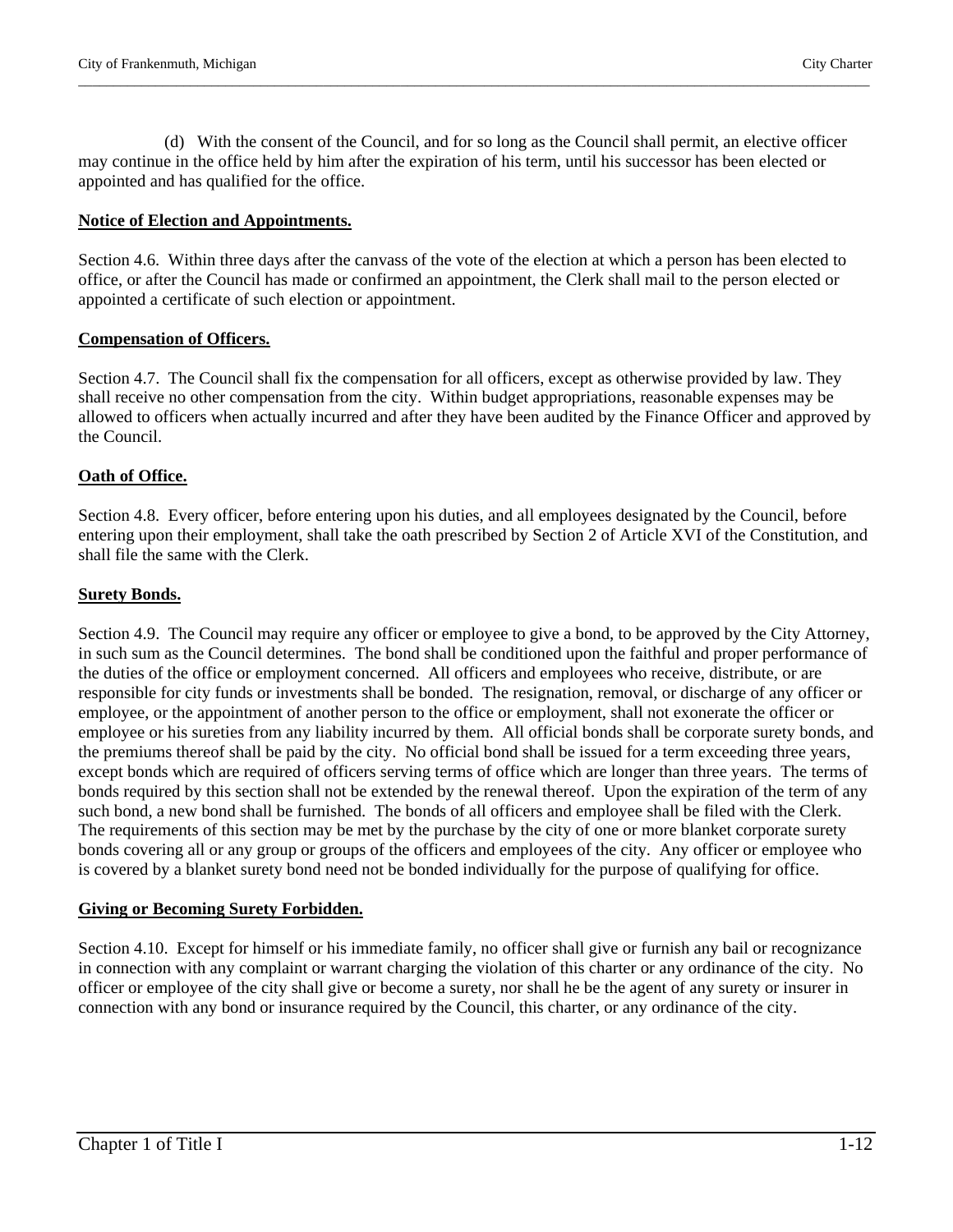(d) With the consent of the Council, and for so long as the Council shall permit, an elective officer may continue in the office held by him after the expiration of his term, until his successor has been elected or appointed and has qualified for the office.

**Notice of Election and Appointments.**

Section 4.6. Within three days after the canvass of the vote of the election at which a person has been elected to office, or after the Council has made or confirmed an appointment, the Clerk shall mail to the person elected or appointed a certificate of such election or appointment.

**Compensation of Officers.**

Section 4.7. The Council shall fix the compensation for all officers, except as otherwise provided by law. They shall receive no other compensation from the city. Within budget appropriations, reasonable expenses may be allowed to officers when actually incurred and after they have been audited by the Finance Officer and approved by the Council.

**Oath of Office.**

Section 4.8. Every officer, before entering upon his duties, and all employees designated by the Council, before entering upon their employment, shall take the oath prescribed by Section 2 of Article XVI of the Constitution, and shall file the same with the Clerk.

**Surety Bonds.**

Section 4.9. The Council may require any officer or employee to give a bond, to be approved by the City Attorney, in such sum as the Council determines. The bond shall be conditioned upon the faithful and proper performance of the duties of the office or employment concerned. All officers and employees who receive, distribute, or are responsible for city funds or investments shall be bonded. The resignation, removal, or discharge of any officer or employee, or the appointment of another person to the office or employment, shall not exonerate the officer or employee or his sureties from any liability incurred by them. All official bonds shall be corporate surety bonds, and the premiums thereof shall be paid by the city. No official bond shall be issued for a term exceeding three years, except bonds which are required of officers serving terms of office which are longer than three years. The terms of bonds required by this section shall not be extended by the renewal thereof. Upon the expiration of the term of any such bond, a new bond shall be furnished. The bonds of all officers and employee shall be filed with the Clerk. The requirements of this section may be met by the purchase by the city of one or more blanket corporate surety bonds covering all or any group or groups of the officers and employees of the city. Any officer or employee who is covered by a blanket surety bond need not be bonded individually for the purpose of qualifying for office.

**Giving or Becoming Surety Forbidden.**

Section 4.10. Except for himself or his immediate family, no officer shall give or furnish any bail or recognizance in connection with any complaint or warrant charging the violation of this charter or any ordinance of the city. No officer or employee of the city shall give or become a surety, nor shall he be the agent of any surety or insurer in connection with any bond or insurance required by the Council, this charter, or any ordinance of the city.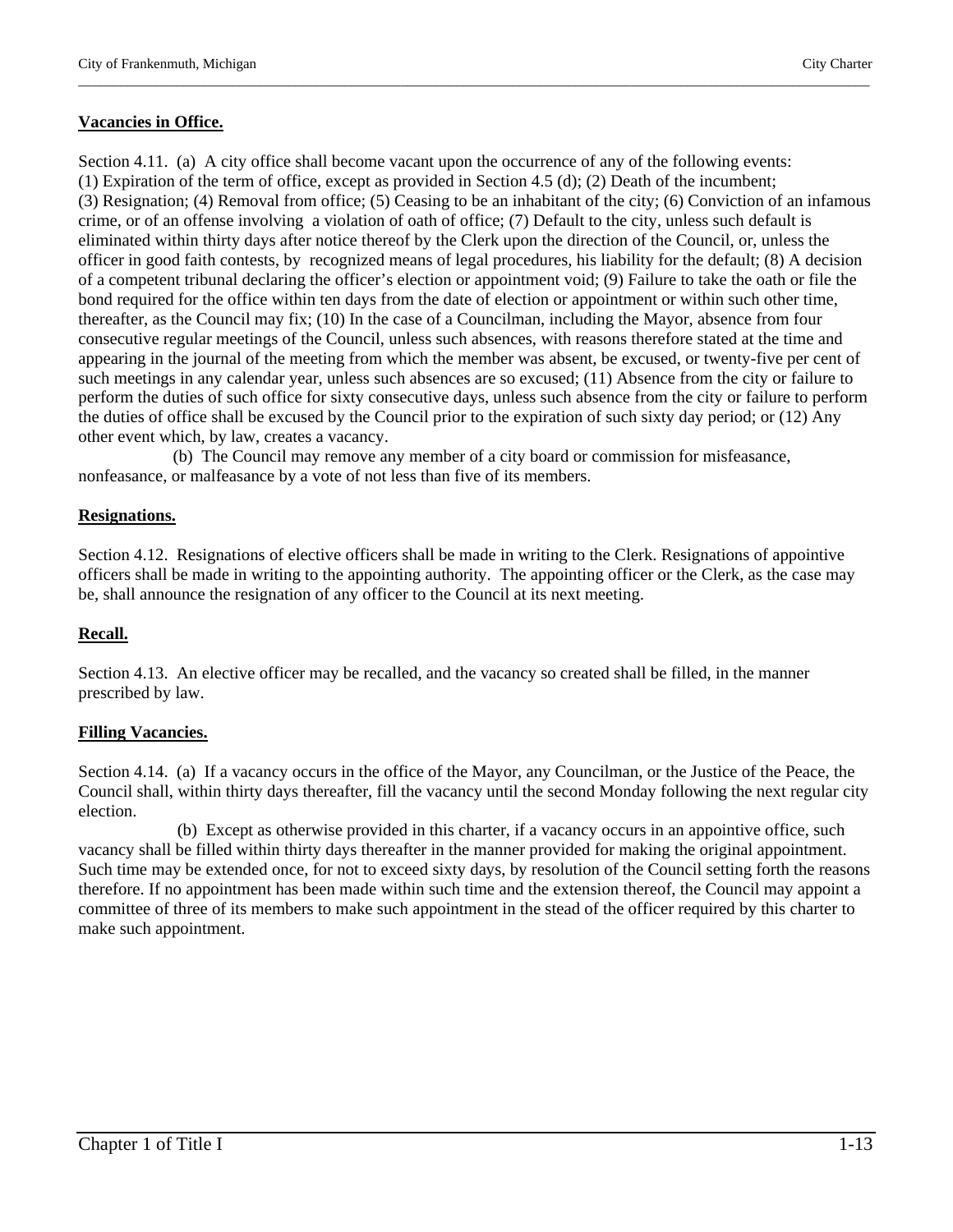**Vacancies in Office.**

Section 4.11. (a) A city office shall become vacant upon the occurrence of any of the following events: (1) Expiration of the term of office, except as provided in Section 4.5 (d); (2) Death of the incumbent; (3) Resignation; (4) Removal from office; (5) Ceasing to be an inhabitant of the city; (6) Conviction of an infamous crime, or of an offense involving a violation of oath of office; (7) Default to the city, unless such default is eliminated within thirty days after notice thereof by the Clerk upon the direction of the Council, or, unless the officer in good faith contests, by recognized means of legal procedures, his liability for the default; (8) A decision of a competent tribunal declaring the officer's election or appointment void; (9) Failure to take the oath or file the bond required for the office within ten days from the date of election or appointment or within such other time, thereafter, as the Council may fix; (10) In the case of a Councilman, including the Mayor, absence from four consecutive regular meetings of the Council, unless such absences, with reasons therefore stated at the time and appearing in the journal of the meeting from which the member was absent, be excused, or twenty-five per cent of such meetings in any calendar year, unless such absences are so excused; (11) Absence from the city or failure to perform the duties of such office for sixty consecutive days, unless such absence from the city or failure to perform the duties of office shall be excused by the Council prior to the expiration of such sixty day period; or (12) Any other event which, by law, creates a vacancy.

(b) The Council may remove any member of a city board or commission for misfeasance, nonfeasance, or malfeasance by a vote of not less than five of its members.

**Resignations.**

Section 4.12. Resignations of elective officers shall be made in writing to the Clerk. Resignations of appointive officers shall be made in writing to the appointing authority. The appointing officer or the Clerk, as the case may be, shall announce the resignation of any officer to the Council at its next meeting.

**Recall.**

Section 4.13. An elective officer may be recalled, and the vacancy so created shall be filled, in the manner prescribed by law.

**Filling Vacancies.**

Section 4.14. (a) If a vacancy occurs in the office of the Mayor, any Councilman, or the Justice of the Peace, the Council shall, within thirty days thereafter, fill the vacancy until the second Monday following the next regular city election.

(b) Except as otherwise provided in this charter, if a vacancy occurs in an appointive office, such vacancy shall be filled within thirty days thereafter in the manner provided for making the original appointment. Such time may be extended once, for not to exceed sixty days, by resolution of the Council setting forth the reasons therefore. If no appointment has been made within such time and the extension thereof, the Council may appoint a committee of three of its members to make such appointment in the stead of the officer required by this charter to make such appointment.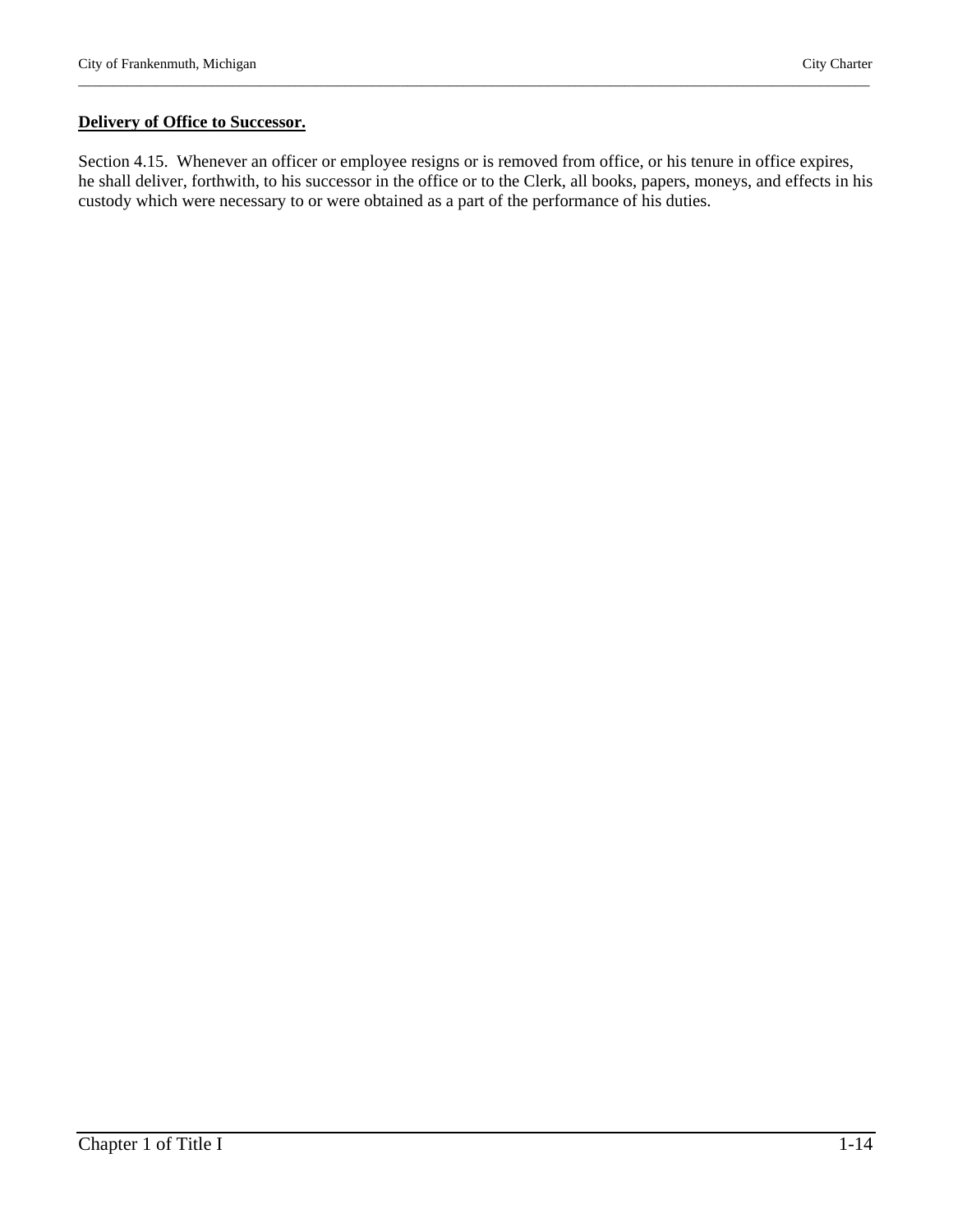**Delivery of Office to Successor.**

Section 4.15. Whenever an officer or employee resigns or is removed from office, or his tenure in office expires, he shall deliver, forthwith, to his successor in the office or to the Clerk, all books, papers, moneys, and effects in his custody which were necessary to or were obtained as a part of the performance of his duties.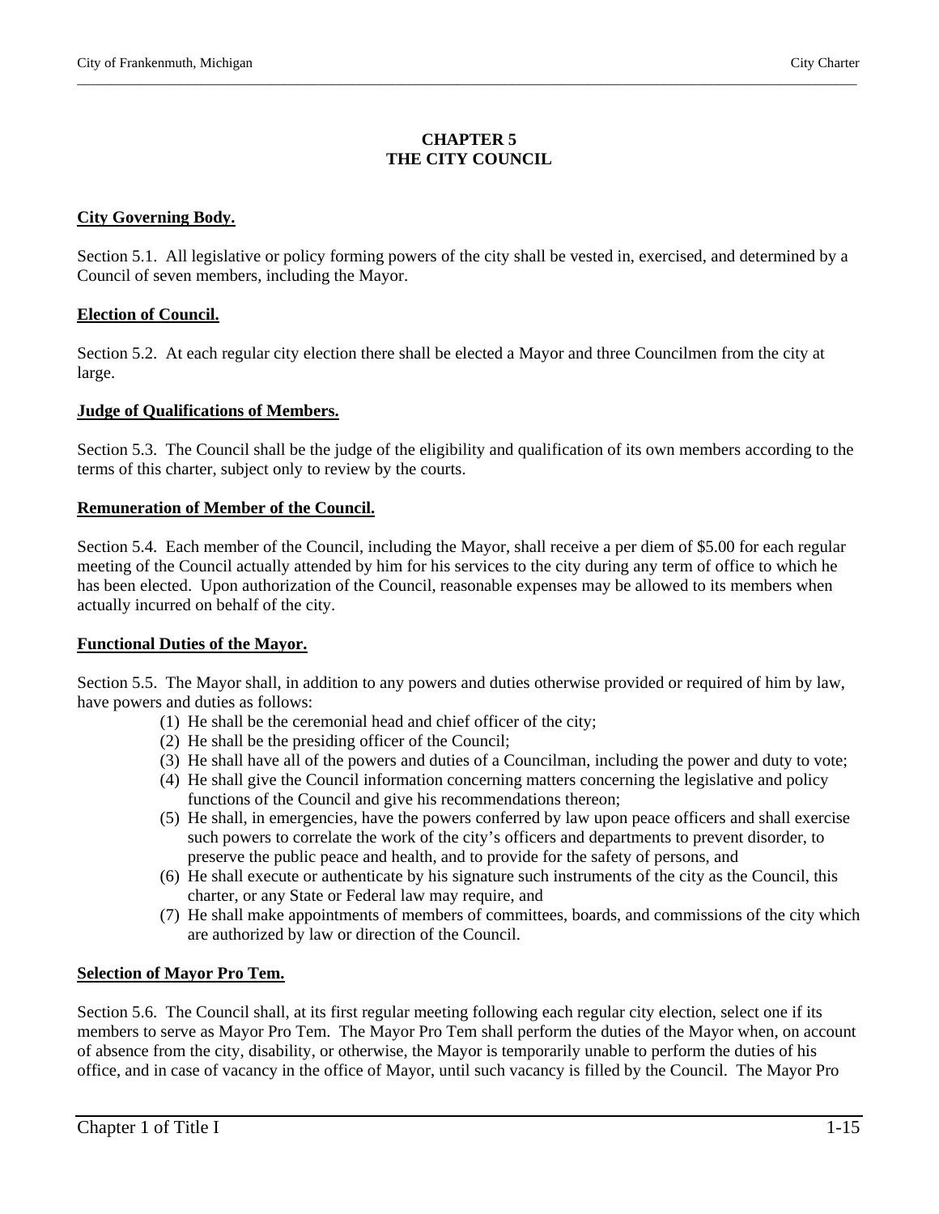# CHAPTER 5
# THE CITY COUNCIL

**City Governing Body.**

Section 5.1. All legislative or policy forming powers of the city shall be vested in, exercised, and determined by a Council of seven members, including the Mayor.

**Election of Council.**

Section 5.2. At each regular city election there shall be elected a Mayor and three Councilmen from the city at large.

**Judge of Qualifications of Members.**

Section 5.3. The Council shall be the judge of the eligibility and qualification of its own members according to the terms of this charter, subject only to review by the courts.

**Remuneration of Member of the Council.**

Section 5.4. Each member of the Council, including the Mayor, shall receive a per diem of $5.00 for each regular meeting of the Council actually attended by him for his services to the city during any term of office to which he has been elected. Upon authorization of the Council, reasonable expenses may be allowed to its members when actually incurred on behalf of the city.

**Functional Duties of the Mayor.**

Section 5.5. The Mayor shall, in addition to any powers and duties otherwise provided or required of him by law, have powers and duties as follows:

(1) He shall be the ceremonial head and chief officer of the city;
(2) He shall be the presiding officer of the Council;
(3) He shall have all of the powers and duties of a Councilman, including the power and duty to vote;
(4) He shall give the Council information concerning matters concerning the legislative and policy functions of the Council and give his recommendations thereon;
(5) He shall, in emergencies, have the powers conferred by law upon peace officers and shall exercise such powers to correlate the work of the city's officers and departments to prevent disorder, to preserve the public peace and health, and to provide for the safety of persons, and
(6) He shall execute or authenticate by his signature such instruments of the city as the Council, this charter, or any State or Federal law may require, and
(7) He shall make appointments of members of committees, boards, and commissions of the city which are authorized by law or direction of the Council.

**Selection of Mayor Pro Tem.**

Section 5.6. The Council shall, at its first regular meeting following each regular city election, select one if its members to serve as Mayor Pro Tem. The Mayor Pro Tem shall perform the duties of the Mayor when, on account of absence from the city, disability, or otherwise, the Mayor is temporarily unable to perform the duties of his office, and in case of vacancy in the office of Mayor, until such vacancy is filled by the Council. The Mayor Pro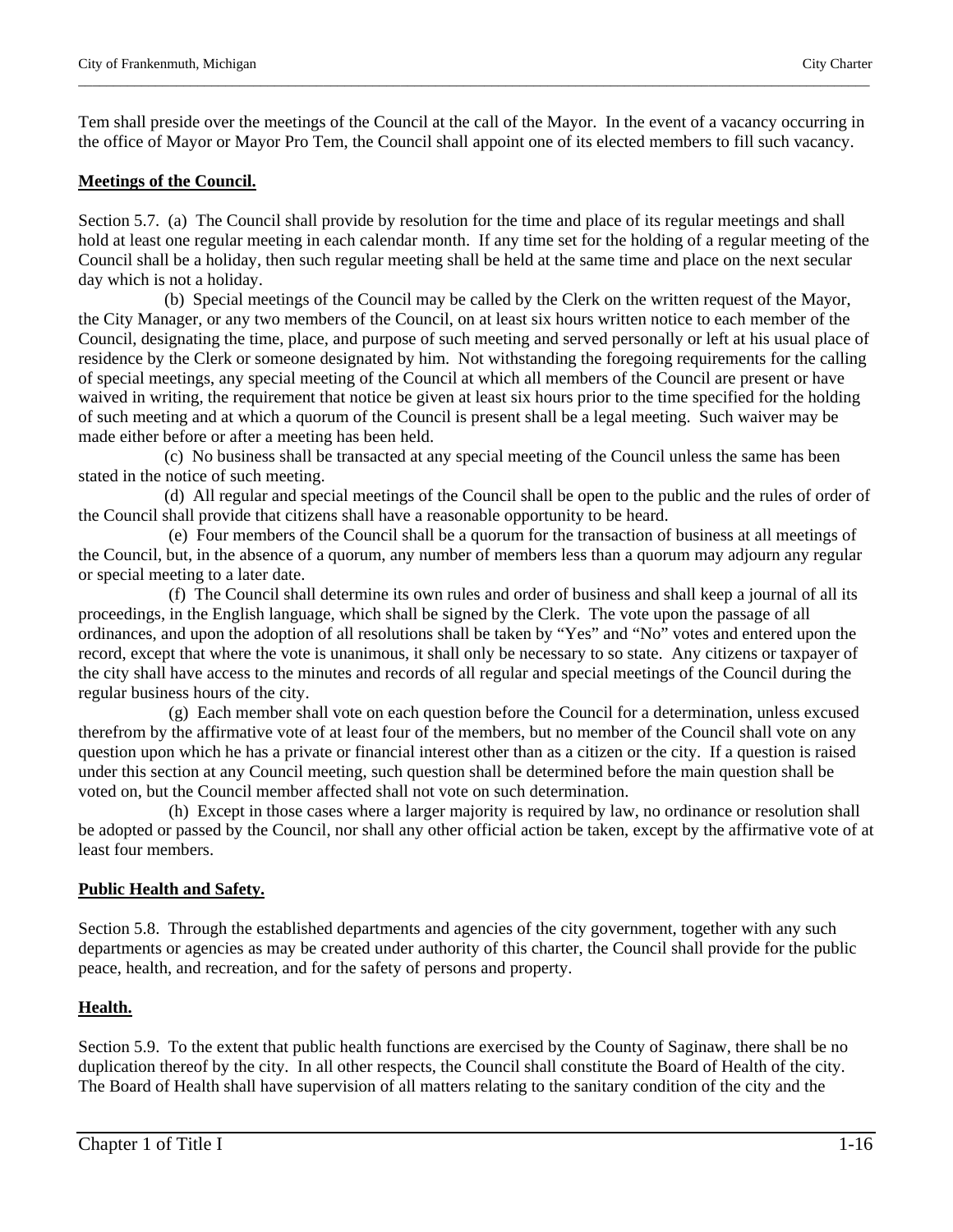Tem shall preside over the meetings of the Council at the call of the Mayor. In the event of a vacancy occurring in the office of Mayor or Mayor Pro Tem, the Council shall appoint one of its elected members to fill such vacancy.

**Meetings of the Council.**

Section 5.7. (a) The Council shall provide by resolution for the time and place of its regular meetings and shall hold at least one regular meeting in each calendar month. If any time set for the holding of a regular meeting of the Council shall be a holiday, then such regular meeting shall be held at the same time and place on the next secular day which is not a holiday.

(b) Special meetings of the Council may be called by the Clerk on the written request of the Mayor, the City Manager, or any two members of the Council, on at least six hours written notice to each member of the Council, designating the time, place, and purpose of such meeting and served personally or left at his usual place of residence by the Clerk or someone designated by him. Not withstanding the foregoing requirements for the calling of special meetings, any special meeting of the Council at which all members of the Council are present or have waived in writing, the requirement that notice be given at least six hours prior to the time specified for the holding of such meeting and at which a quorum of the Council is present shall be a legal meeting. Such waiver may be made either before or after a meeting has been held.

(c) No business shall be transacted at any special meeting of the Council unless the same has been stated in the notice of such meeting.

(d) All regular and special meetings of the Council shall be open to the public and the rules of order of the Council shall provide that citizens shall have a reasonable opportunity to be heard.

(e) Four members of the Council shall be a quorum for the transaction of business at all meetings of the Council, but, in the absence of a quorum, any number of members less than a quorum may adjourn any regular or special meeting to a later date.

(f) The Council shall determine its own rules and order of business and shall keep a journal of all its proceedings, in the English language, which shall be signed by the Clerk. The vote upon the passage of all ordinances, and upon the adoption of all resolutions shall be taken by "Yes" and "No" votes and entered upon the record, except that where the vote is unanimous, it shall only be necessary to so state. Any citizens or taxpayer of the city shall have access to the minutes and records of all regular and special meetings of the Council during the regular business hours of the city.

(g) Each member shall vote on each question before the Council for a determination, unless excused therefrom by the affirmative vote of at least four of the members, but no member of the Council shall vote on any question upon which he has a private or financial interest other than as a citizen or the city. If a question is raised under this section at any Council meeting, such question shall be determined before the main question shall be voted on, but the Council member affected shall not vote on such determination.

(h) Except in those cases where a larger majority is required by law, no ordinance or resolution shall be adopted or passed by the Council, nor shall any other official action be taken, except by the affirmative vote of at least four members.

**Public Health and Safety.**

Section 5.8. Through the established departments and agencies of the city government, together with any such departments or agencies as may be created under authority of this charter, the Council shall provide for the public peace, health, and recreation, and for the safety of persons and property.

**Health.**

Section 5.9. To the extent that public health functions are exercised by the County of Saginaw, there shall be no duplication thereof by the city. In all other respects, the Council shall constitute the Board of Health of the city. The Board of Health shall have supervision of all matters relating to the sanitary condition of the city and the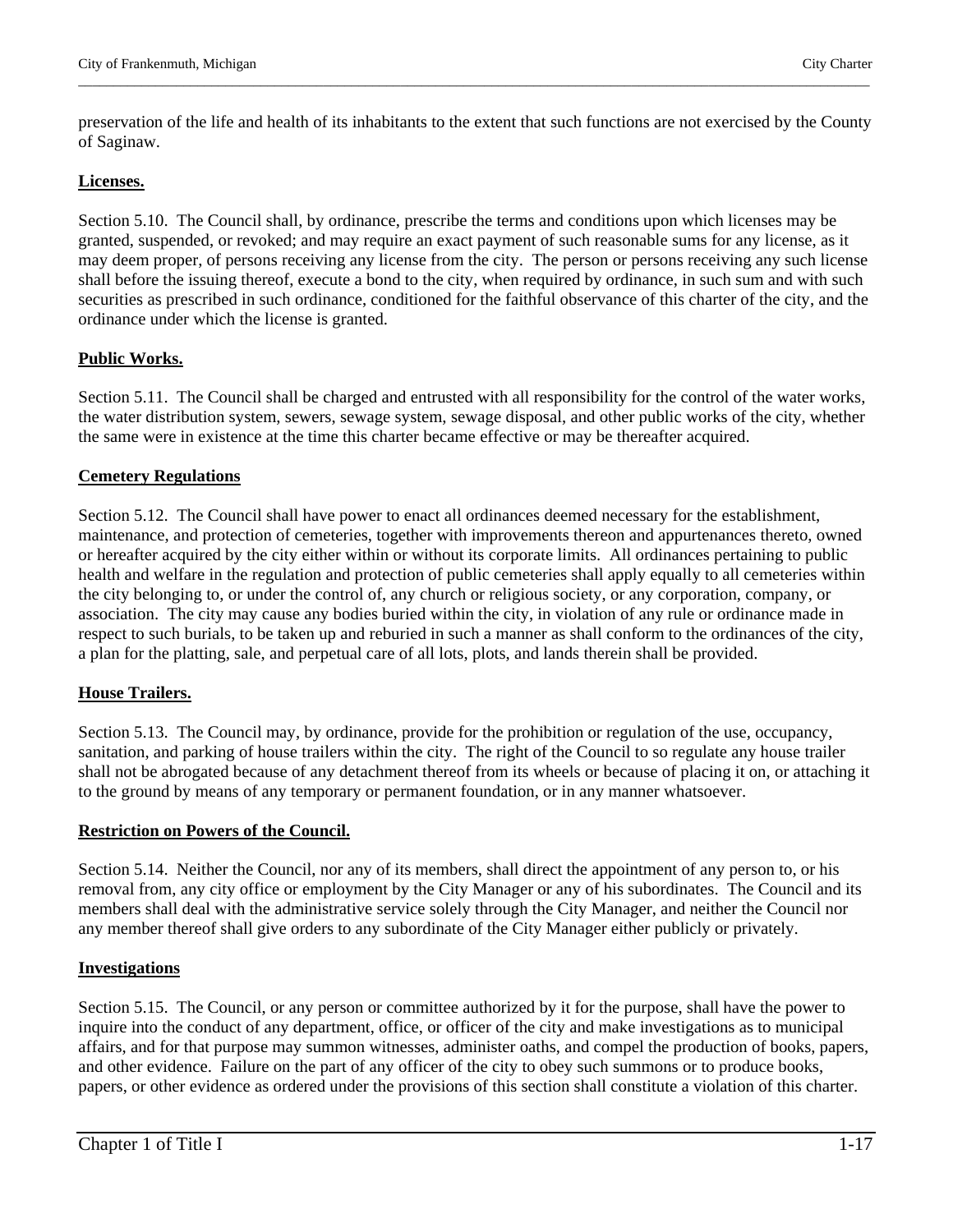preservation of the life and health of its inhabitants to the extent that such functions are not exercised by the County of Saginaw.

**Licenses.**

Section 5.10. The Council shall, by ordinance, prescribe the terms and conditions upon which licenses may be granted, suspended, or revoked; and may require an exact payment of such reasonable sums for any license, as it may deem proper, of persons receiving any license from the city. The person or persons receiving any such license shall before the issuing thereof, execute a bond to the city, when required by ordinance, in such sum and with such securities as prescribed in such ordinance, conditioned for the faithful observance of this charter of the city, and the ordinance under which the license is granted.

**Public Works.**

Section 5.11. The Council shall be charged and entrusted with all responsibility for the control of the water works, the water distribution system, sewers, sewage system, sewage disposal, and other public works of the city, whether the same were in existence at the time this charter became effective or may be thereafter acquired.

**Cemetery Regulations**

Section 5.12. The Council shall have power to enact all ordinances deemed necessary for the establishment, maintenance, and protection of cemeteries, together with improvements thereon and appurtenances thereto, owned or hereafter acquired by the city either within or without its corporate limits. All ordinances pertaining to public health and welfare in the regulation and protection of public cemeteries shall apply equally to all cemeteries within the city belonging to, or under the control of, any church or religious society, or any corporation, company, or association. The city may cause any bodies buried within the city, in violation of any rule or ordinance made in respect to such burials, to be taken up and reburied in such a manner as shall conform to the ordinances of the city, a plan for the platting, sale, and perpetual care of all lots, plots, and lands therein shall be provided.

**House Trailers.**

Section 5.13. The Council may, by ordinance, provide for the prohibition or regulation of the use, occupancy, sanitation, and parking of house trailers within the city. The right of the Council to so regulate any house trailer shall not be abrogated because of any detachment thereof from its wheels or because of placing it on, or attaching it to the ground by means of any temporary or permanent foundation, or in any manner whatsoever.

**Restriction on Powers of the Council.**

Section 5.14. Neither the Council, nor any of its members, shall direct the appointment of any person to, or his removal from, any city office or employment by the City Manager or any of his subordinates. The Council and its members shall deal with the administrative service solely through the City Manager, and neither the Council nor any member thereof shall give orders to any subordinate of the City Manager either publicly or privately.

**Investigations**

Section 5.15. The Council, or any person or committee authorized by it for the purpose, shall have the power to inquire into the conduct of any department, office, or officer of the city and make investigations as to municipal affairs, and for that purpose may summon witnesses, administer oaths, and compel the production of books, papers, and other evidence. Failure on the part of any officer of the city to obey such summons or to produce books, papers, or other evidence as ordered under the provisions of this section shall constitute a violation of this charter.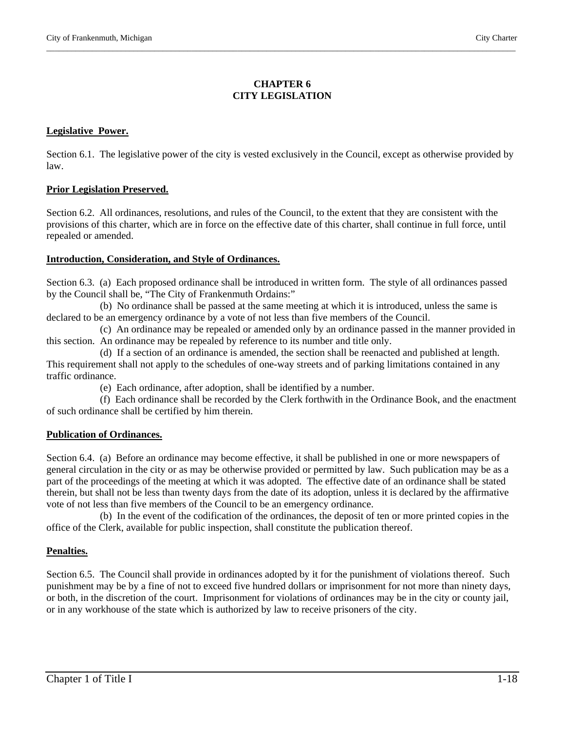# CHAPTER 6
# CITY LEGISLATION

**Legislative Power.**

Section 6.1. The legislative power of the city is vested exclusively in the Council, except as otherwise provided by law.

**Prior Legislation Preserved.**

Section 6.2. All ordinances, resolutions, and rules of the Council, to the extent that they are consistent with the provisions of this charter, which are in force on the effective date of this charter, shall continue in full force, until repealed or amended.

**Introduction, Consideration, and Style of Ordinances.**

Section 6.3. (a) Each proposed ordinance shall be introduced in written form. The style of all ordinances passed by the Council shall be, "The City of Frankenmuth Ordains:"

(b) No ordinance shall be passed at the same meeting at which it is introduced, unless the same is declared to be an emergency ordinance by a vote of not less than five members of the Council.

(c) An ordinance may be repealed or amended only by an ordinance passed in the manner provided in this section. An ordinance may be repealed by reference to its number and title only.

(d) If a section of an ordinance is amended, the section shall be reenacted and published at length. This requirement shall not apply to the schedules of one-way streets and of parking limitations contained in any traffic ordinance.

(e) Each ordinance, after adoption, shall be identified by a number.

(f) Each ordinance shall be recorded by the Clerk forthwith in the Ordinance Book, and the enactment of such ordinance shall be certified by him therein.

**Publication of Ordinances.**

Section 6.4. (a) Before an ordinance may become effective, it shall be published in one or more newspapers of general circulation in the city or as may be otherwise provided or permitted by law. Such publication may be as a part of the proceedings of the meeting at which it was adopted. The effective date of an ordinance shall be stated therein, but shall not be less than twenty days from the date of its adoption, unless it is declared by the affirmative vote of not less than five members of the Council to be an emergency ordinance.

(b) In the event of the codification of the ordinances, the deposit of ten or more printed copies in the office of the Clerk, available for public inspection, shall constitute the publication thereof.

**Penalties.**

Section 6.5. The Council shall provide in ordinances adopted by it for the punishment of violations thereof. Such punishment may be by a fine of not to exceed five hundred dollars or imprisonment for not more than ninety days, or both, in the discretion of the court. Imprisonment for violations of ordinances may be in the city or county jail, or in any workhouse of the state which is authorized by law to receive prisoners of the city.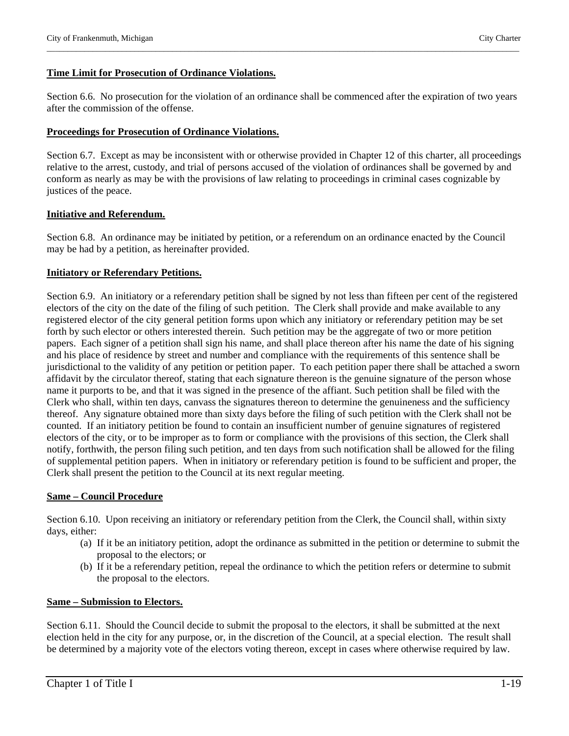**Time Limit for Prosecution of Ordinance Violations.**

Section 6.6. No prosecution for the violation of an ordinance shall be commenced after the expiration of two years after the commission of the offense.

**Proceedings for Prosecution of Ordinance Violations.**

Section 6.7. Except as may be inconsistent with or otherwise provided in Chapter 12 of this charter, all proceedings relative to the arrest, custody, and trial of persons accused of the violation of ordinances shall be governed by and conform as nearly as may be with the provisions of law relating to proceedings in criminal cases cognizable by justices of the peace.

**Initiative and Referendum.**

Section 6.8. An ordinance may be initiated by petition, or a referendum on an ordinance enacted by the Council may be had by a petition, as hereinafter provided.

**Initiatory or Referendary Petitions.**

Section 6.9. An initiatory or a referendary petition shall be signed by not less than fifteen per cent of the registered electors of the city on the date of the filing of such petition. The Clerk shall provide and make available to any registered elector of the city general petition forms upon which any initiatory or referendary petition may be set forth by such elector or others interested therein. Such petition may be the aggregate of two or more petition papers. Each signer of a petition shall sign his name, and shall place thereon after his name the date of his signing and his place of residence by street and number and compliance with the requirements of this sentence shall be jurisdictional to the validity of any petition or petition paper. To each petition paper there shall be attached a sworn affidavit by the circulator thereof, stating that each signature thereon is the genuine signature of the person whose name it purports to be, and that it was signed in the presence of the affiant. Such petition shall be filed with the Clerk who shall, within ten days, canvass the signatures thereon to determine the genuineness and the sufficiency thereof. Any signature obtained more than sixty days before the filing of such petition with the Clerk shall not be counted. If an initiatory petition be found to contain an insufficient number of genuine signatures of registered electors of the city, or to be improper as to form or compliance with the provisions of this section, the Clerk shall notify, forthwith, the person filing such petition, and ten days from such notification shall be allowed for the filing of supplemental petition papers. When in initiatory or referendary petition is found to be sufficient and proper, the Clerk shall present the petition to the Council at its next regular meeting.

**Same – Council Procedure**

Section 6.10. Upon receiving an initiatory or referendary petition from the Clerk, the Council shall, within sixty days, either:

(a) If it be an initiatory petition, adopt the ordinance as submitted in the petition or determine to submit the proposal to the electors; or

(b) If it be a referendary petition, repeal the ordinance to which the petition refers or determine to submit the proposal to the electors.

**Same – Submission to Electors.**

Section 6.11. Should the Council decide to submit the proposal to the electors, it shall be submitted at the next election held in the city for any purpose, or, in the discretion of the Council, at a special election. The result shall be determined by a majority vote of the electors voting thereon, except in cases where otherwise required by law.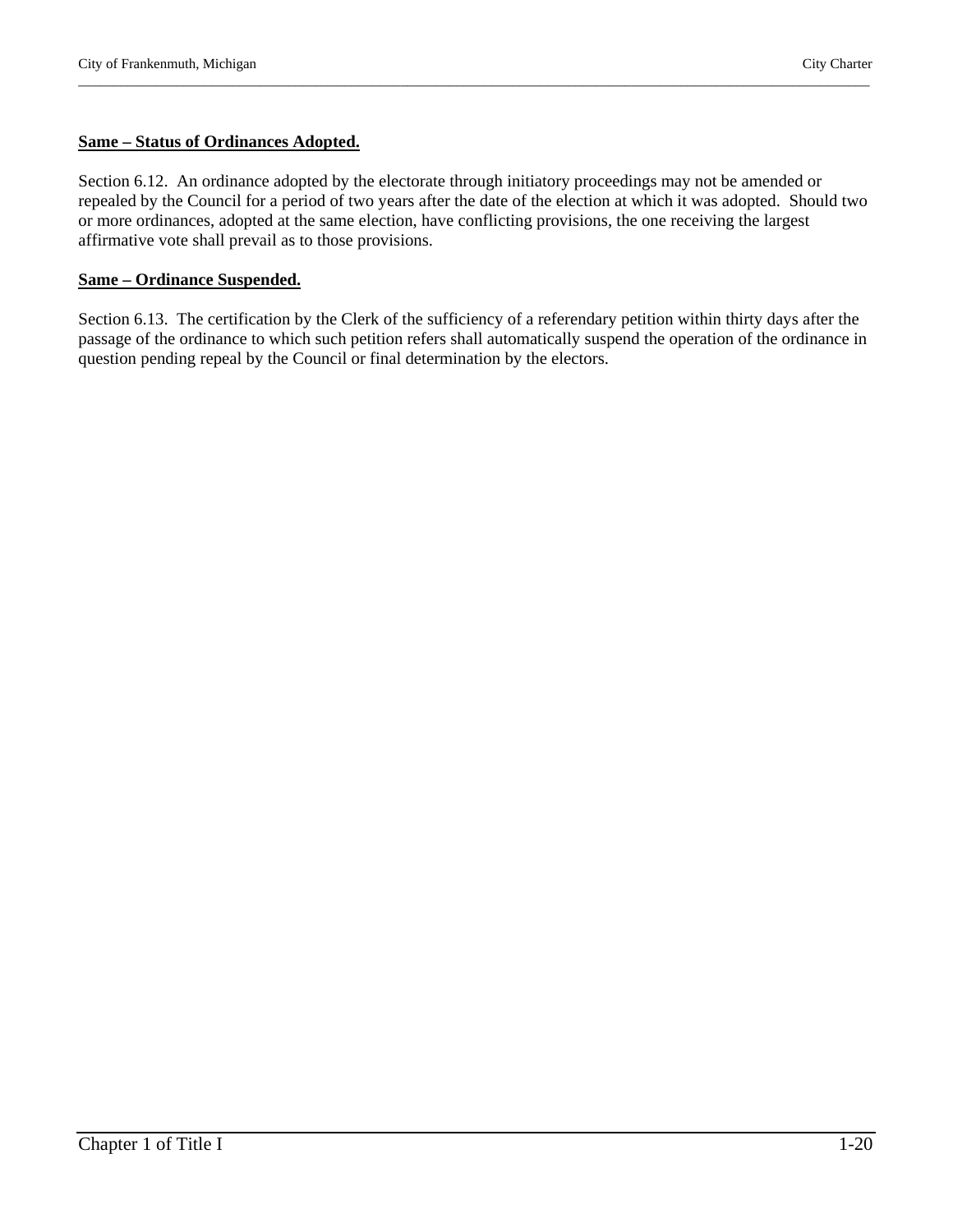**Same – Status of Ordinances Adopted.**

Section 6.12. An ordinance adopted by the electorate through initiatory proceedings may not be amended or repealed by the Council for a period of two years after the date of the election at which it was adopted. Should two or more ordinances, adopted at the same election, have conflicting provisions, the one receiving the largest affirmative vote shall prevail as to those provisions.

**Same – Ordinance Suspended.**

Section 6.13. The certification by the Clerk of the sufficiency of a referendary petition within thirty days after the passage of the ordinance to which such petition refers shall automatically suspend the operation of the ordinance in question pending repeal by the Council or final determination by the electors.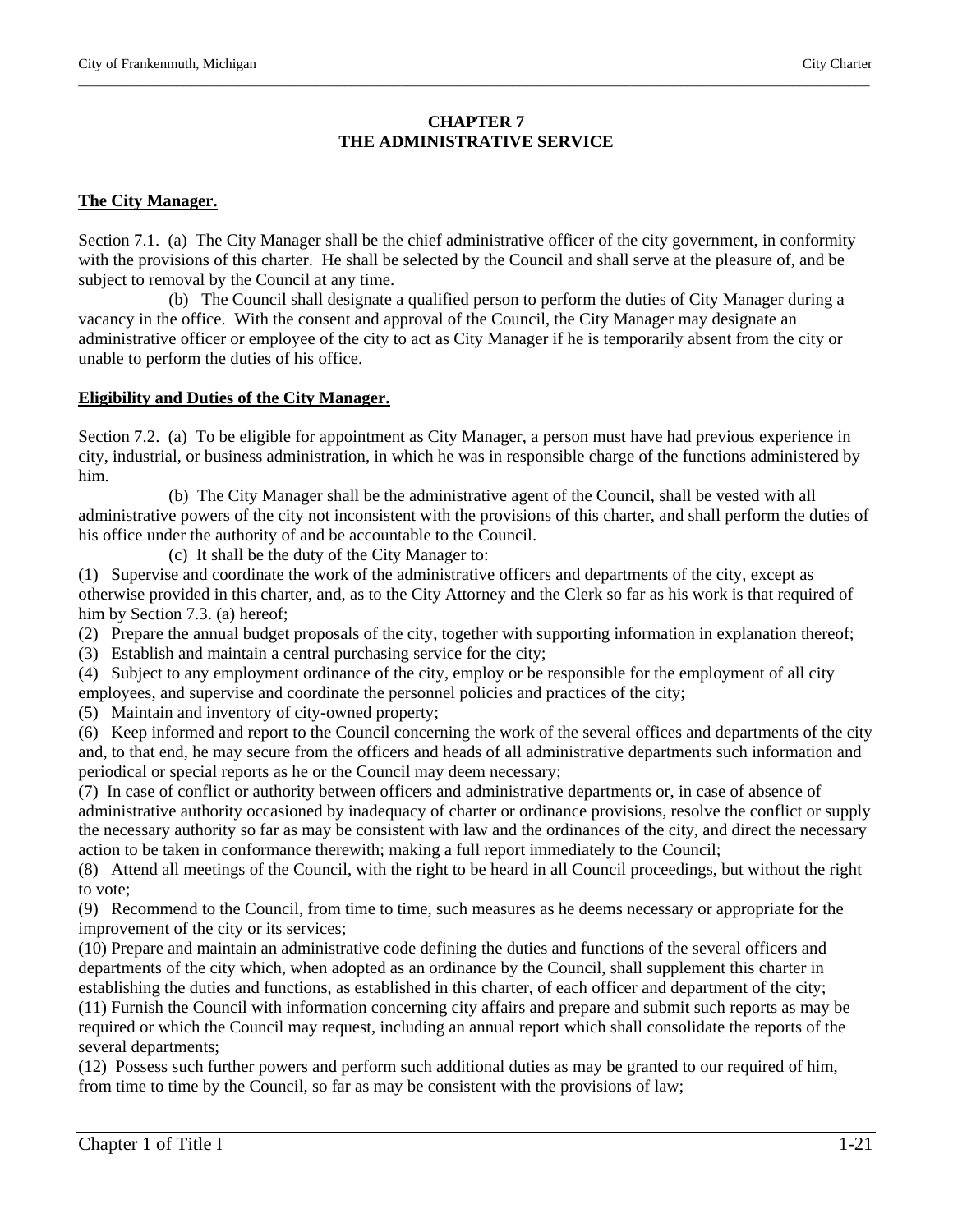# CHAPTER 7
# THE ADMINISTRATIVE SERVICE

**The City Manager.**

Section 7.1. (a) The City Manager shall be the chief administrative officer of the city government, in conformity with the provisions of this charter. He shall be selected by the Council and shall serve at the pleasure of, and be subject to removal by the Council at any time.

(b) The Council shall designate a qualified person to perform the duties of City Manager during a vacancy in the office. With the consent and approval of the Council, the City Manager may designate an administrative officer or employee of the city to act as City Manager if he is temporarily absent from the city or unable to perform the duties of his office.

**Eligibility and Duties of the City Manager.**

Section 7.2. (a) To be eligible for appointment as City Manager, a person must have had previous experience in city, industrial, or business administration, in which he was in responsible charge of the functions administered by him.

(b) The City Manager shall be the administrative agent of the Council, shall be vested with all administrative powers of the city not inconsistent with the provisions of this charter, and shall perform the duties of his office under the authority of and be accountable to the Council.

(c) It shall be the duty of the City Manager to:

(1) Supervise and coordinate the work of the administrative officers and departments of the city, except as otherwise provided in this charter, and, as to the City Attorney and the Clerk so far as his work is that required of him by Section 7.3. (a) hereof;

(2) Prepare the annual budget proposals of the city, together with supporting information in explanation thereof;

(3) Establish and maintain a central purchasing service for the city;

(4) Subject to any employment ordinance of the city, employ or be responsible for the employment of all city employees, and supervise and coordinate the personnel policies and practices of the city;

(5) Maintain and inventory of city-owned property;

(6) Keep informed and report to the Council concerning the work of the several offices and departments of the city and, to that end, he may secure from the officers and heads of all administrative departments such information and periodical or special reports as he or the Council may deem necessary;

(7) In case of conflict or authority between officers and administrative departments or, in case of absence of administrative authority occasioned by inadequacy of charter or ordinance provisions, resolve the conflict or supply the necessary authority so far as may be consistent with law and the ordinances of the city, and direct the necessary action to be taken in conformance therewith; making a full report immediately to the Council;

(8) Attend all meetings of the Council, with the right to be heard in all Council proceedings, but without the right to vote;

(9) Recommend to the Council, from time to time, such measures as he deems necessary or appropriate for the improvement of the city or its services;

(10) Prepare and maintain an administrative code defining the duties and functions of the several officers and departments of the city which, when adopted as an ordinance by the Council, shall supplement this charter in establishing the duties and functions, as established in this charter, of each officer and department of the city;

(11) Furnish the Council with information concerning city affairs and prepare and submit such reports as may be required or which the Council may request, including an annual report which shall consolidate the reports of the several departments;

(12) Possess such further powers and perform such additional duties as may be granted to our required of him, from time to time by the Council, so far as may be consistent with the provisions of law;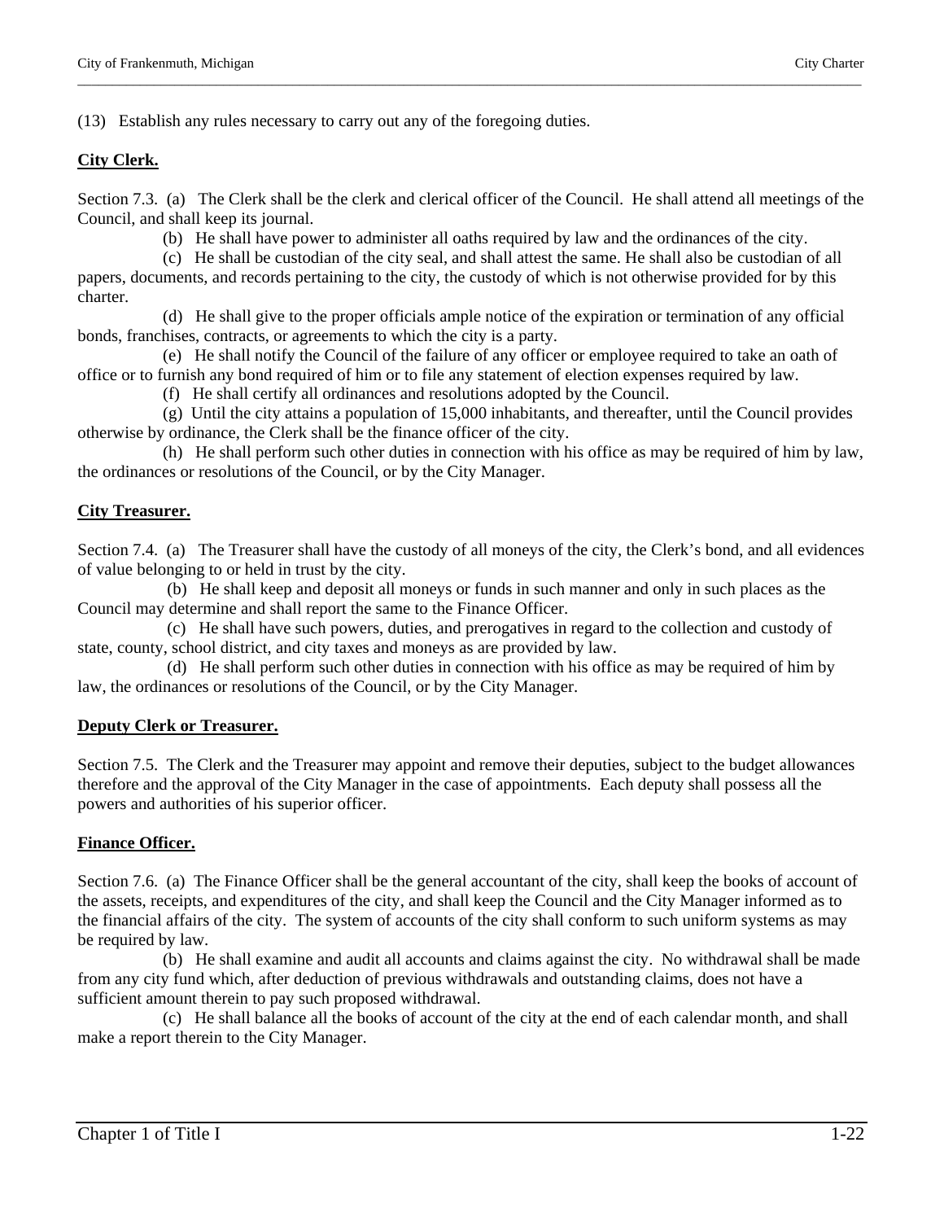(13) Establish any rules necessary to carry out any of the foregoing duties.

**City Clerk.**

Section 7.3. (a) The Clerk shall be the clerk and clerical officer of the Council. He shall attend all meetings of the Council, and shall keep its journal.

(b) He shall have power to administer all oaths required by law and the ordinances of the city.

(c) He shall be custodian of the city seal, and shall attest the same. He shall also be custodian of all papers, documents, and records pertaining to the city, the custody of which is not otherwise provided for by this charter.

(d) He shall give to the proper officials ample notice of the expiration or termination of any official bonds, franchises, contracts, or agreements to which the city is a party.

(e) He shall notify the Council of the failure of any officer or employee required to take an oath of office or to furnish any bond required of him or to file any statement of election expenses required by law.

(f) He shall certify all ordinances and resolutions adopted by the Council.

(g) Until the city attains a population of 15,000 inhabitants, and thereafter, until the Council provides otherwise by ordinance, the Clerk shall be the finance officer of the city.

(h) He shall perform such other duties in connection with his office as may be required of him by law, the ordinances or resolutions of the Council, or by the City Manager.

**City Treasurer.**

Section 7.4. (a) The Treasurer shall have the custody of all moneys of the city, the Clerk's bond, and all evidences of value belonging to or held in trust by the city.

(b) He shall keep and deposit all moneys or funds in such manner and only in such places as the Council may determine and shall report the same to the Finance Officer.

(c) He shall have such powers, duties, and prerogatives in regard to the collection and custody of state, county, school district, and city taxes and moneys as are provided by law.

(d) He shall perform such other duties in connection with his office as may be required of him by law, the ordinances or resolutions of the Council, or by the City Manager.

**Deputy Clerk or Treasurer.**

Section 7.5. The Clerk and the Treasurer may appoint and remove their deputies, subject to the budget allowances therefore and the approval of the City Manager in the case of appointments. Each deputy shall possess all the powers and authorities of his superior officer.

**Finance Officer.**

Section 7.6. (a) The Finance Officer shall be the general accountant of the city, shall keep the books of account of the assets, receipts, and expenditures of the city, and shall keep the Council and the City Manager informed as to the financial affairs of the city. The system of accounts of the city shall conform to such uniform systems as may be required by law.

(b) He shall examine and audit all accounts and claims against the city. No withdrawal shall be made from any city fund which, after deduction of previous withdrawals and outstanding claims, does not have a sufficient amount therein to pay such proposed withdrawal.

(c) He shall balance all the books of account of the city at the end of each calendar month, and shall make a report therein to the City Manager.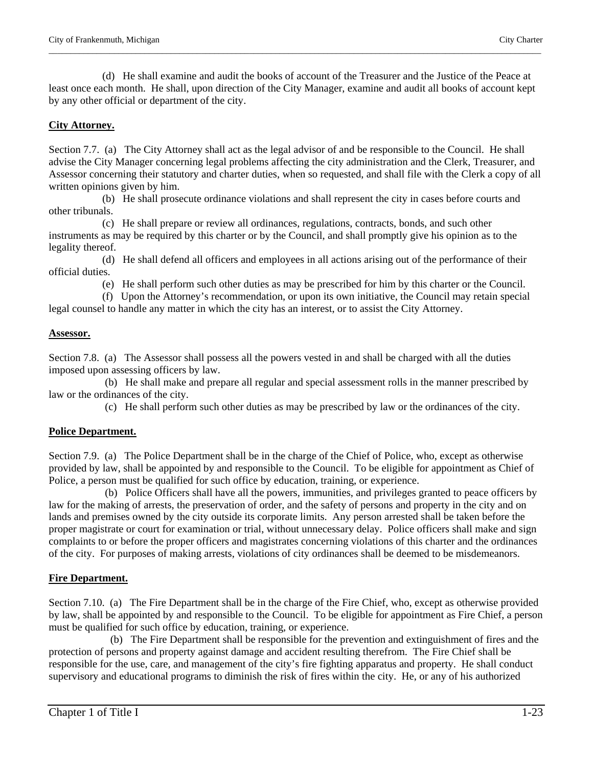(d) He shall examine and audit the books of account of the Treasurer and the Justice of the Peace at least once each month. He shall, upon direction of the City Manager, examine and audit all books of account kept by any other official or department of the city.

**City Attorney.**

Section 7.7. (a) The City Attorney shall act as the legal advisor of and be responsible to the Council. He shall advise the City Manager concerning legal problems affecting the city administration and the Clerk, Treasurer, and Assessor concerning their statutory and charter duties, when so requested, and shall file with the Clerk a copy of all written opinions given by him.

(b) He shall prosecute ordinance violations and shall represent the city in cases before courts and other tribunals.

(c) He shall prepare or review all ordinances, regulations, contracts, bonds, and such other instruments as may be required by this charter or by the Council, and shall promptly give his opinion as to the legality thereof.

(d) He shall defend all officers and employees in all actions arising out of the performance of their official duties.

(e) He shall perform such other duties as may be prescribed for him by this charter or the Council.

(f) Upon the Attorney's recommendation, or upon its own initiative, the Council may retain special legal counsel to handle any matter in which the city has an interest, or to assist the City Attorney.

**Assessor.**

Section 7.8. (a) The Assessor shall possess all the powers vested in and shall be charged with all the duties imposed upon assessing officers by law.

(b) He shall make and prepare all regular and special assessment rolls in the manner prescribed by law or the ordinances of the city.

(c) He shall perform such other duties as may be prescribed by law or the ordinances of the city.

**Police Department.**

Section 7.9. (a) The Police Department shall be in the charge of the Chief of Police, who, except as otherwise provided by law, shall be appointed by and responsible to the Council. To be eligible for appointment as Chief of Police, a person must be qualified for such office by education, training, or experience.

(b) Police Officers shall have all the powers, immunities, and privileges granted to peace officers by law for the making of arrests, the preservation of order, and the safety of persons and property in the city and on lands and premises owned by the city outside its corporate limits. Any person arrested shall be taken before the proper magistrate or court for examination or trial, without unnecessary delay. Police officers shall make and sign complaints to or before the proper officers and magistrates concerning violations of this charter and the ordinances of the city. For purposes of making arrests, violations of city ordinances shall be deemed to be misdemeanors.

**Fire Department.**

Section 7.10. (a) The Fire Department shall be in the charge of the Fire Chief, who, except as otherwise provided by law, shall be appointed by and responsible to the Council. To be eligible for appointment as Fire Chief, a person must be qualified for such office by education, training, or experience.

(b) The Fire Department shall be responsible for the prevention and extinguishment of fires and the protection of persons and property against damage and accident resulting therefrom. The Fire Chief shall be responsible for the use, care, and management of the city's fire fighting apparatus and property. He shall conduct supervisory and educational programs to diminish the risk of fires within the city. He, or any of his authorized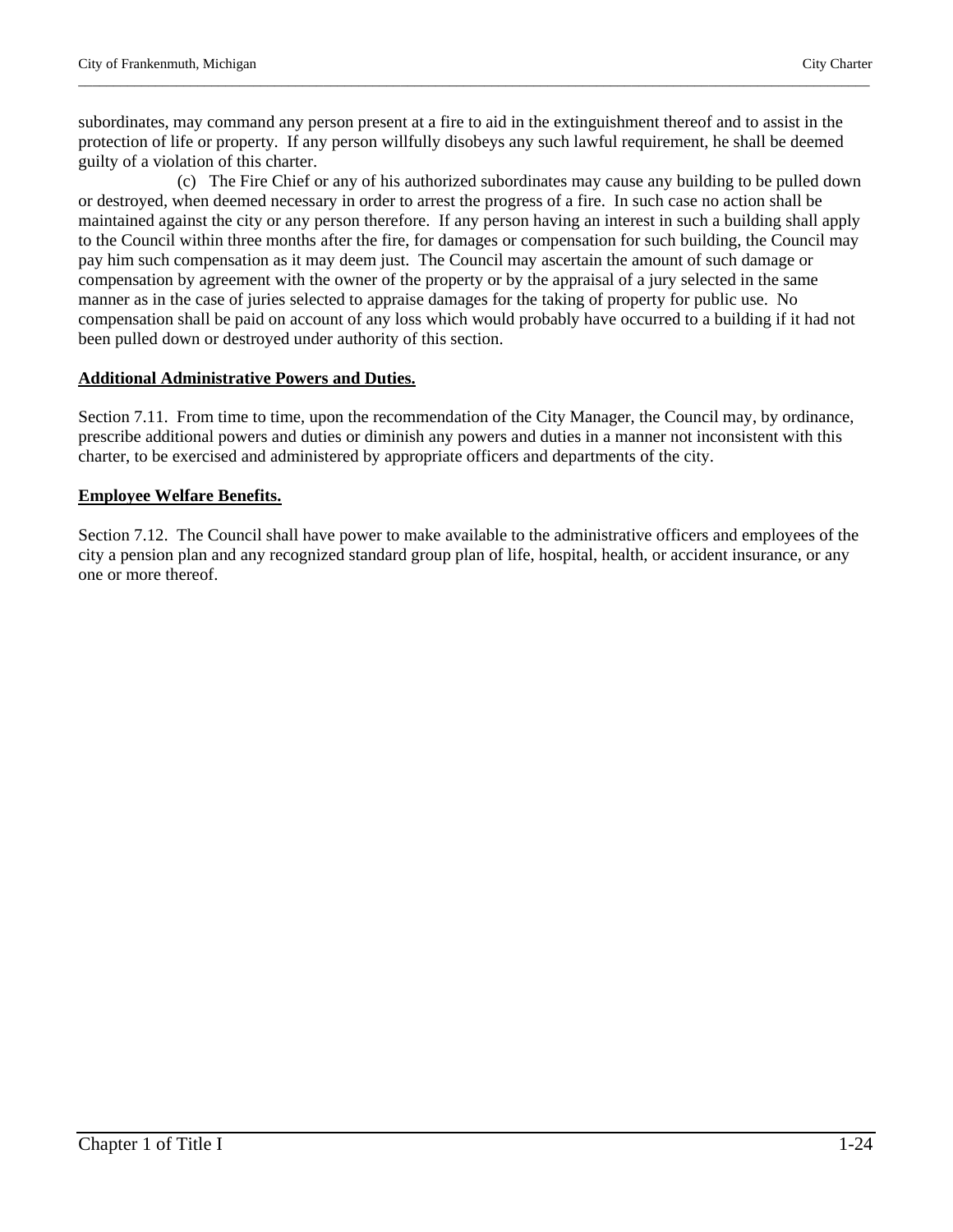subordinates, may command any person present at a fire to aid in the extinguishment thereof and to assist in the protection of life or property. If any person willfully disobeys any such lawful requirement, he shall be deemed guilty of a violation of this charter.

(c) The Fire Chief or any of his authorized subordinates may cause any building to be pulled down or destroyed, when deemed necessary in order to arrest the progress of a fire. In such case no action shall be maintained against the city or any person therefore. If any person having an interest in such a building shall apply to the Council within three months after the fire, for damages or compensation for such building, the Council may pay him such compensation as it may deem just. The Council may ascertain the amount of such damage or compensation by agreement with the owner of the property or by the appraisal of a jury selected in the same manner as in the case of juries selected to appraise damages for the taking of property for public use. No compensation shall be paid on account of any loss which would probably have occurred to a building if it had not been pulled down or destroyed under authority of this section.

**Additional Administrative Powers and Duties.**

Section 7.11. From time to time, upon the recommendation of the City Manager, the Council may, by ordinance, prescribe additional powers and duties or diminish any powers and duties in a manner not inconsistent with this charter, to be exercised and administered by appropriate officers and departments of the city.

**Employee Welfare Benefits.**

Section 7.12. The Council shall have power to make available to the administrative officers and employees of the city a pension plan and any recognized standard group plan of life, hospital, health, or accident insurance, or any one or more thereof.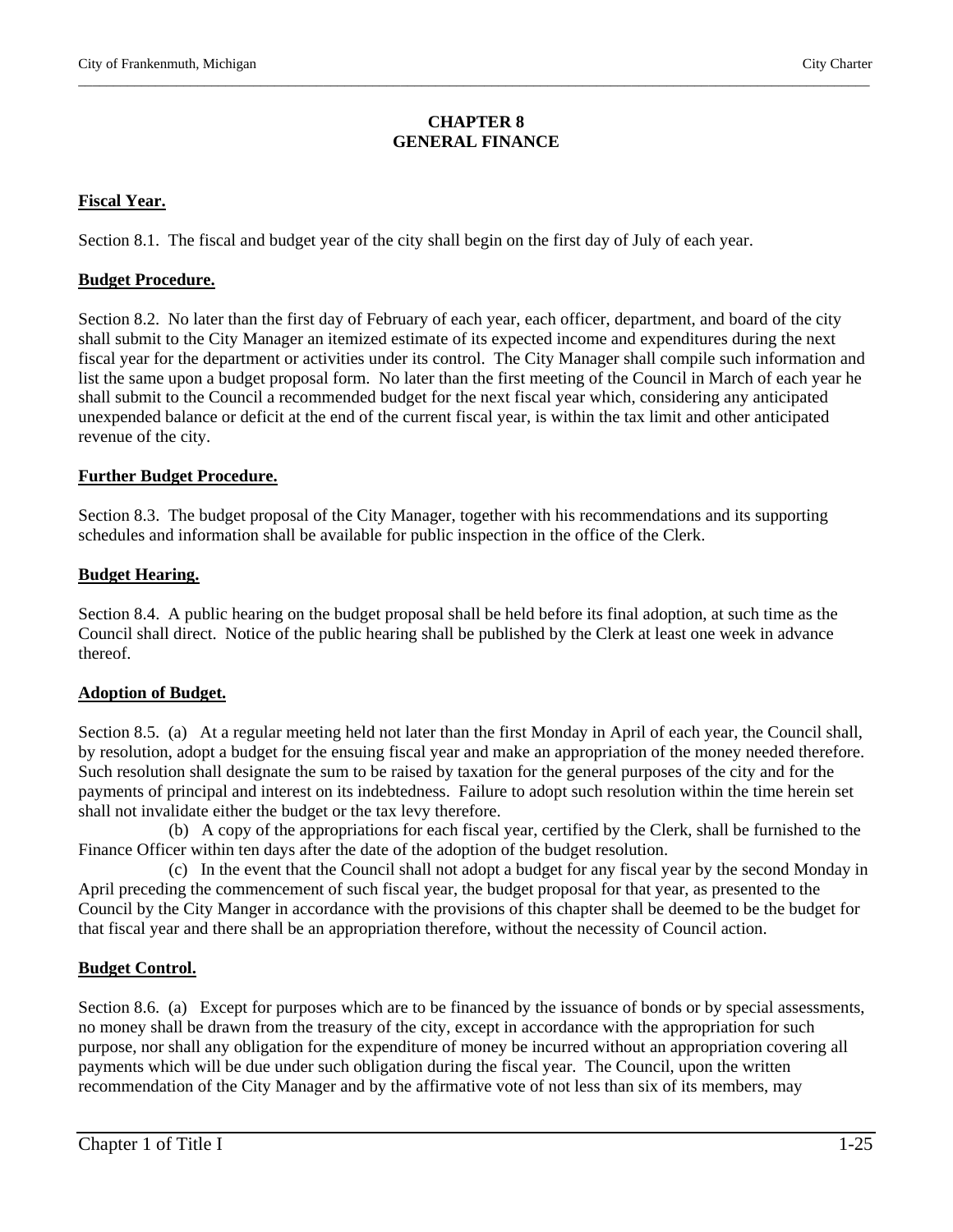# CHAPTER 8
# GENERAL FINANCE

**Fiscal Year.**

Section 8.1. The fiscal and budget year of the city shall begin on the first day of July of each year.

**Budget Procedure.**

Section 8.2. No later than the first day of February of each year, each officer, department, and board of the city shall submit to the City Manager an itemized estimate of its expected income and expenditures during the next fiscal year for the department or activities under its control. The City Manager shall compile such information and list the same upon a budget proposal form. No later than the first meeting of the Council in March of each year he shall submit to the Council a recommended budget for the next fiscal year which, considering any anticipated unexpended balance or deficit at the end of the current fiscal year, is within the tax limit and other anticipated revenue of the city.

**Further Budget Procedure.**

Section 8.3. The budget proposal of the City Manager, together with his recommendations and its supporting schedules and information shall be available for public inspection in the office of the Clerk.

**Budget Hearing.**

Section 8.4. A public hearing on the budget proposal shall be held before its final adoption, at such time as the Council shall direct. Notice of the public hearing shall be published by the Clerk at least one week in advance thereof.

**Adoption of Budget.**

Section 8.5. (a) At a regular meeting held not later than the first Monday in April of each year, the Council shall, by resolution, adopt a budget for the ensuing fiscal year and make an appropriation of the money needed therefore. Such resolution shall designate the sum to be raised by taxation for the general purposes of the city and for the payments of principal and interest on its indebtedness. Failure to adopt such resolution within the time herein set shall not invalidate either the budget or the tax levy therefore.

(b) A copy of the appropriations for each fiscal year, certified by the Clerk, shall be furnished to the Finance Officer within ten days after the date of the adoption of the budget resolution.

(c) In the event that the Council shall not adopt a budget for any fiscal year by the second Monday in April preceding the commencement of such fiscal year, the budget proposal for that year, as presented to the Council by the City Manger in accordance with the provisions of this chapter shall be deemed to be the budget for that fiscal year and there shall be an appropriation therefore, without the necessity of Council action.

**Budget Control.**

Section 8.6. (a) Except for purposes which are to be financed by the issuance of bonds or by special assessments, no money shall be drawn from the treasury of the city, except in accordance with the appropriation for such purpose, nor shall any obligation for the expenditure of money be incurred without an appropriation covering all payments which will be due under such obligation during the fiscal year. The Council, upon the written recommendation of the City Manager and by the affirmative vote of not less than six of its members, may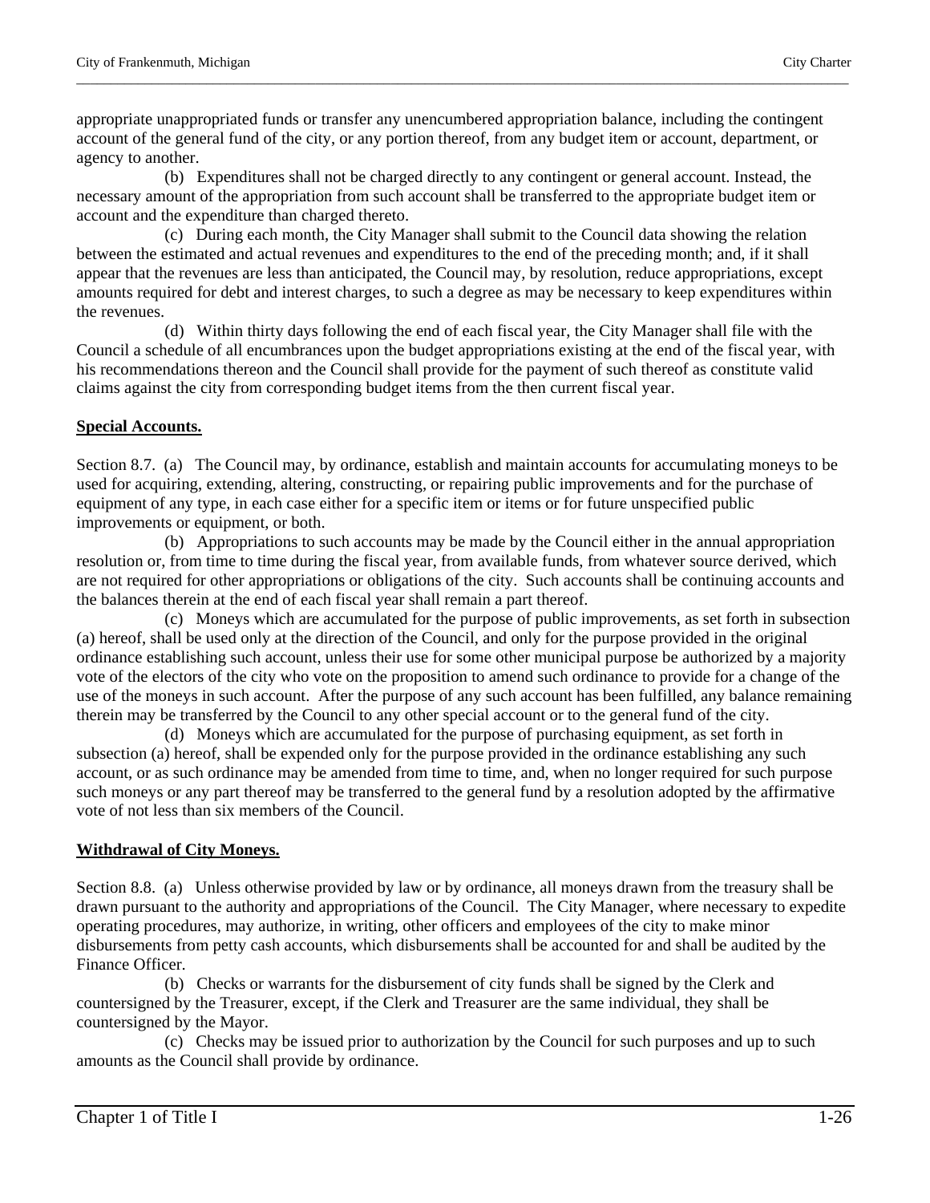appropriate unappropriated funds or transfer any unencumbered appropriation balance, including the contingent account of the general fund of the city, or any portion thereof, from any budget item or account, department, or agency to another.

(b) Expenditures shall not be charged directly to any contingent or general account. Instead, the necessary amount of the appropriation from such account shall be transferred to the appropriate budget item or account and the expenditure than charged thereto.

(c) During each month, the City Manager shall submit to the Council data showing the relation between the estimated and actual revenues and expenditures to the end of the preceding month; and, if it shall appear that the revenues are less than anticipated, the Council may, by resolution, reduce appropriations, except amounts required for debt and interest charges, to such a degree as may be necessary to keep expenditures within the revenues.

(d) Within thirty days following the end of each fiscal year, the City Manager shall file with the Council a schedule of all encumbrances upon the budget appropriations existing at the end of the fiscal year, with his recommendations thereon and the Council shall provide for the payment of such thereof as constitute valid claims against the city from corresponding budget items from the then current fiscal year.

**Special Accounts.**

Section 8.7. (a) The Council may, by ordinance, establish and maintain accounts for accumulating moneys to be used for acquiring, extending, altering, constructing, or repairing public improvements and for the purchase of equipment of any type, in each case either for a specific item or items or for future unspecified public improvements or equipment, or both.

(b) Appropriations to such accounts may be made by the Council either in the annual appropriation resolution or, from time to time during the fiscal year, from available funds, from whatever source derived, which are not required for other appropriations or obligations of the city. Such accounts shall be continuing accounts and the balances therein at the end of each fiscal year shall remain a part thereof.

(c) Moneys which are accumulated for the purpose of public improvements, as set forth in subsection (a) hereof, shall be used only at the direction of the Council, and only for the purpose provided in the original ordinance establishing such account, unless their use for some other municipal purpose be authorized by a majority vote of the electors of the city who vote on the proposition to amend such ordinance to provide for a change of the use of the moneys in such account. After the purpose of any such account has been fulfilled, any balance remaining therein may be transferred by the Council to any other special account or to the general fund of the city.

(d) Moneys which are accumulated for the purpose of purchasing equipment, as set forth in subsection (a) hereof, shall be expended only for the purpose provided in the ordinance establishing any such account, or as such ordinance may be amended from time to time, and, when no longer required for such purpose such moneys or any part thereof may be transferred to the general fund by a resolution adopted by the affirmative vote of not less than six members of the Council.

**Withdrawal of City Moneys.**

Section 8.8. (a) Unless otherwise provided by law or by ordinance, all moneys drawn from the treasury shall be drawn pursuant to the authority and appropriations of the Council. The City Manager, where necessary to expedite operating procedures, may authorize, in writing, other officers and employees of the city to make minor disbursements from petty cash accounts, which disbursements shall be accounted for and shall be audited by the Finance Officer.

(b) Checks or warrants for the disbursement of city funds shall be signed by the Clerk and countersigned by the Treasurer, except, if the Clerk and Treasurer are the same individual, they shall be countersigned by the Mayor.

(c) Checks may be issued prior to authorization by the Council for such purposes and up to such amounts as the Council shall provide by ordinance.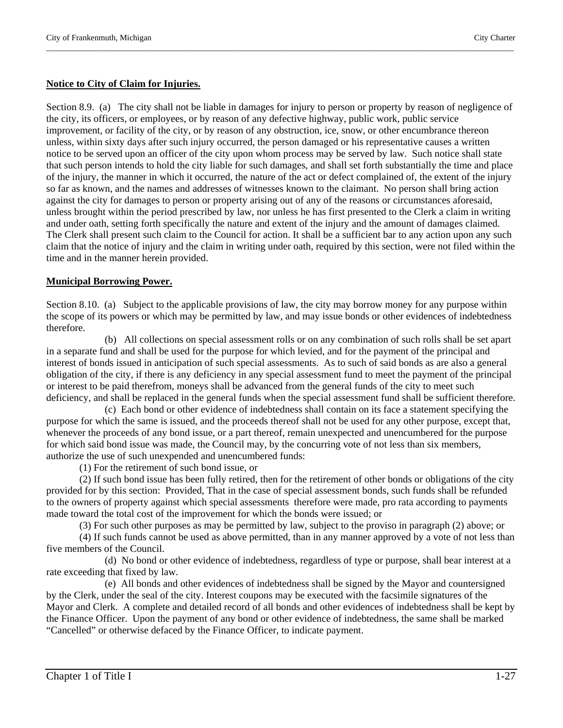**Notice to City of Claim for Injuries.**

Section 8.9. (a) The city shall not be liable in damages for injury to person or property by reason of negligence of the city, its officers, or employees, or by reason of any defective highway, public work, public service improvement, or facility of the city, or by reason of any obstruction, ice, snow, or other encumbrance thereon unless, within sixty days after such injury occurred, the person damaged or his representative causes a written notice to be served upon an officer of the city upon whom process may be served by law. Such notice shall state that such person intends to hold the city liable for such damages, and shall set forth substantially the time and place of the injury, the manner in which it occurred, the nature of the act or defect complained of, the extent of the injury so far as known, and the names and addresses of witnesses known to the claimant. No person shall bring action against the city for damages to person or property arising out of any of the reasons or circumstances aforesaid, unless brought within the period prescribed by law, nor unless he has first presented to the Clerk a claim in writing and under oath, setting forth specifically the nature and extent of the injury and the amount of damages claimed. The Clerk shall present such claim to the Council for action. It shall be a sufficient bar to any action upon any such claim that the notice of injury and the claim in writing under oath, required by this section, were not filed within the time and in the manner herein provided.

**Municipal Borrowing Power.**

Section 8.10. (a) Subject to the applicable provisions of law, the city may borrow money for any purpose within the scope of its powers or which may be permitted by law, and may issue bonds or other evidences of indebtedness therefore.

(b) All collections on special assessment rolls or on any combination of such rolls shall be set apart in a separate fund and shall be used for the purpose for which levied, and for the payment of the principal and interest of bonds issued in anticipation of such special assessments. As to such of said bonds as are also a general obligation of the city, if there is any deficiency in any special assessment fund to meet the payment of the principal or interest to be paid therefrom, moneys shall be advanced from the general funds of the city to meet such deficiency, and shall be replaced in the general funds when the special assessment fund shall be sufficient therefore.

(c) Each bond or other evidence of indebtedness shall contain on its face a statement specifying the purpose for which the same is issued, and the proceeds thereof shall not be used for any other purpose, except that, whenever the proceeds of any bond issue, or a part thereof, remain unexpected and unencumbered for the purpose for which said bond issue was made, the Council may, by the concurring vote of not less than six members, authorize the use of such unexpended and unencumbered funds:

(1) For the retirement of such bond issue, or

(2) If such bond issue has been fully retired, then for the retirement of other bonds or obligations of the city provided for by this section: Provided, That in the case of special assessment bonds, such funds shall be refunded to the owners of property against which special assessments therefore were made, pro rata according to payments made toward the total cost of the improvement for which the bonds were issued; or

(3) For such other purposes as may be permitted by law, subject to the proviso in paragraph (2) above; or

(4) If such funds cannot be used as above permitted, than in any manner approved by a vote of not less than five members of the Council.

(d) No bond or other evidence of indebtedness, regardless of type or purpose, shall bear interest at a rate exceeding that fixed by law.

(e) All bonds and other evidences of indebtedness shall be signed by the Mayor and countersigned by the Clerk, under the seal of the city. Interest coupons may be executed with the facsimile signatures of the Mayor and Clerk. A complete and detailed record of all bonds and other evidences of indebtedness shall be kept by the Finance Officer. Upon the payment of any bond or other evidence of indebtedness, the same shall be marked "Cancelled" or otherwise defaced by the Finance Officer, to indicate payment.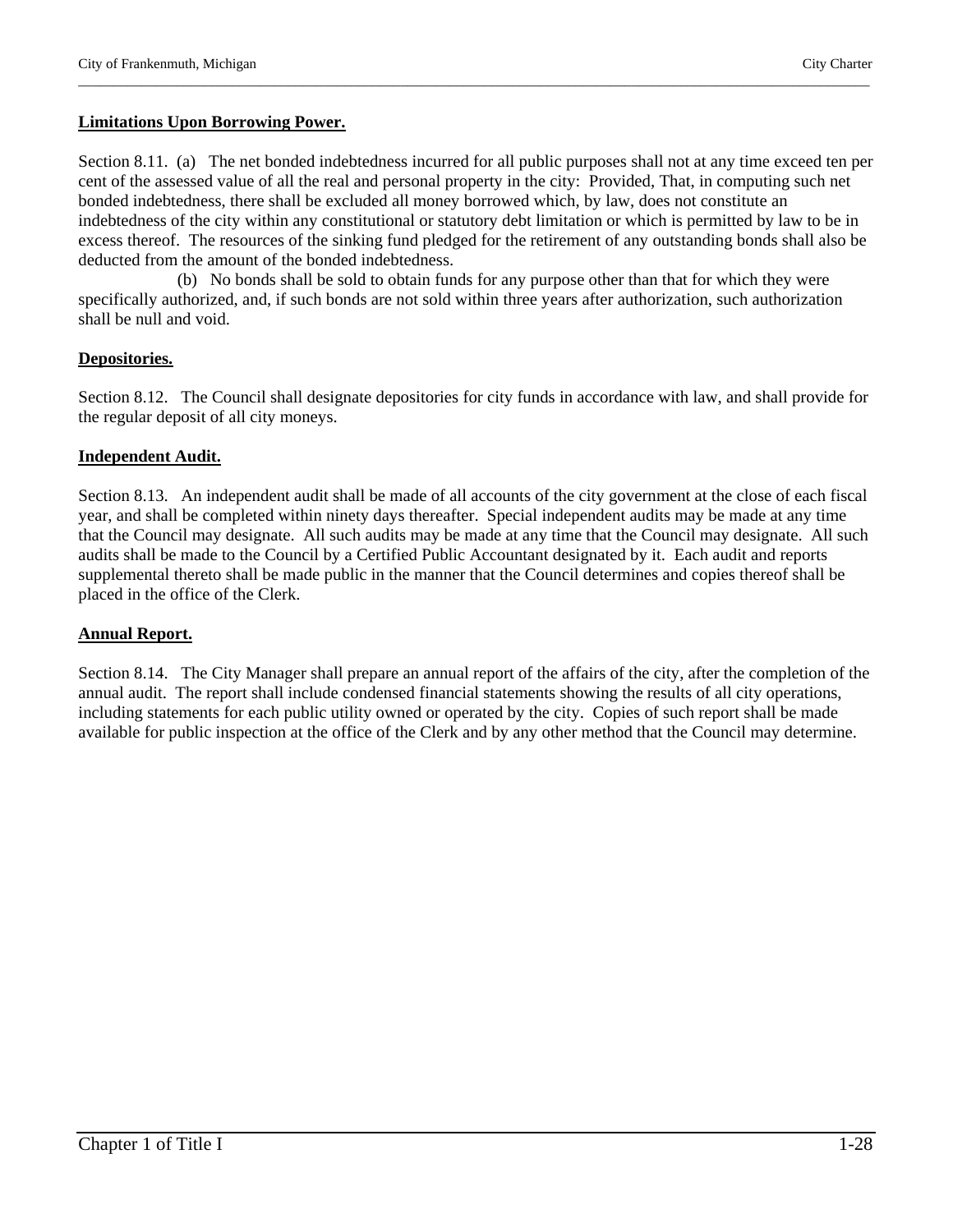**Limitations Upon Borrowing Power.**

Section 8.11. (a) The net bonded indebtedness incurred for all public purposes shall not at any time exceed ten per cent of the assessed value of all the real and personal property in the city: Provided, That, in computing such net bonded indebtedness, there shall be excluded all money borrowed which, by law, does not constitute an indebtedness of the city within any constitutional or statutory debt limitation or which is permitted by law to be in excess thereof. The resources of the sinking fund pledged for the retirement of any outstanding bonds shall also be deducted from the amount of the bonded indebtedness.

(b) No bonds shall be sold to obtain funds for any purpose other than that for which they were specifically authorized, and, if such bonds are not sold within three years after authorization, such authorization shall be null and void.

**Depositories.**

Section 8.12. The Council shall designate depositories for city funds in accordance with law, and shall provide for the regular deposit of all city moneys.

**Independent Audit.**

Section 8.13. An independent audit shall be made of all accounts of the city government at the close of each fiscal year, and shall be completed within ninety days thereafter. Special independent audits may be made at any time that the Council may designate. All such audits may be made at any time that the Council may designate. All such audits shall be made to the Council by a Certified Public Accountant designated by it. Each audit and reports supplemental thereto shall be made public in the manner that the Council determines and copies thereof shall be placed in the office of the Clerk.

**Annual Report.**

Section 8.14. The City Manager shall prepare an annual report of the affairs of the city, after the completion of the annual audit. The report shall include condensed financial statements showing the results of all city operations, including statements for each public utility owned or operated by the city. Copies of such report shall be made available for public inspection at the office of the Clerk and by any other method that the Council may determine.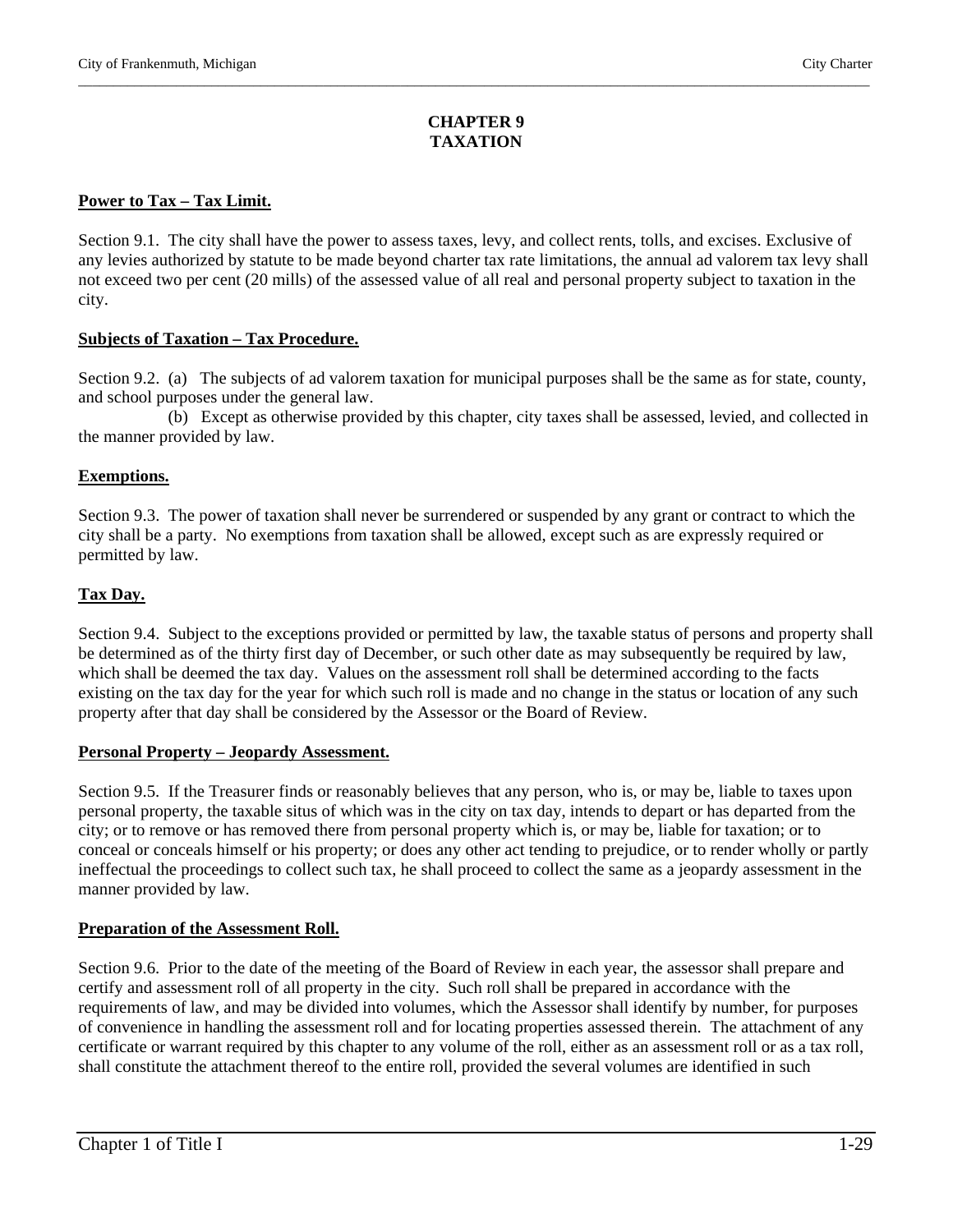# CHAPTER 9
# TAXATION

**Power to Tax – Tax Limit.**

Section 9.1. The city shall have the power to assess taxes, levy, and collect rents, tolls, and excises. Exclusive of any levies authorized by statute to be made beyond charter tax rate limitations, the annual ad valorem tax levy shall not exceed two per cent (20 mills) of the assessed value of all real and personal property subject to taxation in the city.

**Subjects of Taxation – Tax Procedure.**

Section 9.2. (a) The subjects of ad valorem taxation for municipal purposes shall be the same as for state, county, and school purposes under the general law.

(b) Except as otherwise provided by this chapter, city taxes shall be assessed, levied, and collected in the manner provided by law.

**Exemptions.**

Section 9.3. The power of taxation shall never be surrendered or suspended by any grant or contract to which the city shall be a party. No exemptions from taxation shall be allowed, except such as are expressly required or permitted by law.

**Tax Day.**

Section 9.4. Subject to the exceptions provided or permitted by law, the taxable status of persons and property shall be determined as of the thirty first day of December, or such other date as may subsequently be required by law, which shall be deemed the tax day. Values on the assessment roll shall be determined according to the facts existing on the tax day for the year for which such roll is made and no change in the status or location of any such property after that day shall be considered by the Assessor or the Board of Review.

**Personal Property – Jeopardy Assessment.**

Section 9.5. If the Treasurer finds or reasonably believes that any person, who is, or may be, liable to taxes upon personal property, the taxable situs of which was in the city on tax day, intends to depart or has departed from the city; or to remove or has removed there from personal property which is, or may be, liable for taxation; or to conceal or conceals himself or his property; or does any other act tending to prejudice, or to render wholly or partly ineffectual the proceedings to collect such tax, he shall proceed to collect the same as a jeopardy assessment in the manner provided by law.

**Preparation of the Assessment Roll.**

Section 9.6. Prior to the date of the meeting of the Board of Review in each year, the assessor shall prepare and certify and assessment roll of all property in the city. Such roll shall be prepared in accordance with the requirements of law, and may be divided into volumes, which the Assessor shall identify by number, for purposes of convenience in handling the assessment roll and for locating properties assessed therein. The attachment of any certificate or warrant required by this chapter to any volume of the roll, either as an assessment roll or as a tax roll, shall constitute the attachment thereof to the entire roll, provided the several volumes are identified in such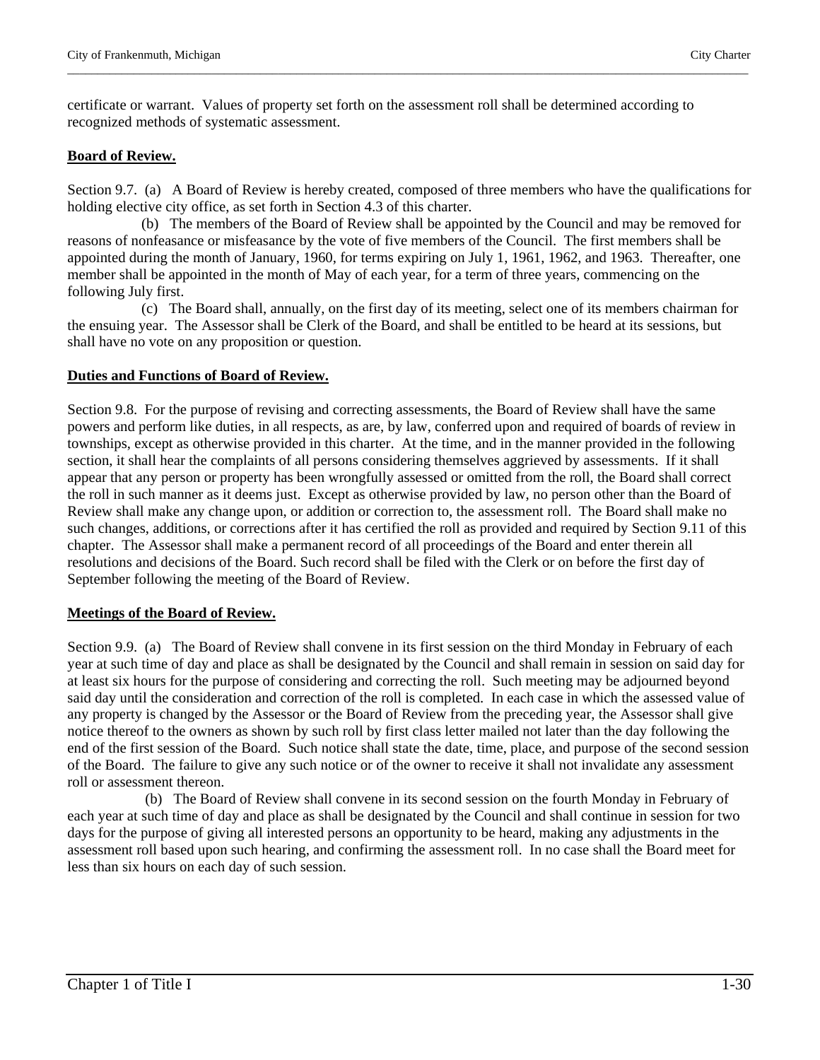certificate or warrant. Values of property set forth on the assessment roll shall be determined according to recognized methods of systematic assessment.

**Board of Review.**

Section 9.7. (a) A Board of Review is hereby created, composed of three members who have the qualifications for holding elective city office, as set forth in Section 4.3 of this charter.

(b) The members of the Board of Review shall be appointed by the Council and may be removed for reasons of nonfeasance or misfeasance by the vote of five members of the Council. The first members shall be appointed during the month of January, 1960, for terms expiring on July 1, 1961, 1962, and 1963. Thereafter, one member shall be appointed in the month of May of each year, for a term of three years, commencing on the following July first.

(c) The Board shall, annually, on the first day of its meeting, select one of its members chairman for the ensuing year. The Assessor shall be Clerk of the Board, and shall be entitled to be heard at its sessions, but shall have no vote on any proposition or question.

**Duties and Functions of Board of Review.**

Section 9.8. For the purpose of revising and correcting assessments, the Board of Review shall have the same powers and perform like duties, in all respects, as are, by law, conferred upon and required of boards of review in townships, except as otherwise provided in this charter. At the time, and in the manner provided in the following section, it shall hear the complaints of all persons considering themselves aggrieved by assessments. If it shall appear that any person or property has been wrongfully assessed or omitted from the roll, the Board shall correct the roll in such manner as it deems just. Except as otherwise provided by law, no person other than the Board of Review shall make any change upon, or addition or correction to, the assessment roll. The Board shall make no such changes, additions, or corrections after it has certified the roll as provided and required by Section 9.11 of this chapter. The Assessor shall make a permanent record of all proceedings of the Board and enter therein all resolutions and decisions of the Board. Such record shall be filed with the Clerk or on before the first day of September following the meeting of the Board of Review.

**Meetings of the Board of Review.**

Section 9.9. (a) The Board of Review shall convene in its first session on the third Monday in February of each year at such time of day and place as shall be designated by the Council and shall remain in session on said day for at least six hours for the purpose of considering and correcting the roll. Such meeting may be adjourned beyond said day until the consideration and correction of the roll is completed. In each case in which the assessed value of any property is changed by the Assessor or the Board of Review from the preceding year, the Assessor shall give notice thereof to the owners as shown by such roll by first class letter mailed not later than the day following the end of the first session of the Board. Such notice shall state the date, time, place, and purpose of the second session of the Board. The failure to give any such notice or of the owner to receive it shall not invalidate any assessment roll or assessment thereon.

(b) The Board of Review shall convene in its second session on the fourth Monday in February of each year at such time of day and place as shall be designated by the Council and shall continue in session for two days for the purpose of giving all interested persons an opportunity to be heard, making any adjustments in the assessment roll based upon such hearing, and confirming the assessment roll. In no case shall the Board meet for less than six hours on each day of such session.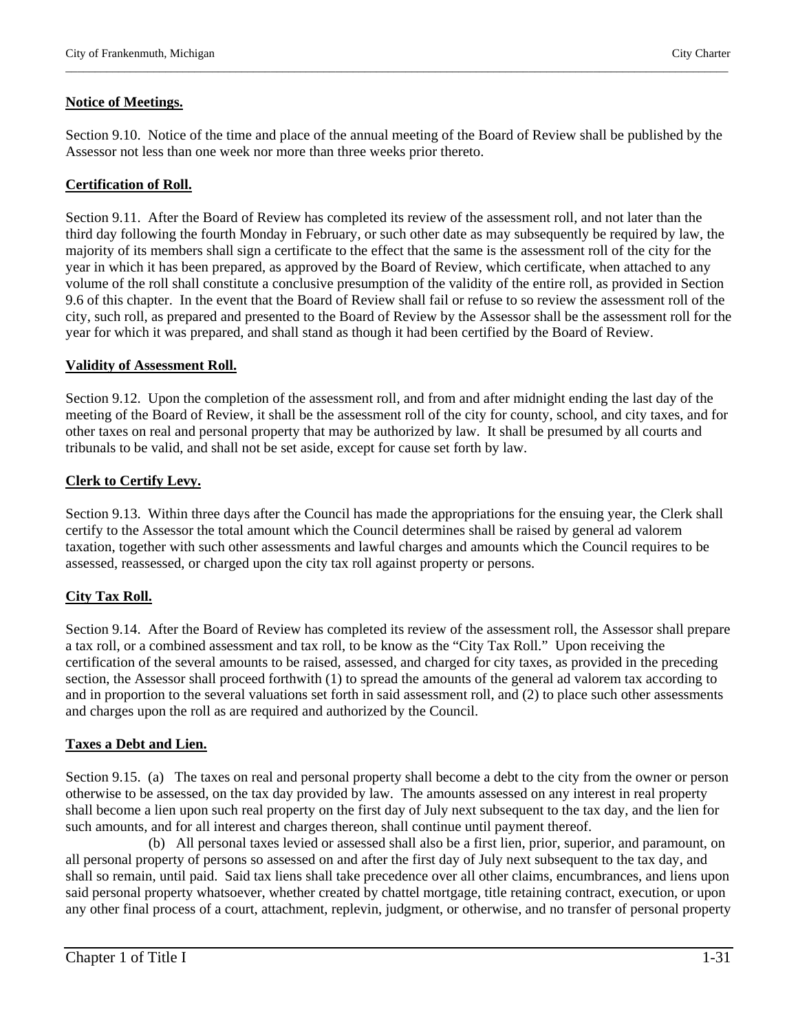**Notice of Meetings.**

Section 9.10. Notice of the time and place of the annual meeting of the Board of Review shall be published by the Assessor not less than one week nor more than three weeks prior thereto.

**Certification of Roll.**

Section 9.11. After the Board of Review has completed its review of the assessment roll, and not later than the third day following the fourth Monday in February, or such other date as may subsequently be required by law, the majority of its members shall sign a certificate to the effect that the same is the assessment roll of the city for the year in which it has been prepared, as approved by the Board of Review, which certificate, when attached to any volume of the roll shall constitute a conclusive presumption of the validity of the entire roll, as provided in Section 9.6 of this chapter. In the event that the Board of Review shall fail or refuse to so review the assessment roll of the city, such roll, as prepared and presented to the Board of Review by the Assessor shall be the assessment roll for the year for which it was prepared, and shall stand as though it had been certified by the Board of Review.

**Validity of Assessment Roll.**

Section 9.12. Upon the completion of the assessment roll, and from and after midnight ending the last day of the meeting of the Board of Review, it shall be the assessment roll of the city for county, school, and city taxes, and for other taxes on real and personal property that may be authorized by law. It shall be presumed by all courts and tribunals to be valid, and shall not be set aside, except for cause set forth by law.

**Clerk to Certify Levy.**

Section 9.13. Within three days after the Council has made the appropriations for the ensuing year, the Clerk shall certify to the Assessor the total amount which the Council determines shall be raised by general ad valorem taxation, together with such other assessments and lawful charges and amounts which the Council requires to be assessed, reassessed, or charged upon the city tax roll against property or persons.

**City Tax Roll.**

Section 9.14. After the Board of Review has completed its review of the assessment roll, the Assessor shall prepare a tax roll, or a combined assessment and tax roll, to be know as the "City Tax Roll." Upon receiving the certification of the several amounts to be raised, assessed, and charged for city taxes, as provided in the preceding section, the Assessor shall proceed forthwith (1) to spread the amounts of the general ad valorem tax according to and in proportion to the several valuations set forth in said assessment roll, and (2) to place such other assessments and charges upon the roll as are required and authorized by the Council.

**Taxes a Debt and Lien.**

Section 9.15. (a) The taxes on real and personal property shall become a debt to the city from the owner or person otherwise to be assessed, on the tax day provided by law. The amounts assessed on any interest in real property shall become a lien upon such real property on the first day of July next subsequent to the tax day, and the lien for such amounts, and for all interest and charges thereon, shall continue until payment thereof.

(b) All personal taxes levied or assessed shall also be a first lien, prior, superior, and paramount, on all personal property of persons so assessed on and after the first day of July next subsequent to the tax day, and shall so remain, until paid. Said tax liens shall take precedence over all other claims, encumbrances, and liens upon said personal property whatsoever, whether created by chattel mortgage, title retaining contract, execution, or upon any other final process of a court, attachment, replevin, judgment, or otherwise, and no transfer of personal property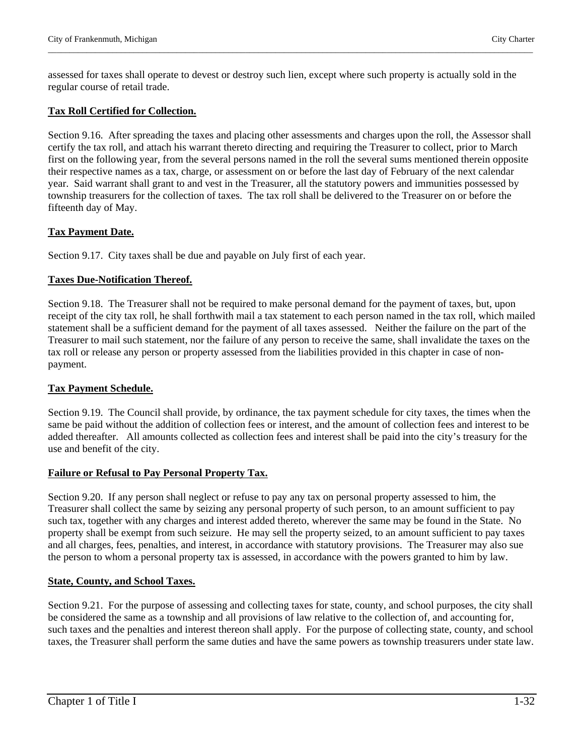assessed for taxes shall operate to devest or destroy such lien, except where such property is actually sold in the regular course of retail trade.

**Tax Roll Certified for Collection.**

Section 9.16. After spreading the taxes and placing other assessments and charges upon the roll, the Assessor shall certify the tax roll, and attach his warrant thereto directing and requiring the Treasurer to collect, prior to March first on the following year, from the several persons named in the roll the several sums mentioned therein opposite their respective names as a tax, charge, or assessment on or before the last day of February of the next calendar year. Said warrant shall grant to and vest in the Treasurer, all the statutory powers and immunities possessed by township treasurers for the collection of taxes. The tax roll shall be delivered to the Treasurer on or before the fifteenth day of May.

**Tax Payment Date.**

Section 9.17. City taxes shall be due and payable on July first of each year.

**Taxes Due-Notification Thereof.**

Section 9.18. The Treasurer shall not be required to make personal demand for the payment of taxes, but, upon receipt of the city tax roll, he shall forthwith mail a tax statement to each person named in the tax roll, which mailed statement shall be a sufficient demand for the payment of all taxes assessed. Neither the failure on the part of the Treasurer to mail such statement, nor the failure of any person to receive the same, shall invalidate the taxes on the tax roll or release any person or property assessed from the liabilities provided in this chapter in case of non-payment.

**Tax Payment Schedule.**

Section 9.19. The Council shall provide, by ordinance, the tax payment schedule for city taxes, the times when the same be paid without the addition of collection fees or interest, and the amount of collection fees and interest to be added thereafter. All amounts collected as collection fees and interest shall be paid into the city's treasury for the use and benefit of the city.

**Failure or Refusal to Pay Personal Property Tax.**

Section 9.20. If any person shall neglect or refuse to pay any tax on personal property assessed to him, the Treasurer shall collect the same by seizing any personal property of such person, to an amount sufficient to pay such tax, together with any charges and interest added thereto, wherever the same may be found in the State. No property shall be exempt from such seizure. He may sell the property seized, to an amount sufficient to pay taxes and all charges, fees, penalties, and interest, in accordance with statutory provisions. The Treasurer may also sue the person to whom a personal property tax is assessed, in accordance with the powers granted to him by law.

**State, County, and School Taxes.**

Section 9.21. For the purpose of assessing and collecting taxes for state, county, and school purposes, the city shall be considered the same as a township and all provisions of law relative to the collection of, and accounting for, such taxes and the penalties and interest thereon shall apply. For the purpose of collecting state, county, and school taxes, the Treasurer shall perform the same duties and have the same powers as township treasurers under state law.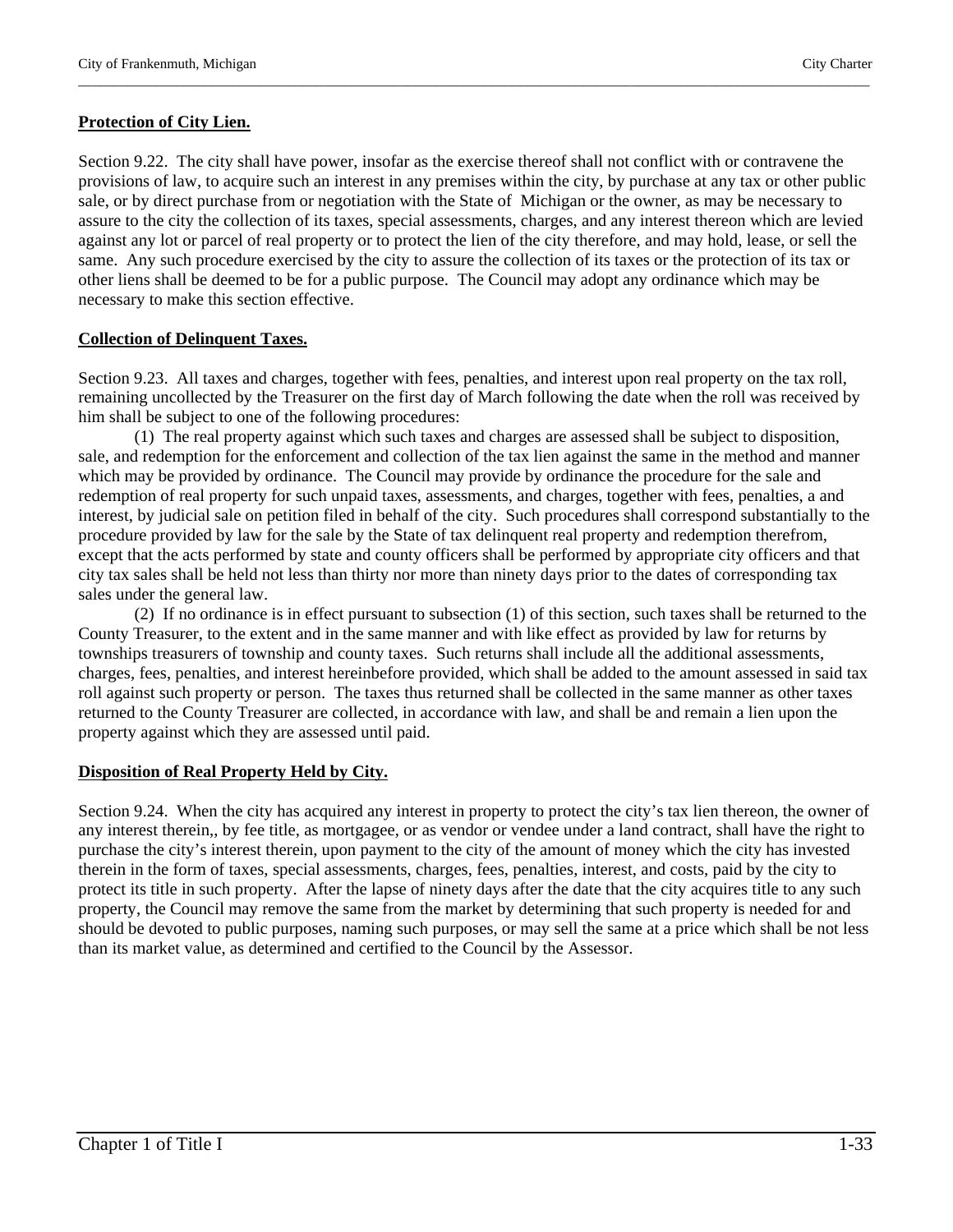**Protection of City Lien.**

Section 9.22. The city shall have power, insofar as the exercise thereof shall not conflict with or contravene the provisions of law, to acquire such an interest in any premises within the city, by purchase at any tax or other public sale, or by direct purchase from or negotiation with the State of Michigan or the owner, as may be necessary to assure to the city the collection of its taxes, special assessments, charges, and any interest thereon which are levied against any lot or parcel of real property or to protect the lien of the city therefore, and may hold, lease, or sell the same. Any such procedure exercised by the city to assure the collection of its taxes or the protection of its tax or other liens shall be deemed to be for a public purpose. The Council may adopt any ordinance which may be necessary to make this section effective.

**Collection of Delinquent Taxes.**

Section 9.23. All taxes and charges, together with fees, penalties, and interest upon real property on the tax roll, remaining uncollected by the Treasurer on the first day of March following the date when the roll was received by him shall be subject to one of the following procedures:

(1) The real property against which such taxes and charges are assessed shall be subject to disposition, sale, and redemption for the enforcement and collection of the tax lien against the same in the method and manner which may be provided by ordinance. The Council may provide by ordinance the procedure for the sale and redemption of real property for such unpaid taxes, assessments, and charges, together with fees, penalties, a and interest, by judicial sale on petition filed in behalf of the city. Such procedures shall correspond substantially to the procedure provided by law for the sale by the State of tax delinquent real property and redemption therefrom, except that the acts performed by state and county officers shall be performed by appropriate city officers and that city tax sales shall be held not less than thirty nor more than ninety days prior to the dates of corresponding tax sales under the general law.

(2) If no ordinance is in effect pursuant to subsection (1) of this section, such taxes shall be returned to the County Treasurer, to the extent and in the same manner and with like effect as provided by law for returns by townships treasurers of township and county taxes. Such returns shall include all the additional assessments, charges, fees, penalties, and interest hereinbefore provided, which shall be added to the amount assessed in said tax roll against such property or person. The taxes thus returned shall be collected in the same manner as other taxes returned to the County Treasurer are collected, in accordance with law, and shall be and remain a lien upon the property against which they are assessed until paid.

**Disposition of Real Property Held by City.**

Section 9.24. When the city has acquired any interest in property to protect the city's tax lien thereon, the owner of any interest therein,, by fee title, as mortgagee, or as vendor or vendee under a land contract, shall have the right to purchase the city's interest therein, upon payment to the city of the amount of money which the city has invested therein in the form of taxes, special assessments, charges, fees, penalties, interest, and costs, paid by the city to protect its title in such property. After the lapse of ninety days after the date that the city acquires title to any such property, the Council may remove the same from the market by determining that such property is needed for and should be devoted to public purposes, naming such purposes, or may sell the same at a price which shall be not less than its market value, as determined and certified to the Council by the Assessor.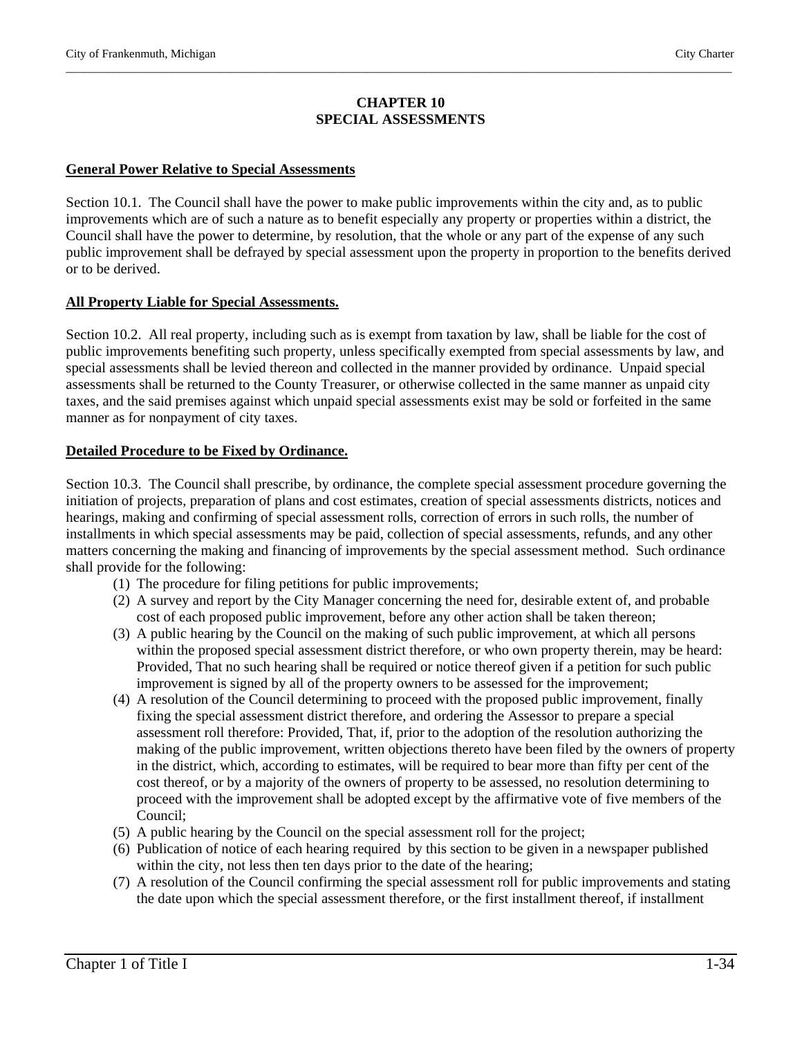# CHAPTER 10
# SPECIAL ASSESSMENTS

**General Power Relative to Special Assessments**

Section 10.1. The Council shall have the power to make public improvements within the city and, as to public improvements which are of such a nature as to benefit especially any property or properties within a district, the Council shall have the power to determine, by resolution, that the whole or any part of the expense of any such public improvement shall be defrayed by special assessment upon the property in proportion to the benefits derived or to be derived.

**All Property Liable for Special Assessments.**

Section 10.2. All real property, including such as is exempt from taxation by law, shall be liable for the cost of public improvements benefiting such property, unless specifically exempted from special assessments by law, and special assessments shall be levied thereon and collected in the manner provided by ordinance. Unpaid special assessments shall be returned to the County Treasurer, or otherwise collected in the same manner as unpaid city taxes, and the said premises against which unpaid special assessments exist may be sold or forfeited in the same manner as for nonpayment of city taxes.

**Detailed Procedure to be Fixed by Ordinance.**

Section 10.3. The Council shall prescribe, by ordinance, the complete special assessment procedure governing the initiation of projects, preparation of plans and cost estimates, creation of special assessments districts, notices and hearings, making and confirming of special assessment rolls, correction of errors in such rolls, the number of installments in which special assessments may be paid, collection of special assessments, refunds, and any other matters concerning the making and financing of improvements by the special assessment method. Such ordinance shall provide for the following:

(1) The procedure for filing petitions for public improvements;
(2) A survey and report by the City Manager concerning the need for, desirable extent of, and probable cost of each proposed public improvement, before any other action shall be taken thereon;
(3) A public hearing by the Council on the making of such public improvement, at which all persons within the proposed special assessment district therefore, or who own property therein, may be heard: Provided, That no such hearing shall be required or notice thereof given if a petition for such public improvement is signed by all of the property owners to be assessed for the improvement;
(4) A resolution of the Council determining to proceed with the proposed public improvement, finally fixing the special assessment district therefore, and ordering the Assessor to prepare a special assessment roll therefore: Provided, That, if, prior to the adoption of the resolution authorizing the making of the public improvement, written objections thereto have been filed by the owners of property in the district, which, according to estimates, will be required to bear more than fifty per cent of the cost thereof, or by a majority of the owners of property to be assessed, no resolution determining to proceed with the improvement shall be adopted except by the affirmative vote of five members of the Council;
(5) A public hearing by the Council on the special assessment roll for the project;
(6) Publication of notice of each hearing required by this section to be given in a newspaper published within the city, not less then ten days prior to the date of the hearing;
(7) A resolution of the Council confirming the special assessment roll for public improvements and stating the date upon which the special assessment therefore, or the first installment thereof, if installment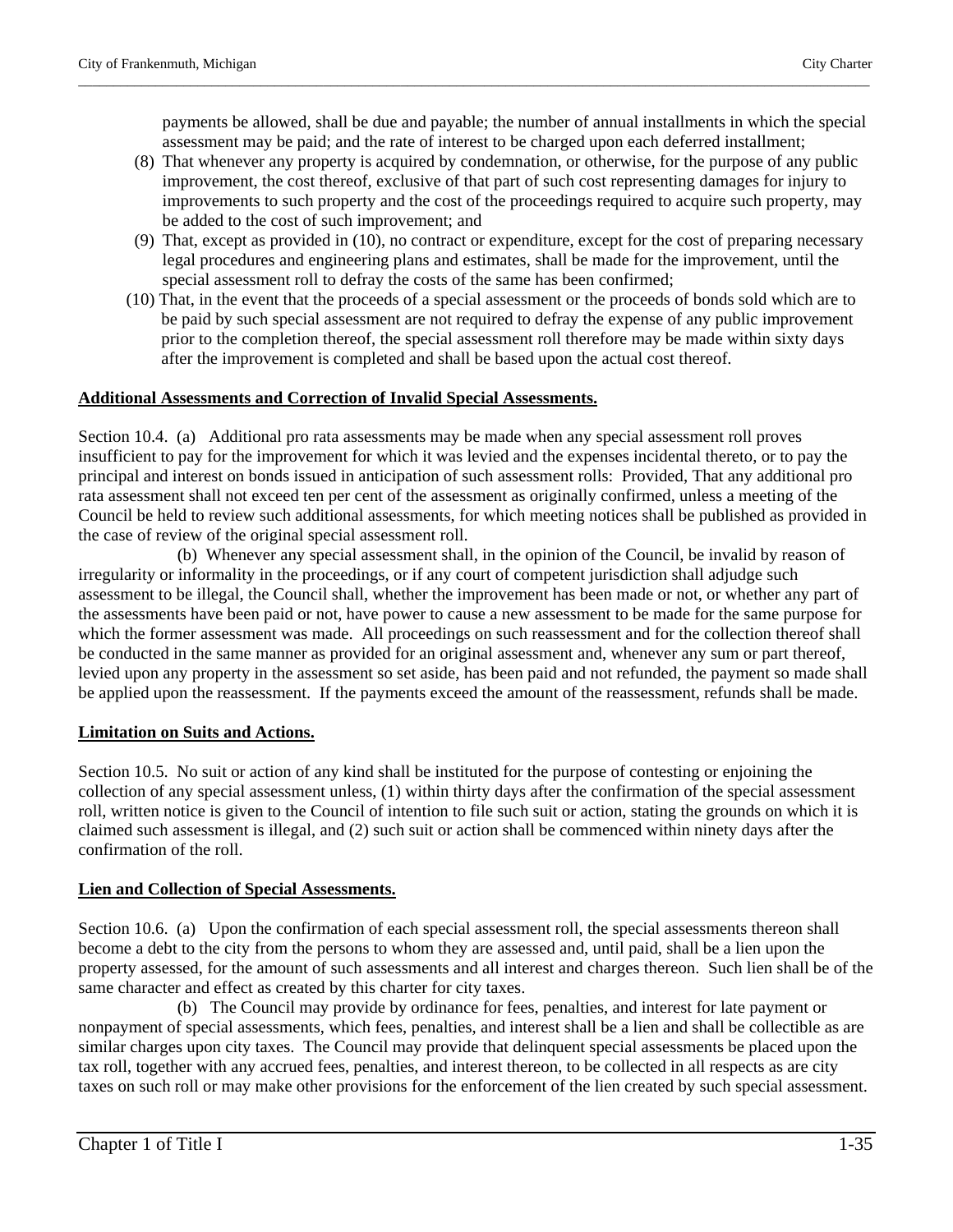payments be allowed, shall be due and payable; the number of annual installments in which the special assessment may be paid; and the rate of interest to be charged upon each deferred installment;

(8) That whenever any property is acquired by condemnation, or otherwise, for the purpose of any public improvement, the cost thereof, exclusive of that part of such cost representing damages for injury to improvements to such property and the cost of the proceedings required to acquire such property, may be added to the cost of such improvement; and

(9) That, except as provided in (10), no contract or expenditure, except for the cost of preparing necessary legal procedures and engineering plans and estimates, shall be made for the improvement, until the special assessment roll to defray the costs of the same has been confirmed;

(10) That, in the event that the proceeds of a special assessment or the proceeds of bonds sold which are to be paid by such special assessment are not required to defray the expense of any public improvement prior to the completion thereof, the special assessment roll therefore may be made within sixty days after the improvement is completed and shall be based upon the actual cost thereof.

**Additional Assessments and Correction of Invalid Special Assessments.**

Section 10.4. (a) Additional pro rata assessments may be made when any special assessment roll proves insufficient to pay for the improvement for which it was levied and the expenses incidental thereto, or to pay the principal and interest on bonds issued in anticipation of such assessment rolls: Provided, That any additional pro rata assessment shall not exceed ten per cent of the assessment as originally confirmed, unless a meeting of the Council be held to review such additional assessments, for which meeting notices shall be published as provided in the case of review of the original special assessment roll.

(b) Whenever any special assessment shall, in the opinion of the Council, be invalid by reason of irregularity or informality in the proceedings, or if any court of competent jurisdiction shall adjudge such assessment to be illegal, the Council shall, whether the improvement has been made or not, or whether any part of the assessments have been paid or not, have power to cause a new assessment to be made for the same purpose for which the former assessment was made. All proceedings on such reassessment and for the collection thereof shall be conducted in the same manner as provided for an original assessment and, whenever any sum or part thereof, levied upon any property in the assessment so set aside, has been paid and not refunded, the payment so made shall be applied upon the reassessment. If the payments exceed the amount of the reassessment, refunds shall be made.

**Limitation on Suits and Actions.**

Section 10.5. No suit or action of any kind shall be instituted for the purpose of contesting or enjoining the collection of any special assessment unless, (1) within thirty days after the confirmation of the special assessment roll, written notice is given to the Council of intention to file such suit or action, stating the grounds on which it is claimed such assessment is illegal, and (2) such suit or action shall be commenced within ninety days after the confirmation of the roll.

**Lien and Collection of Special Assessments.**

Section 10.6. (a) Upon the confirmation of each special assessment roll, the special assessments thereon shall become a debt to the city from the persons to whom they are assessed and, until paid, shall be a lien upon the property assessed, for the amount of such assessments and all interest and charges thereon. Such lien shall be of the same character and effect as created by this charter for city taxes.

(b) The Council may provide by ordinance for fees, penalties, and interest for late payment or nonpayment of special assessments, which fees, penalties, and interest shall be a lien and shall be collectible as are similar charges upon city taxes. The Council may provide that delinquent special assessments be placed upon the tax roll, together with any accrued fees, penalties, and interest thereon, to be collected in all respects as are city taxes on such roll or may make other provisions for the enforcement of the lien created by such special assessment.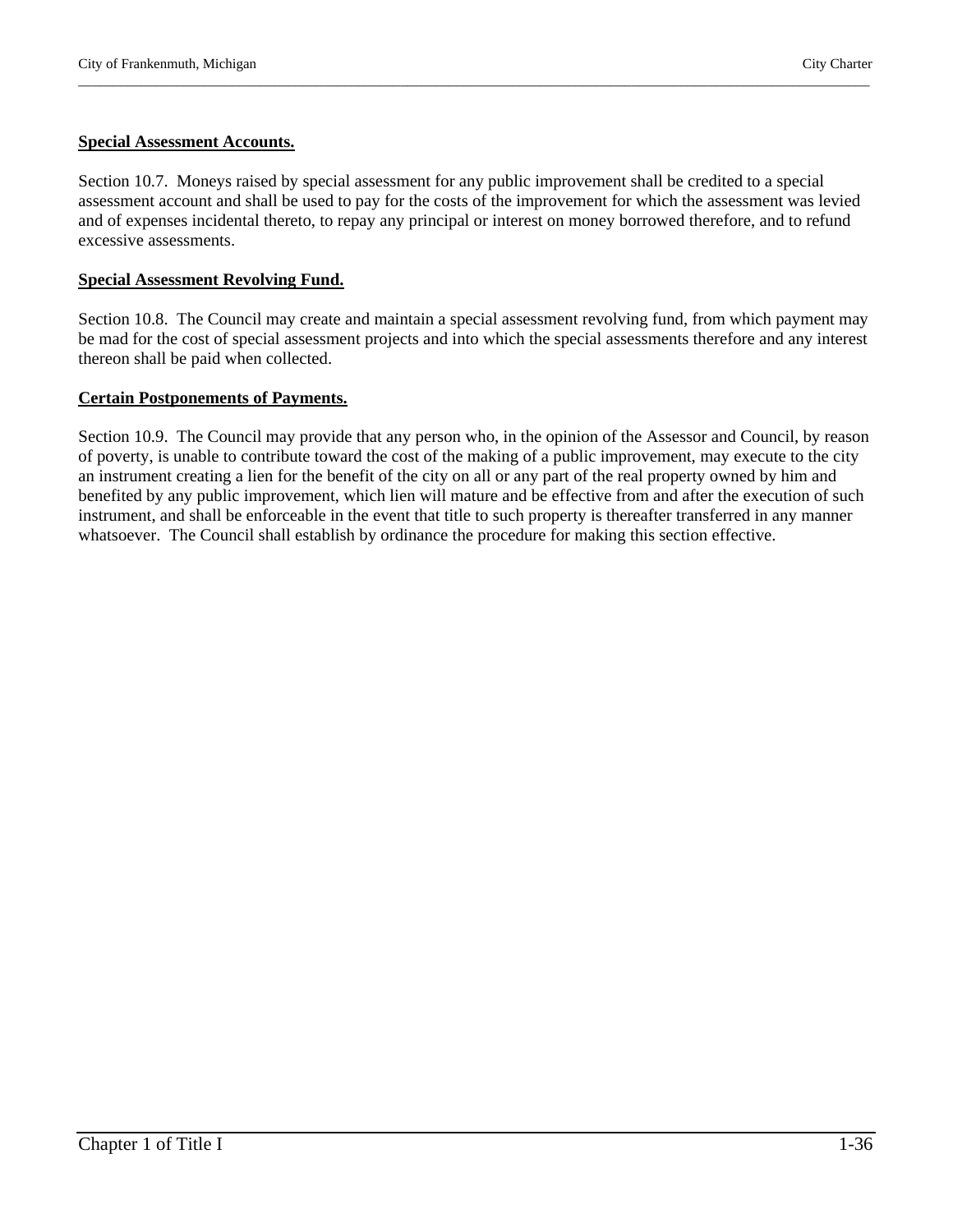**Special Assessment Accounts.**

Section 10.7. Moneys raised by special assessment for any public improvement shall be credited to a special assessment account and shall be used to pay for the costs of the improvement for which the assessment was levied and of expenses incidental thereto, to repay any principal or interest on money borrowed therefore, and to refund excessive assessments.

**Special Assessment Revolving Fund.**

Section 10.8. The Council may create and maintain a special assessment revolving fund, from which payment may be mad for the cost of special assessment projects and into which the special assessments therefore and any interest thereon shall be paid when collected.

**Certain Postponements of Payments.**

Section 10.9. The Council may provide that any person who, in the opinion of the Assessor and Council, by reason of poverty, is unable to contribute toward the cost of the making of a public improvement, may execute to the city an instrument creating a lien for the benefit of the city on all or any part of the real property owned by him and benefited by any public improvement, which lien will mature and be effective from and after the execution of such instrument, and shall be enforceable in the event that title to such property is thereafter transferred in any manner whatsoever. The Council shall establish by ordinance the procedure for making this section effective.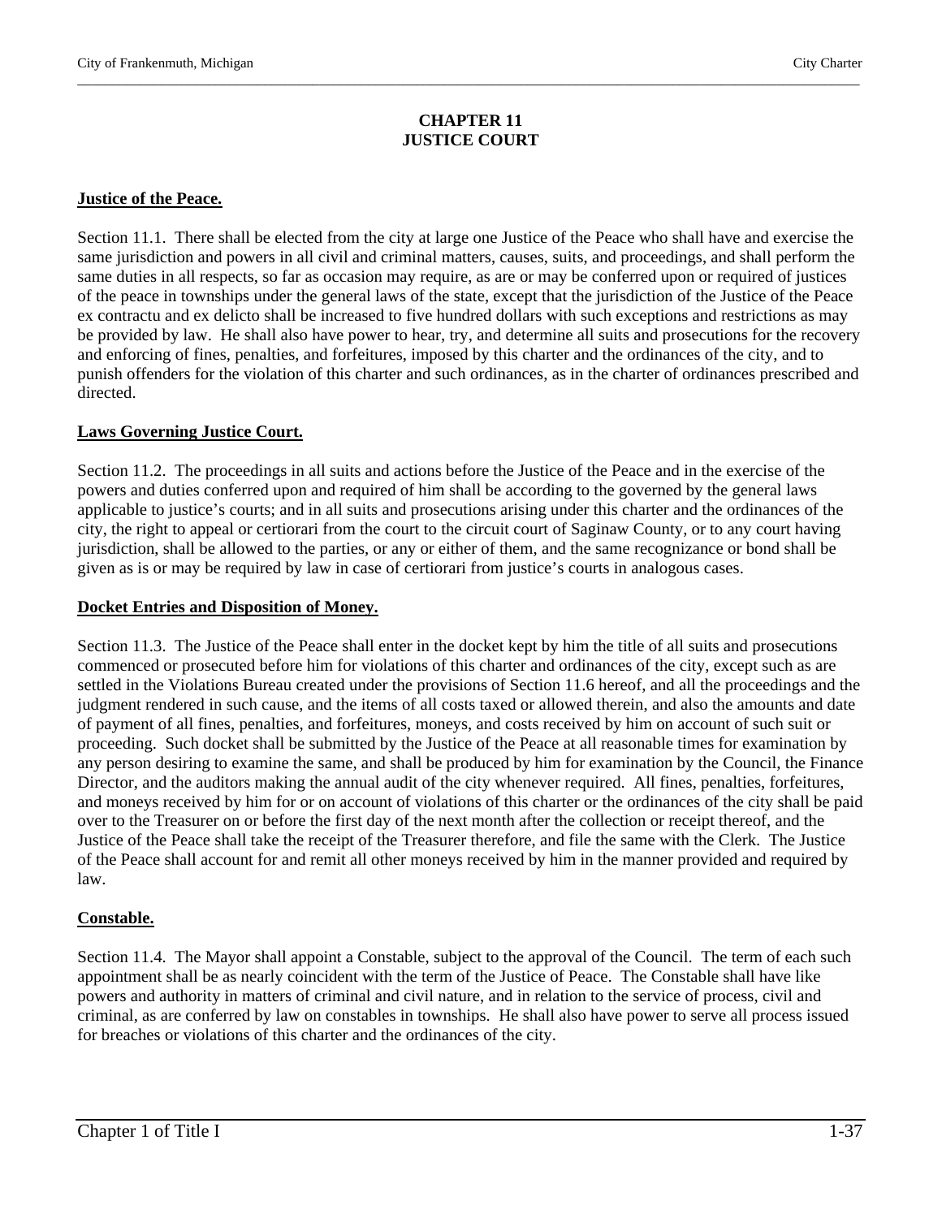# CHAPTER 11
# JUSTICE COURT

**Justice of the Peace.**

Section 11.1. There shall be elected from the city at large one Justice of the Peace who shall have and exercise the same jurisdiction and powers in all civil and criminal matters, causes, suits, and proceedings, and shall perform the same duties in all respects, so far as occasion may require, as are or may be conferred upon or required of justices of the peace in townships under the general laws of the state, except that the jurisdiction of the Justice of the Peace ex contractu and ex delicto shall be increased to five hundred dollars with such exceptions and restrictions as may be provided by law. He shall also have power to hear, try, and determine all suits and prosecutions for the recovery and enforcing of fines, penalties, and forfeitures, imposed by this charter and the ordinances of the city, and to punish offenders for the violation of this charter and such ordinances, as in the charter of ordinances prescribed and directed.

**Laws Governing Justice Court.**

Section 11.2. The proceedings in all suits and actions before the Justice of the Peace and in the exercise of the powers and duties conferred upon and required of him shall be according to the governed by the general laws applicable to justice's courts; and in all suits and prosecutions arising under this charter and the ordinances of the city, the right to appeal or certiorari from the court to the circuit court of Saginaw County, or to any court having jurisdiction, shall be allowed to the parties, or any or either of them, and the same recognizance or bond shall be given as is or may be required by law in case of certiorari from justice's courts in analogous cases.

**Docket Entries and Disposition of Money.**

Section 11.3. The Justice of the Peace shall enter in the docket kept by him the title of all suits and prosecutions commenced or prosecuted before him for violations of this charter and ordinances of the city, except such as are settled in the Violations Bureau created under the provisions of Section 11.6 hereof, and all the proceedings and the judgment rendered in such cause, and the items of all costs taxed or allowed therein, and also the amounts and date of payment of all fines, penalties, and forfeitures, moneys, and costs received by him on account of such suit or proceeding. Such docket shall be submitted by the Justice of the Peace at all reasonable times for examination by any person desiring to examine the same, and shall be produced by him for examination by the Council, the Finance Director, and the auditors making the annual audit of the city whenever required. All fines, penalties, forfeitures, and moneys received by him for or on account of violations of this charter or the ordinances of the city shall be paid over to the Treasurer on or before the first day of the next month after the collection or receipt thereof, and the Justice of the Peace shall take the receipt of the Treasurer therefore, and file the same with the Clerk. The Justice of the Peace shall account for and remit all other moneys received by him in the manner provided and required by law.

**Constable.**

Section 11.4. The Mayor shall appoint a Constable, subject to the approval of the Council. The term of each such appointment shall be as nearly coincident with the term of the Justice of Peace. The Constable shall have like powers and authority in matters of criminal and civil nature, and in relation to the service of process, civil and criminal, as are conferred by law on constables in townships. He shall also have power to serve all process issued for breaches or violations of this charter and the ordinances of the city.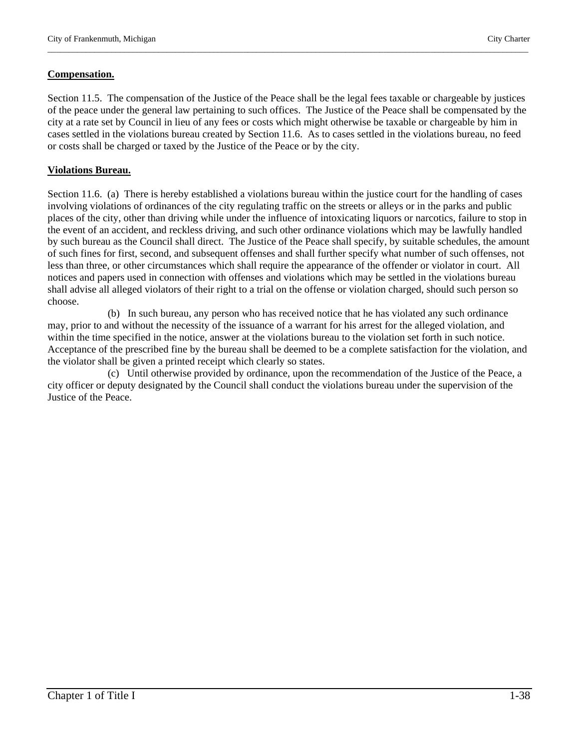**Compensation.**

Section 11.5. The compensation of the Justice of the Peace shall be the legal fees taxable or chargeable by justices of the peace under the general law pertaining to such offices. The Justice of the Peace shall be compensated by the city at a rate set by Council in lieu of any fees or costs which might otherwise be taxable or chargeable by him in cases settled in the violations bureau created by Section 11.6. As to cases settled in the violations bureau, no feed or costs shall be charged or taxed by the Justice of the Peace or by the city.

**Violations Bureau.**

Section 11.6. (a) There is hereby established a violations bureau within the justice court for the handling of cases involving violations of ordinances of the city regulating traffic on the streets or alleys or in the parks and public places of the city, other than driving while under the influence of intoxicating liquors or narcotics, failure to stop in the event of an accident, and reckless driving, and such other ordinance violations which may be lawfully handled by such bureau as the Council shall direct. The Justice of the Peace shall specify, by suitable schedules, the amount of such fines for first, second, and subsequent offenses and shall further specify what number of such offenses, not less than three, or other circumstances which shall require the appearance of the offender or violator in court. All notices and papers used in connection with offenses and violations which may be settled in the violations bureau shall advise all alleged violators of their right to a trial on the offense or violation charged, should such person so choose.

(b) In such bureau, any person who has received notice that he has violated any such ordinance may, prior to and without the necessity of the issuance of a warrant for his arrest for the alleged violation, and within the time specified in the notice, answer at the violations bureau to the violation set forth in such notice. Acceptance of the prescribed fine by the bureau shall be deemed to be a complete satisfaction for the violation, and the violator shall be given a printed receipt which clearly so states.

(c) Until otherwise provided by ordinance, upon the recommendation of the Justice of the Peace, a city officer or deputy designated by the Council shall conduct the violations bureau under the supervision of the Justice of the Peace.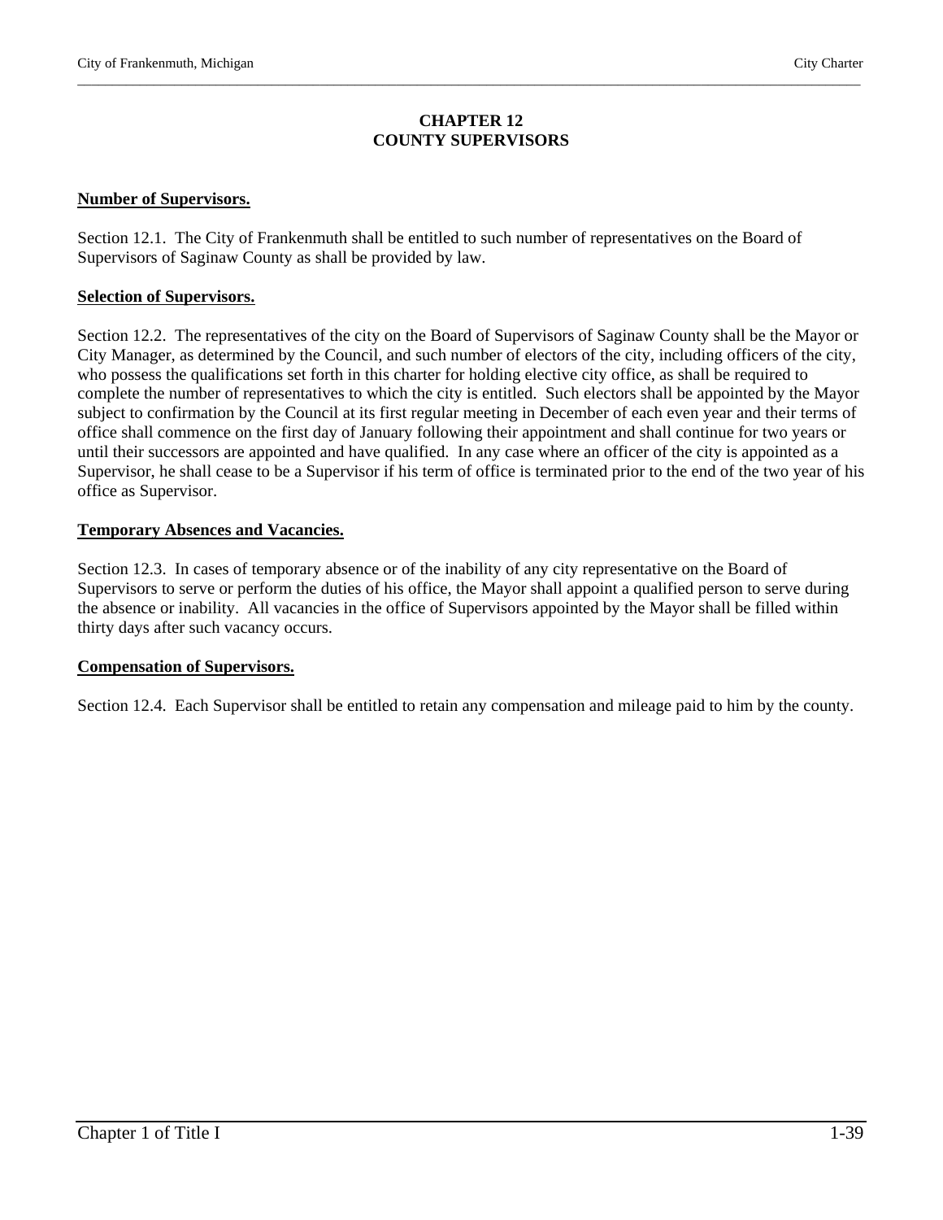# CHAPTER 12
# COUNTY SUPERVISORS

**Number of Supervisors.**

Section 12.1. The City of Frankenmuth shall be entitled to such number of representatives on the Board of Supervisors of Saginaw County as shall be provided by law.

**Selection of Supervisors.**

Section 12.2. The representatives of the city on the Board of Supervisors of Saginaw County shall be the Mayor or City Manager, as determined by the Council, and such number of electors of the city, including officers of the city, who possess the qualifications set forth in this charter for holding elective city office, as shall be required to complete the number of representatives to which the city is entitled. Such electors shall be appointed by the Mayor subject to confirmation by the Council at its first regular meeting in December of each even year and their terms of office shall commence on the first day of January following their appointment and shall continue for two years or until their successors are appointed and have qualified. In any case where an officer of the city is appointed as a Supervisor, he shall cease to be a Supervisor if his term of office is terminated prior to the end of the two year of his office as Supervisor.

**Temporary Absences and Vacancies.**

Section 12.3. In cases of temporary absence or of the inability of any city representative on the Board of Supervisors to serve or perform the duties of his office, the Mayor shall appoint a qualified person to serve during the absence or inability. All vacancies in the office of Supervisors appointed by the Mayor shall be filled within thirty days after such vacancy occurs.

**Compensation of Supervisors.**

Section 12.4. Each Supervisor shall be entitled to retain any compensation and mileage paid to him by the county.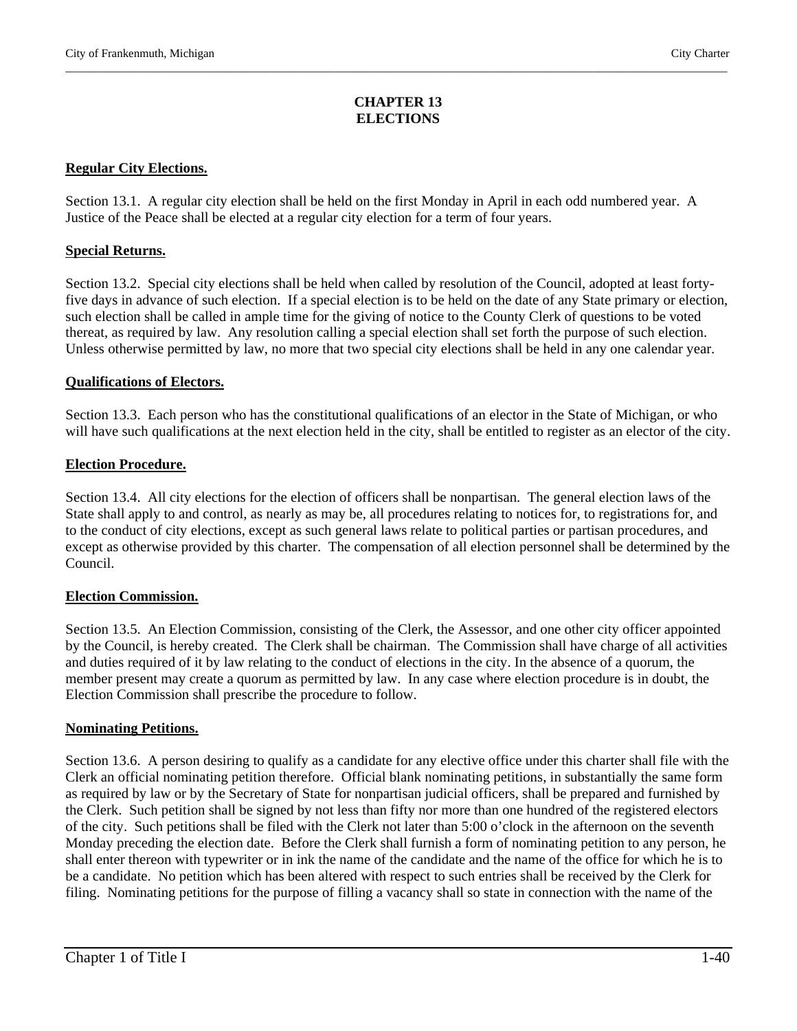# CHAPTER 13
# ELECTIONS

**Regular City Elections.**

Section 13.1. A regular city election shall be held on the first Monday in April in each odd numbered year. A Justice of the Peace shall be elected at a regular city election for a term of four years.

**Special Returns.**

Section 13.2. Special city elections shall be held when called by resolution of the Council, adopted at least forty-five days in advance of such election. If a special election is to be held on the date of any State primary or election, such election shall be called in ample time for the giving of notice to the County Clerk of questions to be voted thereat, as required by law. Any resolution calling a special election shall set forth the purpose of such election. Unless otherwise permitted by law, no more that two special city elections shall be held in any one calendar year.

**Qualifications of Electors.**

Section 13.3. Each person who has the constitutional qualifications of an elector in the State of Michigan, or who will have such qualifications at the next election held in the city, shall be entitled to register as an elector of the city.

**Election Procedure.**

Section 13.4. All city elections for the election of officers shall be nonpartisan. The general election laws of the State shall apply to and control, as nearly as may be, all procedures relating to notices for, to registrations for, and to the conduct of city elections, except as such general laws relate to political parties or partisan procedures, and except as otherwise provided by this charter. The compensation of all election personnel shall be determined by the Council.

**Election Commission.**

Section 13.5. An Election Commission, consisting of the Clerk, the Assessor, and one other city officer appointed by the Council, is hereby created. The Clerk shall be chairman. The Commission shall have charge of all activities and duties required of it by law relating to the conduct of elections in the city. In the absence of a quorum, the member present may create a quorum as permitted by law. In any case where election procedure is in doubt, the Election Commission shall prescribe the procedure to follow.

**Nominating Petitions.**

Section 13.6. A person desiring to qualify as a candidate for any elective office under this charter shall file with the Clerk an official nominating petition therefore. Official blank nominating petitions, in substantially the same form as required by law or by the Secretary of State for nonpartisan judicial officers, shall be prepared and furnished by the Clerk. Such petition shall be signed by not less than fifty nor more than one hundred of the registered electors of the city. Such petitions shall be filed with the Clerk not later than 5:00 o'clock in the afternoon on the seventh Monday preceding the election date. Before the Clerk shall furnish a form of nominating petition to any person, he shall enter thereon with typewriter or in ink the name of the candidate and the name of the office for which he is to be a candidate. No petition which has been altered with respect to such entries shall be received by the Clerk for filing. Nominating petitions for the purpose of filling a vacancy shall so state in connection with the name of the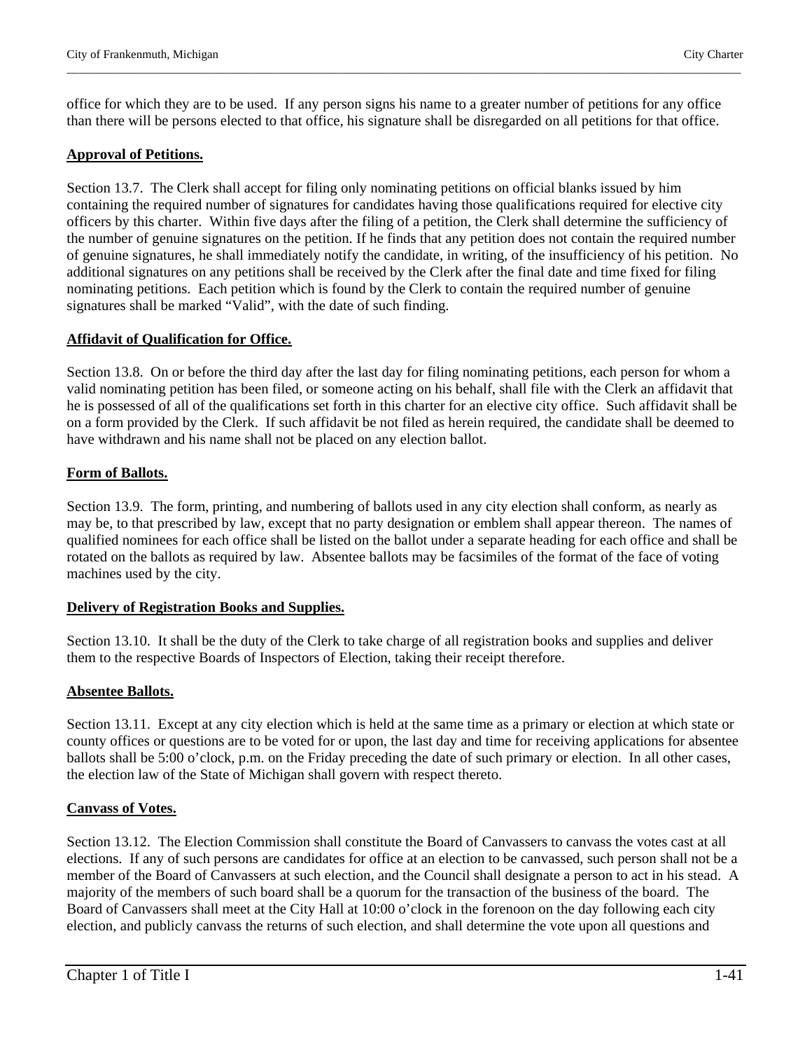office for which they are to be used. If any person signs his name to a greater number of petitions for any office than there will be persons elected to that office, his signature shall be disregarded on all petitions for that office.

**Approval of Petitions.**

Section 13.7. The Clerk shall accept for filing only nominating petitions on official blanks issued by him containing the required number of signatures for candidates having those qualifications required for elective city officers by this charter. Within five days after the filing of a petition, the Clerk shall determine the sufficiency of the number of genuine signatures on the petition. If he finds that any petition does not contain the required number of genuine signatures, he shall immediately notify the candidate, in writing, of the insufficiency of his petition. No additional signatures on any petitions shall be received by the Clerk after the final date and time fixed for filing nominating petitions. Each petition which is found by the Clerk to contain the required number of genuine signatures shall be marked "Valid", with the date of such finding.

**Affidavit of Qualification for Office.**

Section 13.8. On or before the third day after the last day for filing nominating petitions, each person for whom a valid nominating petition has been filed, or someone acting on his behalf, shall file with the Clerk an affidavit that he is possessed of all of the qualifications set forth in this charter for an elective city office. Such affidavit shall be on a form provided by the Clerk. If such affidavit be not filed as herein required, the candidate shall be deemed to have withdrawn and his name shall not be placed on any election ballot.

**Form of Ballots.**

Section 13.9. The form, printing, and numbering of ballots used in any city election shall conform, as nearly as may be, to that prescribed by law, except that no party designation or emblem shall appear thereon. The names of qualified nominees for each office shall be listed on the ballot under a separate heading for each office and shall be rotated on the ballots as required by law. Absentee ballots may be facsimiles of the format of the face of voting machines used by the city.

**Delivery of Registration Books and Supplies.**

Section 13.10. It shall be the duty of the Clerk to take charge of all registration books and supplies and deliver them to the respective Boards of Inspectors of Election, taking their receipt therefore.

**Absentee Ballots.**

Section 13.11. Except at any city election which is held at the same time as a primary or election at which state or county offices or questions are to be voted for or upon, the last day and time for receiving applications for absentee ballots shall be 5:00 o'clock, p.m. on the Friday preceding the date of such primary or election. In all other cases, the election law of the State of Michigan shall govern with respect thereto.

**Canvass of Votes.**

Section 13.12. The Election Commission shall constitute the Board of Canvassers to canvass the votes cast at all elections. If any of such persons are candidates for office at an election to be canvassed, such person shall not be a member of the Board of Canvassers at such election, and the Council shall designate a person to act in his stead. A majority of the members of such board shall be a quorum for the transaction of the business of the board. The Board of Canvassers shall meet at the City Hall at 10:00 o'clock in the forenoon on the day following each city election, and publicly canvass the returns of such election, and shall determine the vote upon all questions and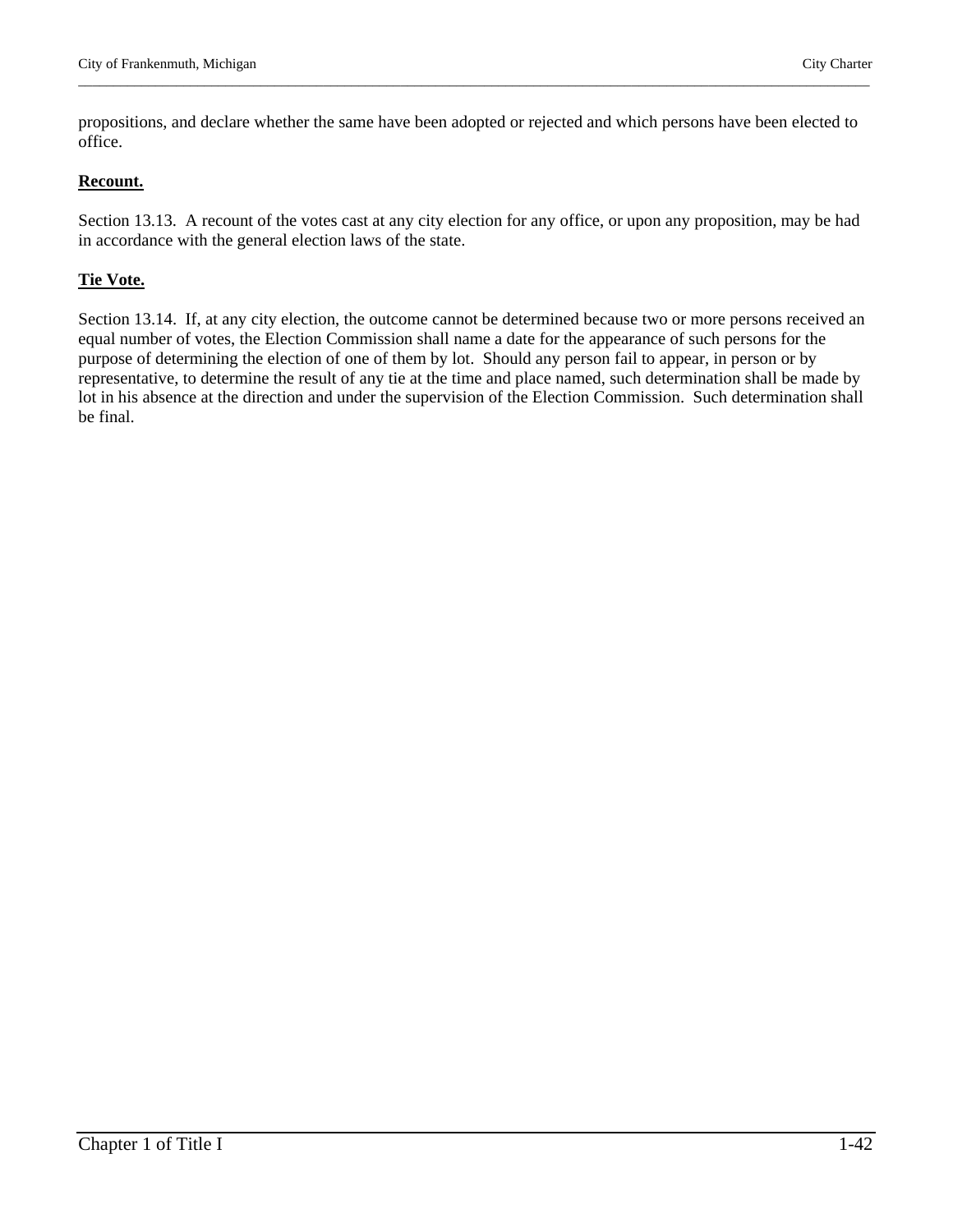propositions, and declare whether the same have been adopted or rejected and which persons have been elected to office.

**Recount.**

Section 13.13. A recount of the votes cast at any city election for any office, or upon any proposition, may be had in accordance with the general election laws of the state.

**Tie Vote.**

Section 13.14. If, at any city election, the outcome cannot be determined because two or more persons received an equal number of votes, the Election Commission shall name a date for the appearance of such persons for the purpose of determining the election of one of them by lot. Should any person fail to appear, in person or by representative, to determine the result of any tie at the time and place named, such determination shall be made by lot in his absence at the direction and under the supervision of the Election Commission. Such determination shall be final.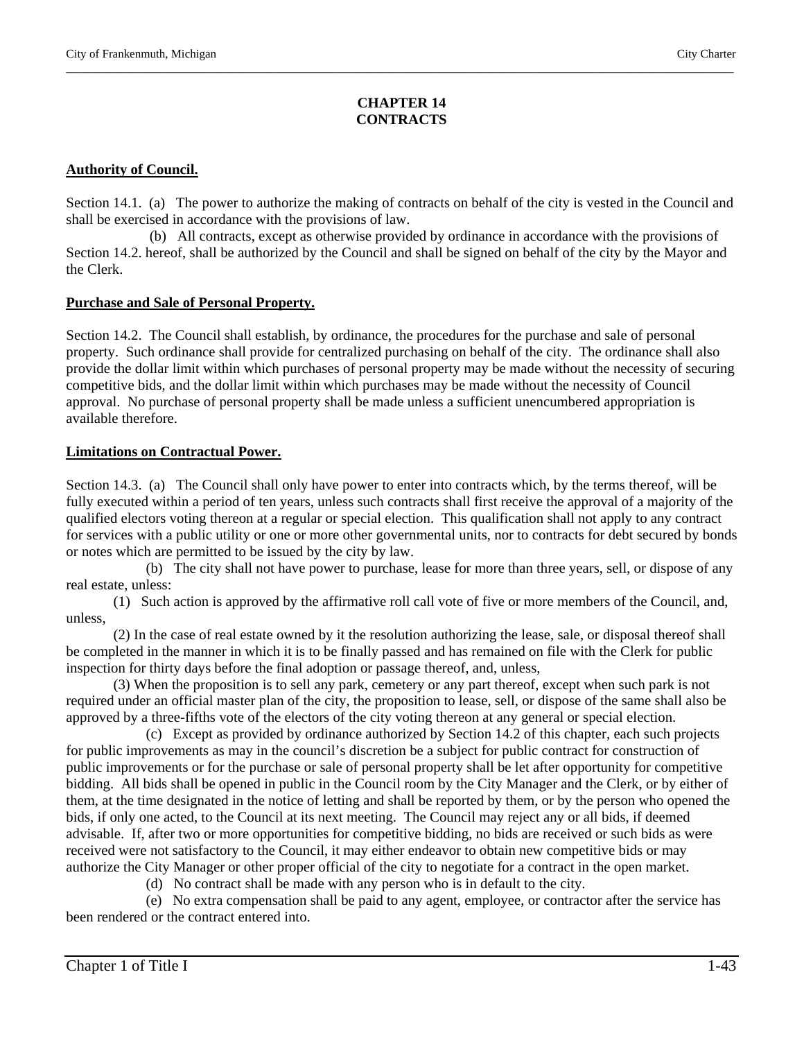# CHAPTER 14
# CONTRACTS

**Authority of Council.**

Section 14.1. (a) The power to authorize the making of contracts on behalf of the city is vested in the Council and shall be exercised in accordance with the provisions of law.

(b) All contracts, except as otherwise provided by ordinance in accordance with the provisions of Section 14.2. hereof, shall be authorized by the Council and shall be signed on behalf of the city by the Mayor and the Clerk.

**Purchase and Sale of Personal Property.**

Section 14.2. The Council shall establish, by ordinance, the procedures for the purchase and sale of personal property. Such ordinance shall provide for centralized purchasing on behalf of the city. The ordinance shall also provide the dollar limit within which purchases of personal property may be made without the necessity of securing competitive bids, and the dollar limit within which purchases may be made without the necessity of Council approval. No purchase of personal property shall be made unless a sufficient unencumbered appropriation is available therefore.

**Limitations on Contractual Power.**

Section 14.3. (a) The Council shall only have power to enter into contracts which, by the terms thereof, will be fully executed within a period of ten years, unless such contracts shall first receive the approval of a majority of the qualified electors voting thereon at a regular or special election. This qualification shall not apply to any contract for services with a public utility or one or more other governmental units, nor to contracts for debt secured by bonds or notes which are permitted to be issued by the city by law.

(b) The city shall not have power to purchase, lease for more than three years, sell, or dispose of any real estate, unless:

(1) Such action is approved by the affirmative roll call vote of five or more members of the Council, and, unless,

(2) In the case of real estate owned by it the resolution authorizing the lease, sale, or disposal thereof shall be completed in the manner in which it is to be finally passed and has remained on file with the Clerk for public inspection for thirty days before the final adoption or passage thereof, and, unless,

(3) When the proposition is to sell any park, cemetery or any part thereof, except when such park is not required under an official master plan of the city, the proposition to lease, sell, or dispose of the same shall also be approved by a three-fifths vote of the electors of the city voting thereon at any general or special election.

(c) Except as provided by ordinance authorized by Section 14.2 of this chapter, each such projects for public improvements as may in the council's discretion be a subject for public contract for construction of public improvements or for the purchase or sale of personal property shall be let after opportunity for competitive bidding. All bids shall be opened in public in the Council room by the City Manager and the Clerk, or by either of them, at the time designated in the notice of letting and shall be reported by them, or by the person who opened the bids, if only one acted, to the Council at its next meeting. The Council may reject any or all bids, if deemed advisable. If, after two or more opportunities for competitive bidding, no bids are received or such bids as were received were not satisfactory to the Council, it may either endeavor to obtain new competitive bids or may authorize the City Manager or other proper official of the city to negotiate for a contract in the open market.

(d) No contract shall be made with any person who is in default to the city.

(e) No extra compensation shall be paid to any agent, employee, or contractor after the service has been rendered or the contract entered into.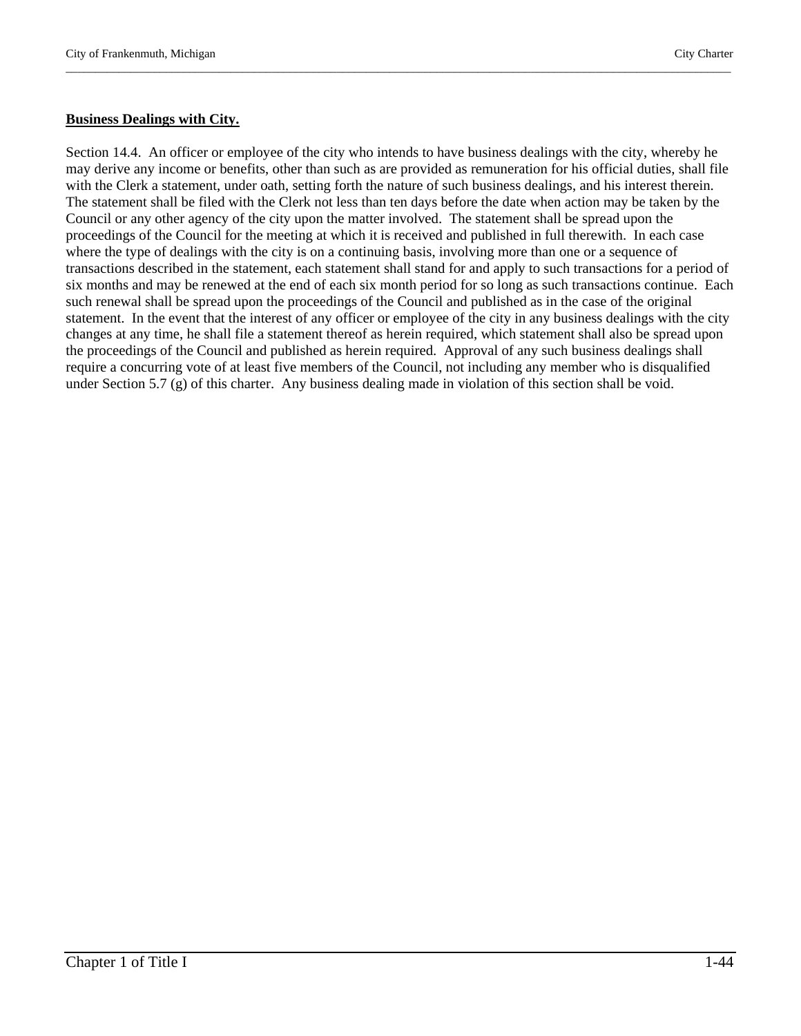**Business Dealings with City.**

Section 14.4. An officer or employee of the city who intends to have business dealings with the city, whereby he may derive any income or benefits, other than such as are provided as remuneration for his official duties, shall file with the Clerk a statement, under oath, setting forth the nature of such business dealings, and his interest therein. The statement shall be filed with the Clerk not less than ten days before the date when action may be taken by the Council or any other agency of the city upon the matter involved. The statement shall be spread upon the proceedings of the Council for the meeting at which it is received and published in full therewith. In each case where the type of dealings with the city is on a continuing basis, involving more than one or a sequence of transactions described in the statement, each statement shall stand for and apply to such transactions for a period of six months and may be renewed at the end of each six month period for so long as such transactions continue. Each such renewal shall be spread upon the proceedings of the Council and published as in the case of the original statement. In the event that the interest of any officer or employee of the city in any business dealings with the city changes at any time, he shall file a statement thereof as herein required, which statement shall also be spread upon the proceedings of the Council and published as herein required. Approval of any such business dealings shall require a concurring vote of at least five members of the Council, not including any member who is disqualified under Section 5.7 (g) of this charter. Any business dealing made in violation of this section shall be void.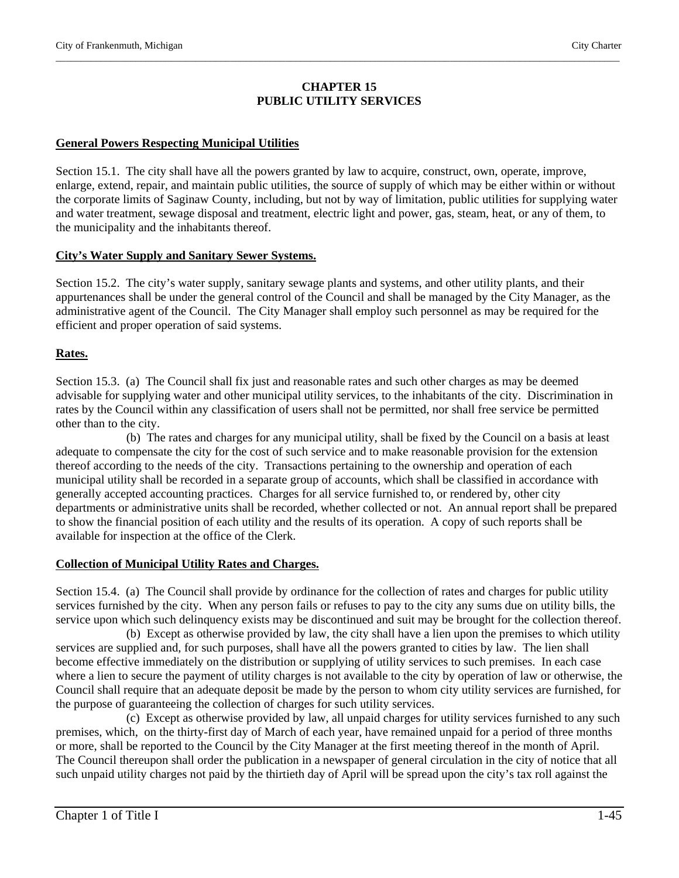# CHAPTER 15
# PUBLIC UTILITY SERVICES

**General Powers Respecting Municipal Utilities**

Section 15.1. The city shall have all the powers granted by law to acquire, construct, own, operate, improve, enlarge, extend, repair, and maintain public utilities, the source of supply of which may be either within or without the corporate limits of Saginaw County, including, but not by way of limitation, public utilities for supplying water and water treatment, sewage disposal and treatment, electric light and power, gas, steam, heat, or any of them, to the municipality and the inhabitants thereof.

**City's Water Supply and Sanitary Sewer Systems.**

Section 15.2. The city's water supply, sanitary sewage plants and systems, and other utility plants, and their appurtenances shall be under the general control of the Council and shall be managed by the City Manager, as the administrative agent of the Council. The City Manager shall employ such personnel as may be required for the efficient and proper operation of said systems.

**Rates.**

Section 15.3. (a) The Council shall fix just and reasonable rates and such other charges as may be deemed advisable for supplying water and other municipal utility services, to the inhabitants of the city. Discrimination in rates by the Council within any classification of users shall not be permitted, nor shall free service be permitted other than to the city.

(b) The rates and charges for any municipal utility, shall be fixed by the Council on a basis at least adequate to compensate the city for the cost of such service and to make reasonable provision for the extension thereof according to the needs of the city. Transactions pertaining to the ownership and operation of each municipal utility shall be recorded in a separate group of accounts, which shall be classified in accordance with generally accepted accounting practices. Charges for all service furnished to, or rendered by, other city departments or administrative units shall be recorded, whether collected or not. An annual report shall be prepared to show the financial position of each utility and the results of its operation. A copy of such reports shall be available for inspection at the office of the Clerk.

**Collection of Municipal Utility Rates and Charges.**

Section 15.4. (a) The Council shall provide by ordinance for the collection of rates and charges for public utility services furnished by the city. When any person fails or refuses to pay to the city any sums due on utility bills, the service upon which such delinquency exists may be discontinued and suit may be brought for the collection thereof.

(b) Except as otherwise provided by law, the city shall have a lien upon the premises to which utility services are supplied and, for such purposes, shall have all the powers granted to cities by law. The lien shall become effective immediately on the distribution or supplying of utility services to such premises. In each case where a lien to secure the payment of utility charges is not available to the city by operation of law or otherwise, the Council shall require that an adequate deposit be made by the person to whom city utility services are furnished, for the purpose of guaranteeing the collection of charges for such utility services.

(c) Except as otherwise provided by law, all unpaid charges for utility services furnished to any such premises, which, on the thirty-first day of March of each year, have remained unpaid for a period of three months or more, shall be reported to the Council by the City Manager at the first meeting thereof in the month of April. The Council thereupon shall order the publication in a newspaper of general circulation in the city of notice that all such unpaid utility charges not paid by the thirtieth day of April will be spread upon the city's tax roll against the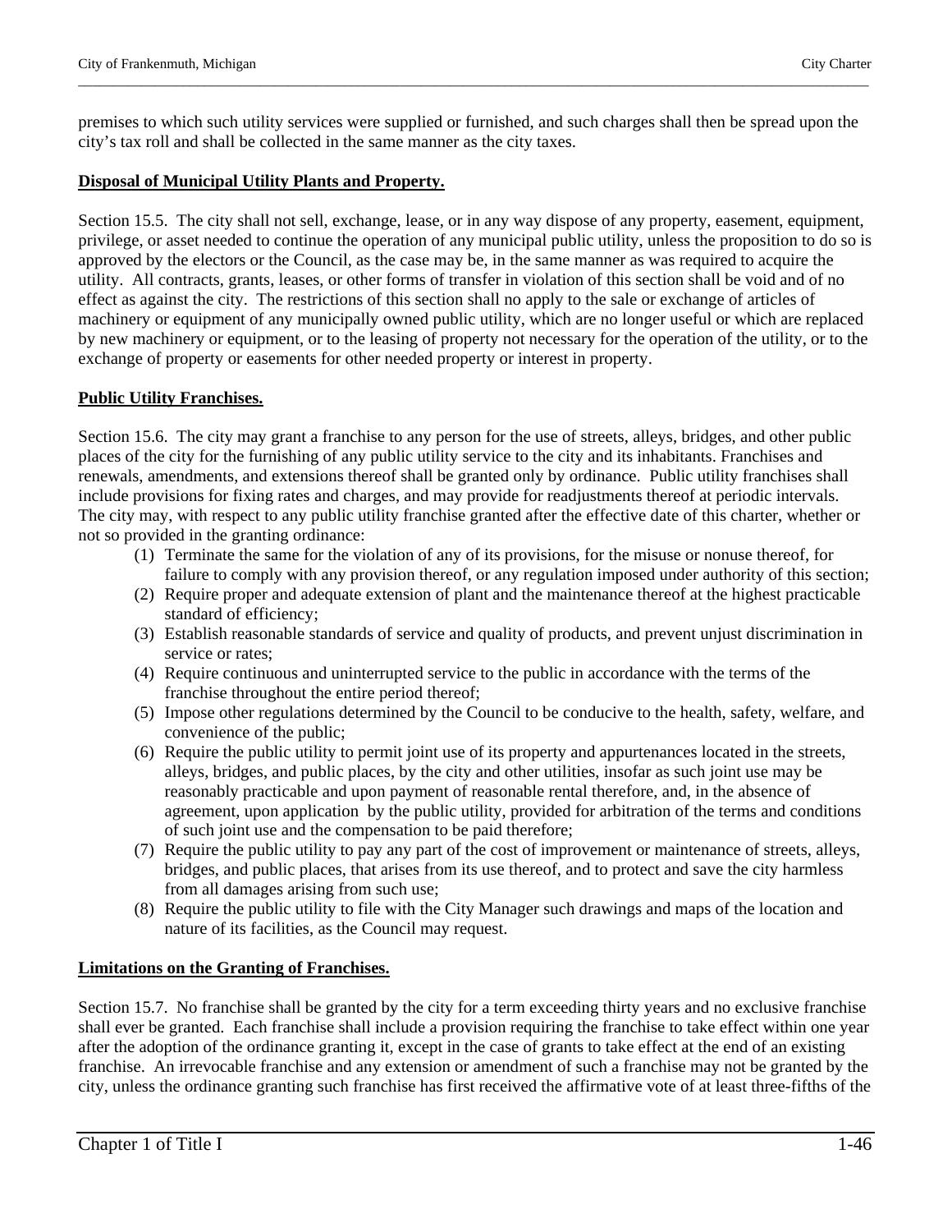premises to which such utility services were supplied or furnished, and such charges shall then be spread upon the city's tax roll and shall be collected in the same manner as the city taxes.

**Disposal of Municipal Utility Plants and Property.**

Section 15.5. The city shall not sell, exchange, lease, or in any way dispose of any property, easement, equipment, privilege, or asset needed to continue the operation of any municipal public utility, unless the proposition to do so is approved by the electors or the Council, as the case may be, in the same manner as was required to acquire the utility. All contracts, grants, leases, or other forms of transfer in violation of this section shall be void and of no effect as against the city. The restrictions of this section shall no apply to the sale or exchange of articles of machinery or equipment of any municipally owned public utility, which are no longer useful or which are replaced by new machinery or equipment, or to the leasing of property not necessary for the operation of the utility, or to the exchange of property or easements for other needed property or interest in property.

**Public Utility Franchises.**

Section 15.6. The city may grant a franchise to any person for the use of streets, alleys, bridges, and other public places of the city for the furnishing of any public utility service to the city and its inhabitants. Franchises and renewals, amendments, and extensions thereof shall be granted only by ordinance. Public utility franchises shall include provisions for fixing rates and charges, and may provide for readjustments thereof at periodic intervals. The city may, with respect to any public utility franchise granted after the effective date of this charter, whether or not so provided in the granting ordinance:

(1) Terminate the same for the violation of any of its provisions, for the misuse or nonuse thereof, for failure to comply with any provision thereof, or any regulation imposed under authority of this section;
(2) Require proper and adequate extension of plant and the maintenance thereof at the highest practicable standard of efficiency;
(3) Establish reasonable standards of service and quality of products, and prevent unjust discrimination in service or rates;
(4) Require continuous and uninterrupted service to the public in accordance with the terms of the franchise throughout the entire period thereof;
(5) Impose other regulations determined by the Council to be conducive to the health, safety, welfare, and convenience of the public;
(6) Require the public utility to permit joint use of its property and appurtenances located in the streets, alleys, bridges, and public places, by the city and other utilities, insofar as such joint use may be reasonably practicable and upon payment of reasonable rental therefore, and, in the absence of agreement, upon application by the public utility, provided for arbitration of the terms and conditions of such joint use and the compensation to be paid therefore;
(7) Require the public utility to pay any part of the cost of improvement or maintenance of streets, alleys, bridges, and public places, that arises from its use thereof, and to protect and save the city harmless from all damages arising from such use;
(8) Require the public utility to file with the City Manager such drawings and maps of the location and nature of its facilities, as the Council may request.

**Limitations on the Granting of Franchises.**

Section 15.7. No franchise shall be granted by the city for a term exceeding thirty years and no exclusive franchise shall ever be granted. Each franchise shall include a provision requiring the franchise to take effect within one year after the adoption of the ordinance granting it, except in the case of grants to take effect at the end of an existing franchise. An irrevocable franchise and any extension or amendment of such a franchise may not be granted by the city, unless the ordinance granting such franchise has first received the affirmative vote of at least three-fifths of the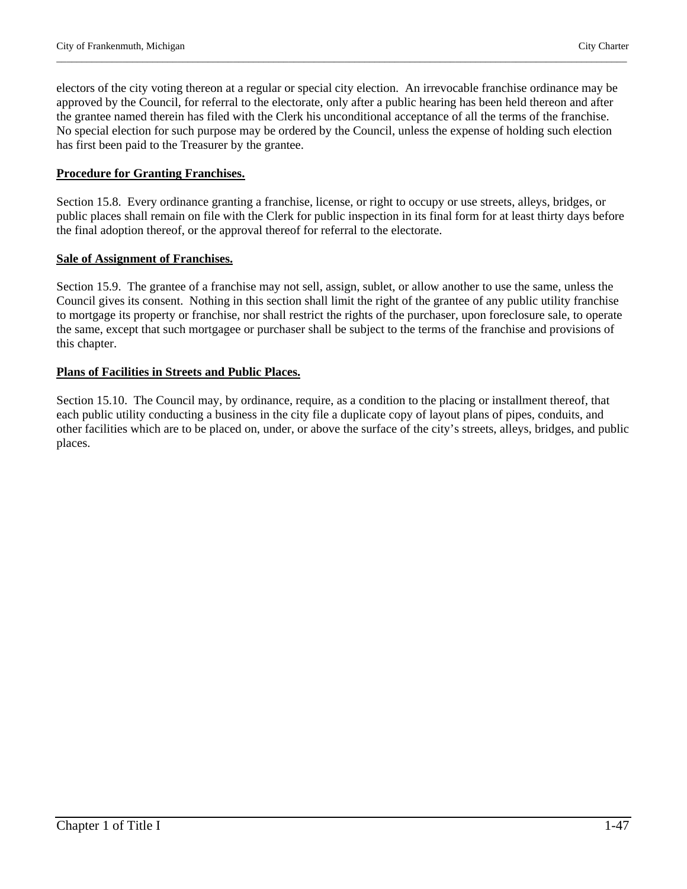electors of the city voting thereon at a regular or special city election. An irrevocable franchise ordinance may be approved by the Council, for referral to the electorate, only after a public hearing has been held thereon and after the grantee named therein has filed with the Clerk his unconditional acceptance of all the terms of the franchise. No special election for such purpose may be ordered by the Council, unless the expense of holding such election has first been paid to the Treasurer by the grantee.

**Procedure for Granting Franchises.**

Section 15.8. Every ordinance granting a franchise, license, or right to occupy or use streets, alleys, bridges, or public places shall remain on file with the Clerk for public inspection in its final form for at least thirty days before the final adoption thereof, or the approval thereof for referral to the electorate.

**Sale of Assignment of Franchises.**

Section 15.9. The grantee of a franchise may not sell, assign, sublet, or allow another to use the same, unless the Council gives its consent. Nothing in this section shall limit the right of the grantee of any public utility franchise to mortgage its property or franchise, nor shall restrict the rights of the purchaser, upon foreclosure sale, to operate the same, except that such mortgagee or purchaser shall be subject to the terms of the franchise and provisions of this chapter.

**Plans of Facilities in Streets and Public Places.**

Section 15.10. The Council may, by ordinance, require, as a condition to the placing or installment thereof, that each public utility conducting a business in the city file a duplicate copy of layout plans of pipes, conduits, and other facilities which are to be placed on, under, or above the surface of the city's streets, alleys, bridges, and public places.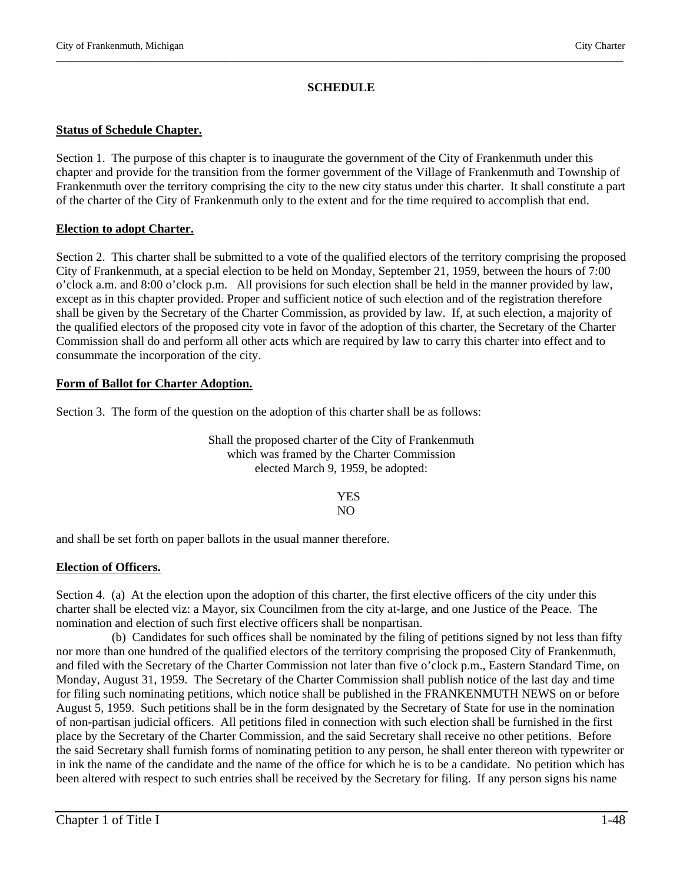# SCHEDULE

**Status of Schedule Chapter.**

Section 1. The purpose of this chapter is to inaugurate the government of the City of Frankenmuth under this chapter and provide for the transition from the former government of the Village of Frankenmuth and Township of Frankenmuth over the territory comprising the city to the new city status under this charter. It shall constitute a part of the charter of the City of Frankenmuth only to the extent and for the time required to accomplish that end.

**Election to adopt Charter.**

Section 2. This charter shall be submitted to a vote of the qualified electors of the territory comprising the proposed City of Frankenmuth, at a special election to be held on Monday, September 21, 1959, between the hours of 7:00 o'clock a.m. and 8:00 o'clock p.m. All provisions for such election shall be held in the manner provided by law, except as in this chapter provided. Proper and sufficient notice of such election and of the registration therefore shall be given by the Secretary of the Charter Commission, as provided by law. If, at such election, a majority of the qualified electors of the proposed city vote in favor of the adoption of this charter, the Secretary of the Charter Commission shall do and perform all other acts which are required by law to carry this charter into effect and to consummate the incorporation of the city.

**Form of Ballot for Charter Adoption.**

Section 3. The form of the question on the adoption of this charter shall be as follows:

> Shall the proposed charter of the City of Frankenmuth
> which was framed by the Charter Commission
> elected March 9, 1959, be adopted:
>
> YES
> NO

and shall be set forth on paper ballots in the usual manner therefore.

**Election of Officers.**

Section 4. (a) At the election upon the adoption of this charter, the first elective officers of the city under this charter shall be elected viz: a Mayor, six Councilmen from the city at-large, and one Justice of the Peace. The nomination and election of such first elective officers shall be nonpartisan.

(b) Candidates for such offices shall be nominated by the filing of petitions signed by not less than fifty nor more than one hundred of the qualified electors of the territory comprising the proposed City of Frankenmuth, and filed with the Secretary of the Charter Commission not later than five o'clock p.m., Eastern Standard Time, on Monday, August 31, 1959. The Secretary of the Charter Commission shall publish notice of the last day and time for filing such nominating petitions, which notice shall be published in the FRANKENMUTH NEWS on or before August 5, 1959. Such petitions shall be in the form designated by the Secretary of State for use in the nomination of non-partisan judicial officers. All petitions filed in connection with such election shall be furnished in the first place by the Secretary of the Charter Commission, and the said Secretary shall receive no other petitions. Before the said Secretary shall furnish forms of nominating petition to any person, he shall enter thereon with typewriter or in ink the name of the candidate and the name of the office for which he is to be a candidate. No petition which has been altered with respect to such entries shall be received by the Secretary for filing. If any person signs his name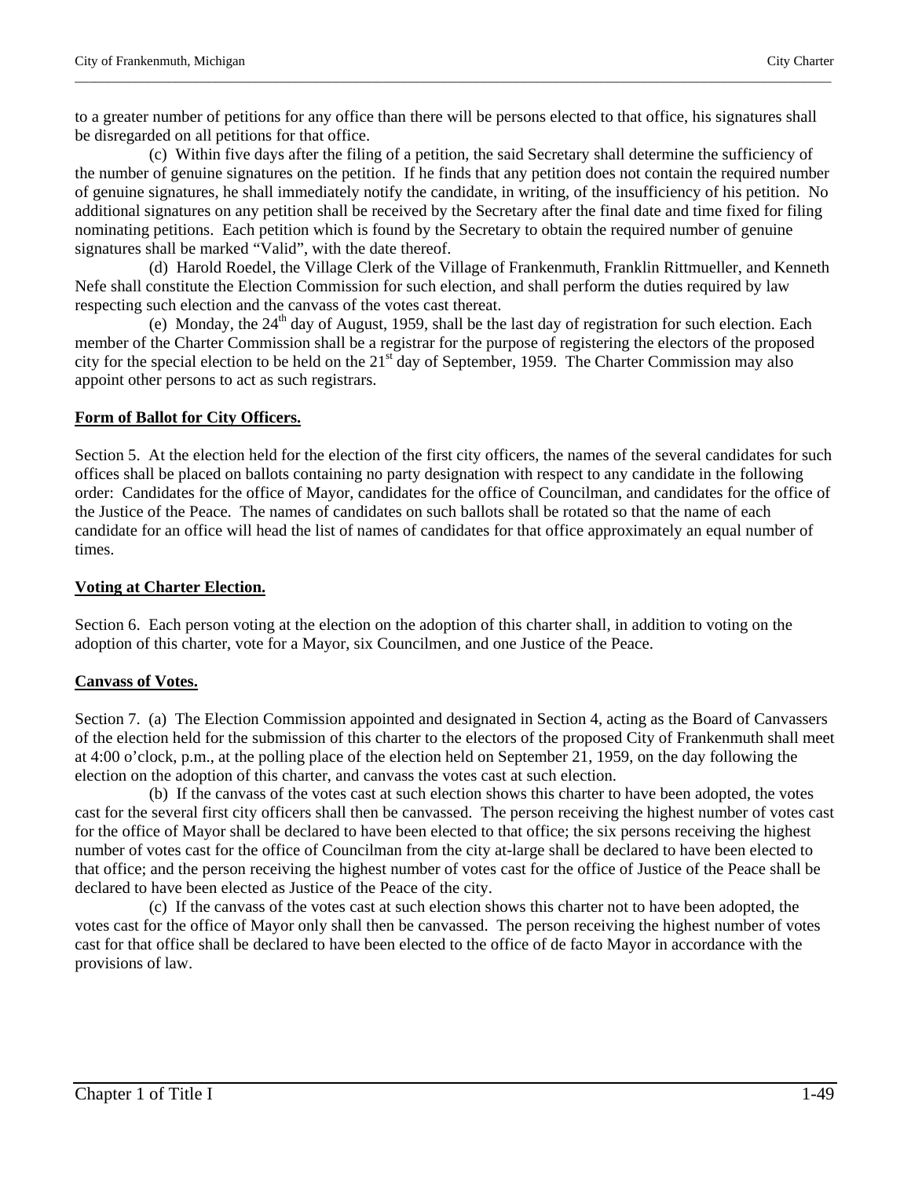to a greater number of petitions for any office than there will be persons elected to that office, his signatures shall be disregarded on all petitions for that office.

(c) Within five days after the filing of a petition, the said Secretary shall determine the sufficiency of the number of genuine signatures on the petition. If he finds that any petition does not contain the required number of genuine signatures, he shall immediately notify the candidate, in writing, of the insufficiency of his petition. No additional signatures on any petition shall be received by the Secretary after the final date and time fixed for filing nominating petitions. Each petition which is found by the Secretary to obtain the required number of genuine signatures shall be marked "Valid", with the date thereof.

(d) Harold Roedel, the Village Clerk of the Village of Frankenmuth, Franklin Rittmueller, and Kenneth Nefe shall constitute the Election Commission for such election, and shall perform the duties required by law respecting such election and the canvass of the votes cast thereat.

(e) Monday, the 24th day of August, 1959, shall be the last day of registration for such election. Each member of the Charter Commission shall be a registrar for the purpose of registering the electors of the proposed city for the special election to be held on the 21st day of September, 1959. The Charter Commission may also appoint other persons to act as such registrars.

**Form of Ballot for City Officers.**

Section 5. At the election held for the election of the first city officers, the names of the several candidates for such offices shall be placed on ballots containing no party designation with respect to any candidate in the following order: Candidates for the office of Mayor, candidates for the office of Councilman, and candidates for the office of the Justice of the Peace. The names of candidates on such ballots shall be rotated so that the name of each candidate for an office will head the list of names of candidates for that office approximately an equal number of times.

**Voting at Charter Election.**

Section 6. Each person voting at the election on the adoption of this charter shall, in addition to voting on the adoption of this charter, vote for a Mayor, six Councilmen, and one Justice of the Peace.

**Canvass of Votes.**

Section 7. (a) The Election Commission appointed and designated in Section 4, acting as the Board of Canvassers of the election held for the submission of this charter to the electors of the proposed City of Frankenmuth shall meet at 4:00 o'clock, p.m., at the polling place of the election held on September 21, 1959, on the day following the election on the adoption of this charter, and canvass the votes cast at such election.

(b) If the canvass of the votes cast at such election shows this charter to have been adopted, the votes cast for the several first city officers shall then be canvassed. The person receiving the highest number of votes cast for the office of Mayor shall be declared to have been elected to that office; the six persons receiving the highest number of votes cast for the office of Councilman from the city at-large shall be declared to have been elected to that office; and the person receiving the highest number of votes cast for the office of Justice of the Peace shall be declared to have been elected as Justice of the Peace of the city.

(c) If the canvass of the votes cast at such election shows this charter not to have been adopted, the votes cast for the office of Mayor only shall then be canvassed. The person receiving the highest number of votes cast for that office shall be declared to have been elected to the office of de facto Mayor in accordance with the provisions of law.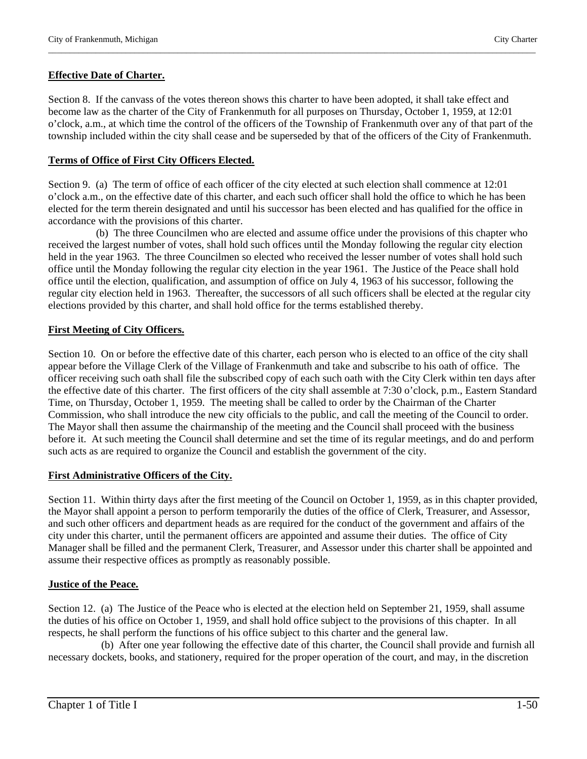**Effective Date of Charter.**

Section 8. If the canvass of the votes thereon shows this charter to have been adopted, it shall take effect and become law as the charter of the City of Frankenmuth for all purposes on Thursday, October 1, 1959, at 12:01 o'clock, a.m., at which time the control of the officers of the Township of Frankenmuth over any of that part of the township included within the city shall cease and be superseded by that of the officers of the City of Frankenmuth.

**Terms of Office of First City Officers Elected.**

Section 9. (a) The term of office of each officer of the city elected at such election shall commence at 12:01 o'clock a.m., on the effective date of this charter, and each such officer shall hold the office to which he has been elected for the term therein designated and until his successor has been elected and has qualified for the office in accordance with the provisions of this charter.

(b) The three Councilmen who are elected and assume office under the provisions of this chapter who received the largest number of votes, shall hold such offices until the Monday following the regular city election held in the year 1963. The three Councilmen so elected who received the lesser number of votes shall hold such office until the Monday following the regular city election in the year 1961. The Justice of the Peace shall hold office until the election, qualification, and assumption of office on July 4, 1963 of his successor, following the regular city election held in 1963. Thereafter, the successors of all such officers shall be elected at the regular city elections provided by this charter, and shall hold office for the terms established thereby.

**First Meeting of City Officers.**

Section 10. On or before the effective date of this charter, each person who is elected to an office of the city shall appear before the Village Clerk of the Village of Frankenmuth and take and subscribe to his oath of office. The officer receiving such oath shall file the subscribed copy of each such oath with the City Clerk within ten days after the effective date of this charter. The first officers of the city shall assemble at 7:30 o'clock, p.m., Eastern Standard Time, on Thursday, October 1, 1959. The meeting shall be called to order by the Chairman of the Charter Commission, who shall introduce the new city officials to the public, and call the meeting of the Council to order. The Mayor shall then assume the chairmanship of the meeting and the Council shall proceed with the business before it. At such meeting the Council shall determine and set the time of its regular meetings, and do and perform such acts as are required to organize the Council and establish the government of the city.

**First Administrative Officers of the City.**

Section 11. Within thirty days after the first meeting of the Council on October 1, 1959, as in this chapter provided, the Mayor shall appoint a person to perform temporarily the duties of the office of Clerk, Treasurer, and Assessor, and such other officers and department heads as are required for the conduct of the government and affairs of the city under this charter, until the permanent officers are appointed and assume their duties. The office of City Manager shall be filled and the permanent Clerk, Treasurer, and Assessor under this charter shall be appointed and assume their respective offices as promptly as reasonably possible.

**Justice of the Peace.**

Section 12. (a) The Justice of the Peace who is elected at the election held on September 21, 1959, shall assume the duties of his office on October 1, 1959, and shall hold office subject to the provisions of this chapter. In all respects, he shall perform the functions of his office subject to this charter and the general law.

(b) After one year following the effective date of this charter, the Council shall provide and furnish all necessary dockets, books, and stationery, required for the proper operation of the court, and may, in the discretion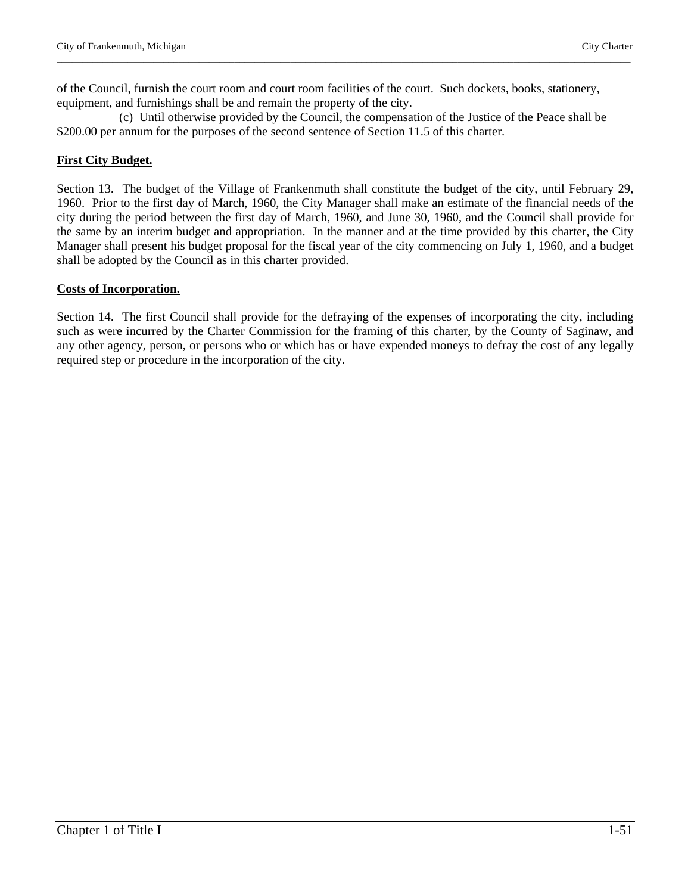of the Council, furnish the court room and court room facilities of the court. Such dockets, books, stationery, equipment, and furnishings shall be and remain the property of the city.

(c) Until otherwise provided by the Council, the compensation of the Justice of the Peace shall be $200.00 per annum for the purposes of the second sentence of Section 11.5 of this charter.

**First City Budget.**

Section 13. The budget of the Village of Frankenmuth shall constitute the budget of the city, until February 29, 1960. Prior to the first day of March, 1960, the City Manager shall make an estimate of the financial needs of the city during the period between the first day of March, 1960, and June 30, 1960, and the Council shall provide for the same by an interim budget and appropriation. In the manner and at the time provided by this charter, the City Manager shall present his budget proposal for the fiscal year of the city commencing on July 1, 1960, and a budget shall be adopted by the Council as in this charter provided.

**Costs of Incorporation.**

Section 14. The first Council shall provide for the defraying of the expenses of incorporating the city, including such as were incurred by the Charter Commission for the framing of this charter, by the County of Saginaw, and any other agency, person, or persons who or which has or have expended moneys to defray the cost of any legally required step or procedure in the incorporation of the city.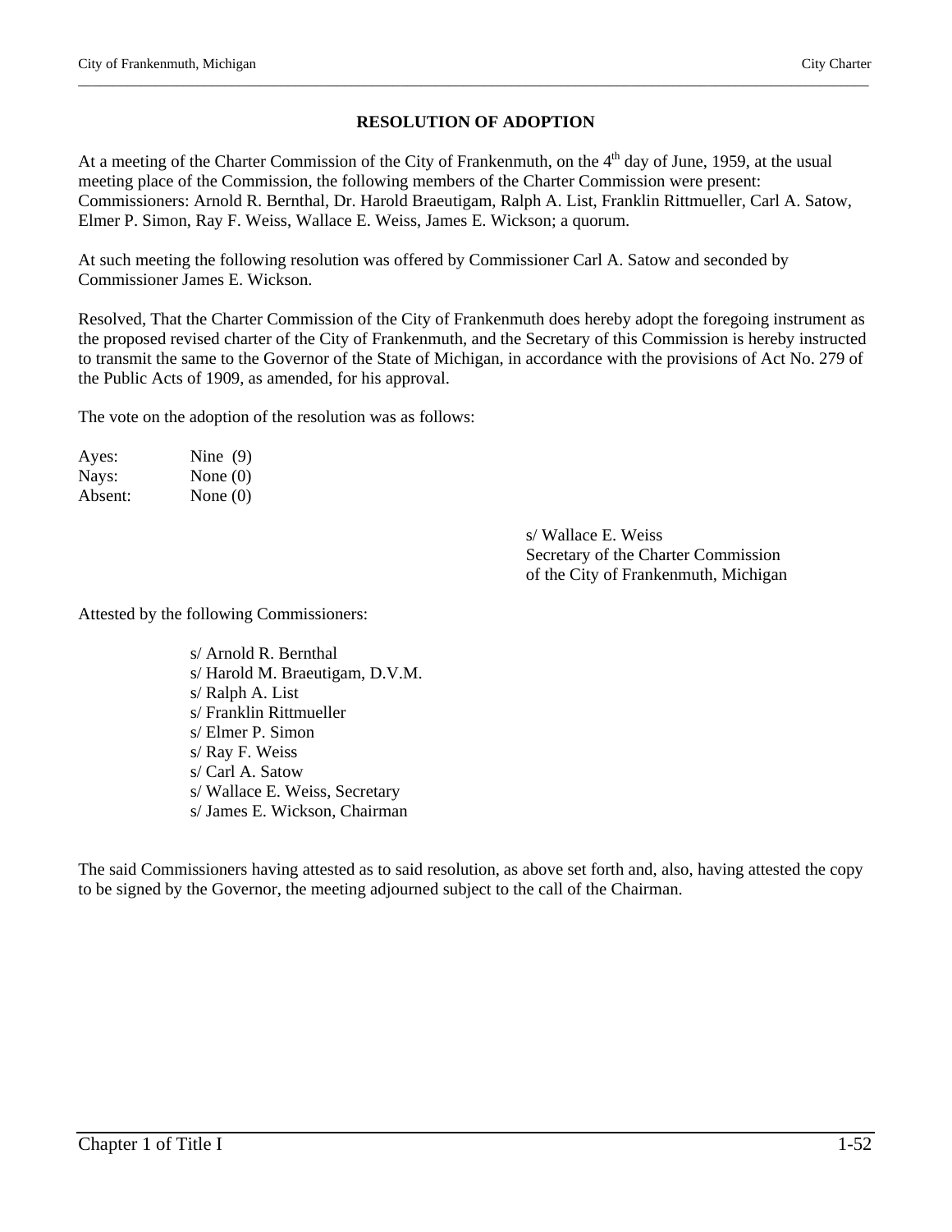## RESOLUTION OF ADOPTION

At a meeting of the Charter Commission of the City of Frankenmuth, on the 4th day of June, 1959, at the usual meeting place of the Commission, the following members of the Charter Commission were present: Commissioners: Arnold R. Bernthal, Dr. Harold Braeutigam, Ralph A. List, Franklin Rittmueller, Carl A. Satow, Elmer P. Simon, Ray F. Weiss, Wallace E. Weiss, James E. Wickson; a quorum.

At such meeting the following resolution was offered by Commissioner Carl A. Satow and seconded by Commissioner James E. Wickson.

Resolved, That the Charter Commission of the City of Frankenmuth does hereby adopt the foregoing instrument as the proposed revised charter of the City of Frankenmuth, and the Secretary of this Commission is hereby instructed to transmit the same to the Governor of the State of Michigan, in accordance with the provisions of Act No. 279 of the Public Acts of 1909, as amended, for his approval.

The vote on the adoption of the resolution was as follows:

Ayes: Nine (9)
Nays: None (0)
Absent: None (0)

s/ Wallace E. Weiss
Secretary of the Charter Commission
of the City of Frankenmuth, Michigan

Attested by the following Commissioners:

s/ Arnold R. Bernthal
s/ Harold M. Braeutigam, D.V.M.
s/ Ralph A. List
s/ Franklin Rittmueller
s/ Elmer P. Simon
s/ Ray F. Weiss
s/ Carl A. Satow
s/ Wallace E. Weiss, Secretary
s/ James E. Wickson, Chairman

The said Commissioners having attested as to said resolution, as above set forth and, also, having attested the copy to be signed by the Governor, the meeting adjourned subject to the call of the Chairman.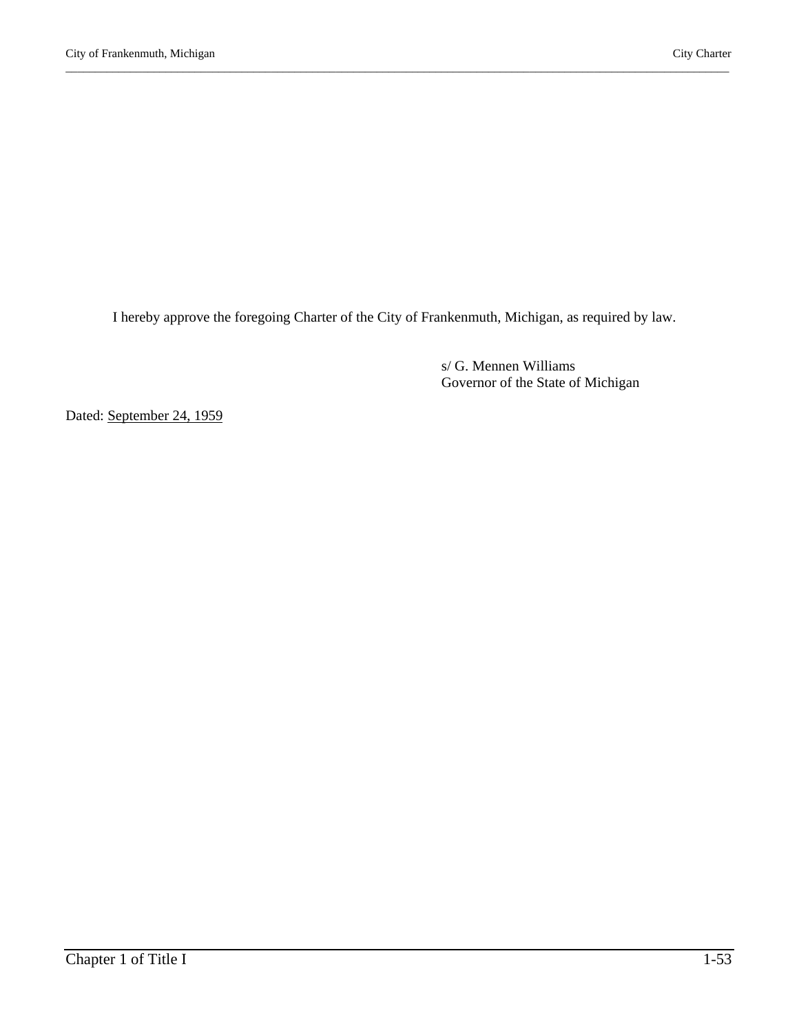I hereby approve the foregoing Charter of the City of Frankenmuth, Michigan, as required by law.

s/ G. Mennen Williams  
Governor of the State of Michigan

Dated: September 24, 1959